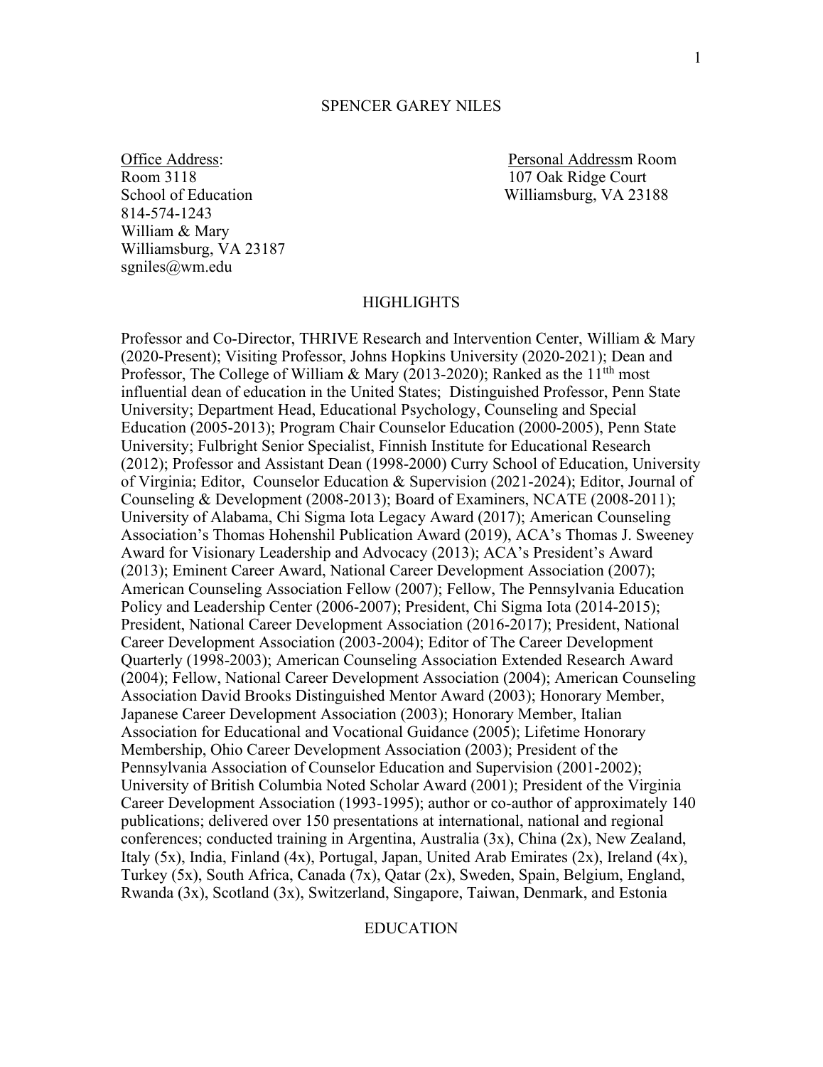# SPENCER GAREY NILES

<u>Office Address</u>:
Room 3118
School of Education
814-574-1243
William & Mary
Williamsburg, VA 23187
sgniles@wm.edu

<u>Personal Addressm</u> Room
107 Oak Ridge Court
Williamsburg, VA 23188

## HIGHLIGHTS

Professor and Co-Director, THRIVE Research and Intervention Center, William & Mary (2020-Present); Visiting Professor, Johns Hopkins University (2020-2021); Dean and Professor, The College of William & Mary (2013-2020); Ranked as the 11tth most influential dean of education in the United States; Distinguished Professor, Penn State University; Department Head, Educational Psychology, Counseling and Special Education (2005-2013); Program Chair Counselor Education (2000-2005), Penn State University; Fulbright Senior Specialist, Finnish Institute for Educational Research (2012); Professor and Assistant Dean (1998-2000) Curry School of Education, University of Virginia; Editor, Counselor Education & Supervision (2021-2024); Editor, Journal of Counseling & Development (2008-2013); Board of Examiners, NCATE (2008-2011); University of Alabama, Chi Sigma Iota Legacy Award (2017); American Counseling Association's Thomas Hohenshil Publication Award (2019), ACA's Thomas J. Sweeney Award for Visionary Leadership and Advocacy (2013); ACA's President's Award (2013); Eminent Career Award, National Career Development Association (2007); American Counseling Association Fellow (2007); Fellow, The Pennsylvania Education Policy and Leadership Center (2006-2007); President, Chi Sigma Iota (2014-2015); President, National Career Development Association (2016-2017); President, National Career Development Association (2003-2004); Editor of The Career Development Quarterly (1998-2003); American Counseling Association Extended Research Award (2004); Fellow, National Career Development Association (2004); American Counseling Association David Brooks Distinguished Mentor Award (2003); Honorary Member, Japanese Career Development Association (2003); Honorary Member, Italian Association for Educational and Vocational Guidance (2005); Lifetime Honorary Membership, Ohio Career Development Association (2003); President of the Pennsylvania Association of Counselor Education and Supervision (2001-2002); University of British Columbia Noted Scholar Award (2001); President of the Virginia Career Development Association (1993-1995); author or co-author of approximately 140 publications; delivered over 150 presentations at international, national and regional conferences; conducted training in Argentina, Australia (3x), China (2x), New Zealand, Italy (5x), India, Finland (4x), Portugal, Japan, United Arab Emirates (2x), Ireland (4x), Turkey (5x), South Africa, Canada (7x), Qatar (2x), Sweden, Spain, Belgium, England, Rwanda (3x), Scotland (3x), Switzerland, Singapore, Taiwan, Denmark, and Estonia

## EDUCATION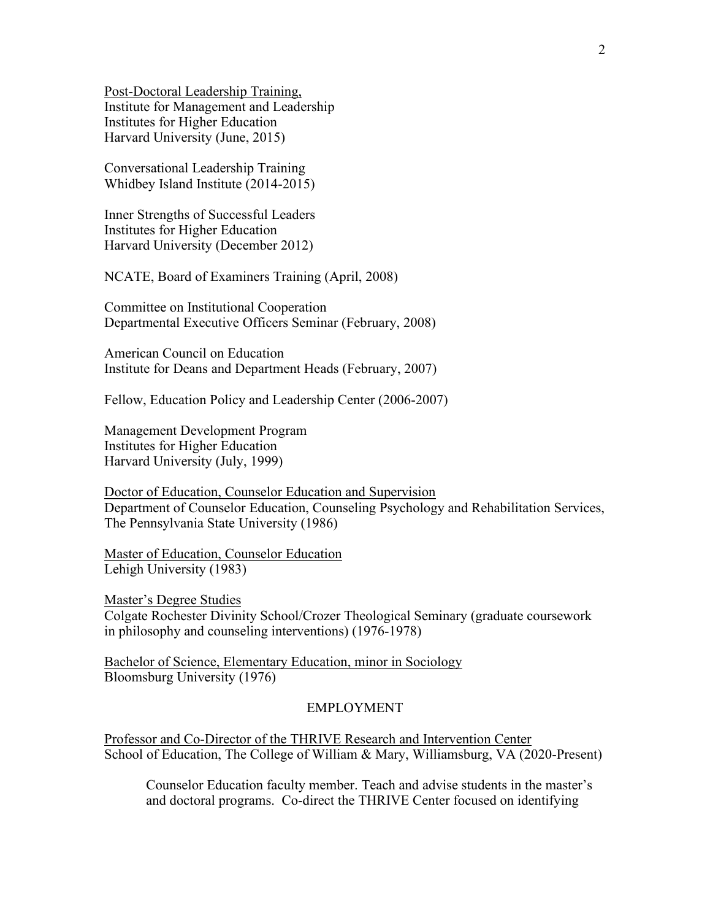<u>Post-Doctoral Leadership Training,</u>
Institute for Management and Leadership
Institutes for Higher Education
Harvard University (June, 2015)

Conversational Leadership Training
Whidbey Island Institute (2014-2015)

Inner Strengths of Successful Leaders
Institutes for Higher Education
Harvard University (December 2012)

NCATE, Board of Examiners Training (April, 2008)

Committee on Institutional Cooperation
Departmental Executive Officers Seminar (February, 2008)

American Council on Education
Institute for Deans and Department Heads (February, 2007)

Fellow, Education Policy and Leadership Center (2006-2007)

Management Development Program
Institutes for Higher Education
Harvard University (July, 1999)

<u>Doctor of Education, Counselor Education and Supervision</u>
Department of Counselor Education, Counseling Psychology and Rehabilitation Services, The Pennsylvania State University (1986)

<u>Master of Education, Counselor Education</u>
Lehigh University (1983)

<u>Master's Degree Studies</u>
Colgate Rochester Divinity School/Crozer Theological Seminary (graduate coursework in philosophy and counseling interventions) (1976-1978)

<u>Bachelor of Science, Elementary Education, minor in Sociology</u>
Bloomsburg University (1976)

## EMPLOYMENT

<u>Professor and Co-Director of the THRIVE Research and Intervention Center</u>
School of Education, The College of William & Mary, Williamsburg, VA (2020-Present)

> Counselor Education faculty member. Teach and advise students in the master's and doctoral programs. Co-direct the THRIVE Center focused on identifying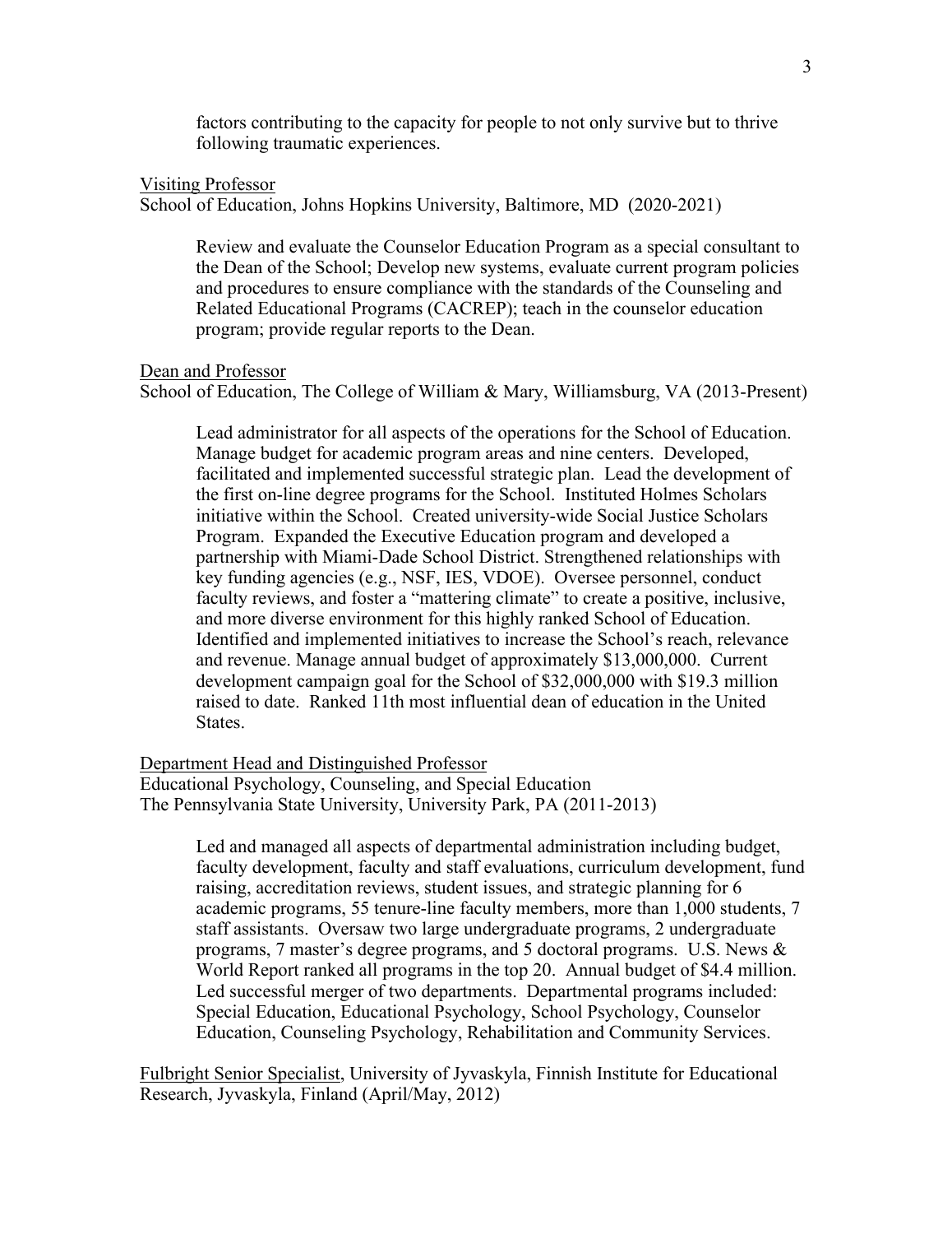factors contributing to the capacity for people to not only survive but to thrive following traumatic experiences.

<u>Visiting Professor</u>
School of Education, Johns Hopkins University, Baltimore, MD (2020-2021)

Review and evaluate the Counselor Education Program as a special consultant to the Dean of the School; Develop new systems, evaluate current program policies and procedures to ensure compliance with the standards of the Counseling and Related Educational Programs (CACREP); teach in the counselor education program; provide regular reports to the Dean.

<u>Dean and Professor</u>
School of Education, The College of William & Mary, Williamsburg, VA (2013-Present)

Lead administrator for all aspects of the operations for the School of Education. Manage budget for academic program areas and nine centers. Developed, facilitated and implemented successful strategic plan. Lead the development of the first on-line degree programs for the School. Instituted Holmes Scholars initiative within the School. Created university-wide Social Justice Scholars Program. Expanded the Executive Education program and developed a partnership with Miami-Dade School District. Strengthened relationships with key funding agencies (e.g., NSF, IES, VDOE). Oversee personnel, conduct faculty reviews, and foster a "mattering climate" to create a positive, inclusive, and more diverse environment for this highly ranked School of Education. Identified and implemented initiatives to increase the School's reach, relevance and revenue. Manage annual budget of approximately $13,000,000. Current development campaign goal for the School of $32,000,000 with $19.3 million raised to date. Ranked 11th most influential dean of education in the United States.

<u>Department Head and Distinguished Professor</u>
Educational Psychology, Counseling, and Special Education
The Pennsylvania State University, University Park, PA (2011-2013)

Led and managed all aspects of departmental administration including budget, faculty development, faculty and staff evaluations, curriculum development, fund raising, accreditation reviews, student issues, and strategic planning for 6 academic programs, 55 tenure-line faculty members, more than 1,000 students, 7 staff assistants. Oversaw two large undergraduate programs, 2 undergraduate programs, 7 master's degree programs, and 5 doctoral programs. U.S. News & World Report ranked all programs in the top 20. Annual budget of $4.4 million. Led successful merger of two departments. Departmental programs included: Special Education, Educational Psychology, School Psychology, Counselor Education, Counseling Psychology, Rehabilitation and Community Services.

<u>Fulbright Senior Specialist</u>, University of Jyvaskyla, Finnish Institute for Educational Research, Jyvaskyla, Finland (April/May, 2012)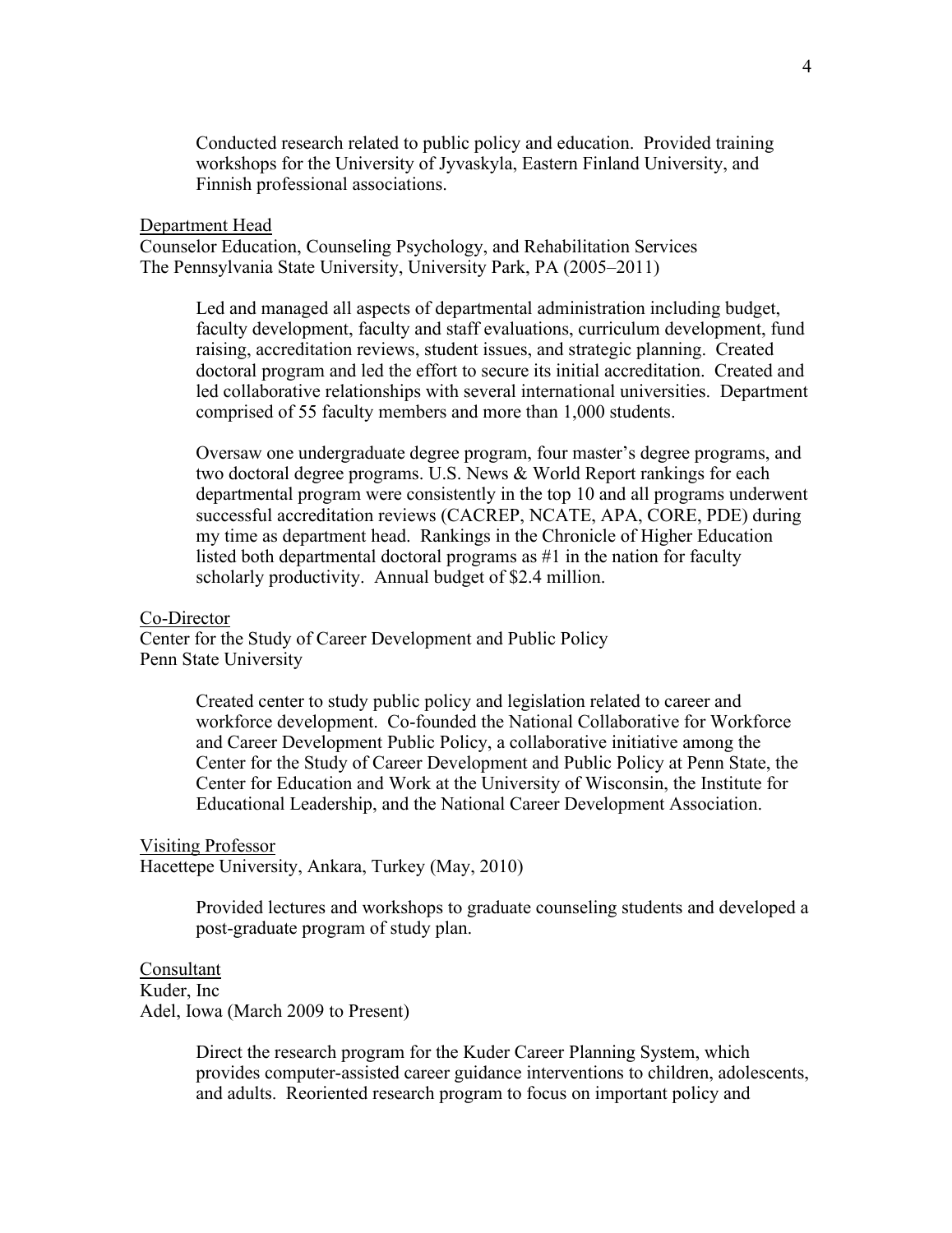Conducted research related to public policy and education. Provided training workshops for the University of Jyvaskyla, Eastern Finland University, and Finnish professional associations.

<u>Department Head</u>
Counselor Education, Counseling Psychology, and Rehabilitation Services
The Pennsylvania State University, University Park, PA (2005–2011)

Led and managed all aspects of departmental administration including budget, faculty development, faculty and staff evaluations, curriculum development, fund raising, accreditation reviews, student issues, and strategic planning. Created doctoral program and led the effort to secure its initial accreditation. Created and led collaborative relationships with several international universities. Department comprised of 55 faculty members and more than 1,000 students.

Oversaw one undergraduate degree program, four master's degree programs, and two doctoral degree programs. U.S. News & World Report rankings for each departmental program were consistently in the top 10 and all programs underwent successful accreditation reviews (CACREP, NCATE, APA, CORE, PDE) during my time as department head. Rankings in the Chronicle of Higher Education listed both departmental doctoral programs as #1 in the nation for faculty scholarly productivity. Annual budget of $2.4 million.

<u>Co-Director</u>
Center for the Study of Career Development and Public Policy
Penn State University

Created center to study public policy and legislation related to career and workforce development. Co-founded the National Collaborative for Workforce and Career Development Public Policy, a collaborative initiative among the Center for the Study of Career Development and Public Policy at Penn State, the Center for Education and Work at the University of Wisconsin, the Institute for Educational Leadership, and the National Career Development Association.

<u>Visiting Professor</u>
Hacettepe University, Ankara, Turkey (May, 2010)

Provided lectures and workshops to graduate counseling students and developed a post-graduate program of study plan.

<u>Consultant</u>
Kuder, Inc
Adel, Iowa (March 2009 to Present)

Direct the research program for the Kuder Career Planning System, which provides computer-assisted career guidance interventions to children, adolescents, and adults. Reoriented research program to focus on important policy and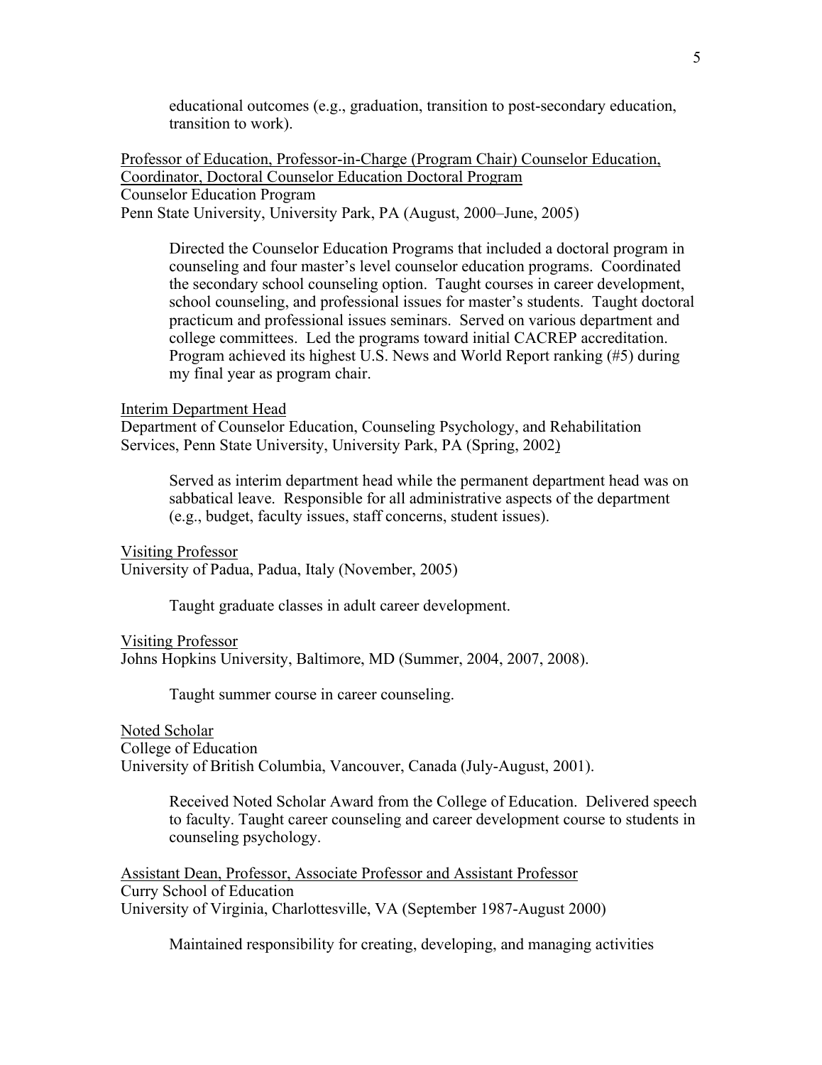educational outcomes (e.g., graduation, transition to post-secondary education, transition to work).

<u>Professor of Education, Professor-in-Charge (Program Chair) Counselor Education, Coordinator, Doctoral Counselor Education Doctoral Program</u>
Counselor Education Program
Penn State University, University Park, PA (August, 2000–June, 2005)

> Directed the Counselor Education Programs that included a doctoral program in counseling and four master's level counselor education programs. Coordinated the secondary school counseling option. Taught courses in career development, school counseling, and professional issues for master's students. Taught doctoral practicum and professional issues seminars. Served on various department and college committees. Led the programs toward initial CACREP accreditation. Program achieved its highest U.S. News and World Report ranking (#5) during my final year as program chair.

<u>Interim Department Head</u>
Department of Counselor Education, Counseling Psychology, and Rehabilitation Services, Penn State University, University Park, PA (Spring, 2002)

> Served as interim department head while the permanent department head was on sabbatical leave. Responsible for all administrative aspects of the department (e.g., budget, faculty issues, staff concerns, student issues).

<u>Visiting Professor</u>
University of Padua, Padua, Italy (November, 2005)

> Taught graduate classes in adult career development.

<u>Visiting Professor</u>
Johns Hopkins University, Baltimore, MD (Summer, 2004, 2007, 2008).

> Taught summer course in career counseling.

<u>Noted Scholar</u>
College of Education
University of British Columbia, Vancouver, Canada (July-August, 2001).

> Received Noted Scholar Award from the College of Education. Delivered speech to faculty. Taught career counseling and career development course to students in counseling psychology.

<u>Assistant Dean, Professor, Associate Professor and Assistant Professor</u>
Curry School of Education
University of Virginia, Charlottesville, VA (September 1987-August 2000)

> Maintained responsibility for creating, developing, and managing activities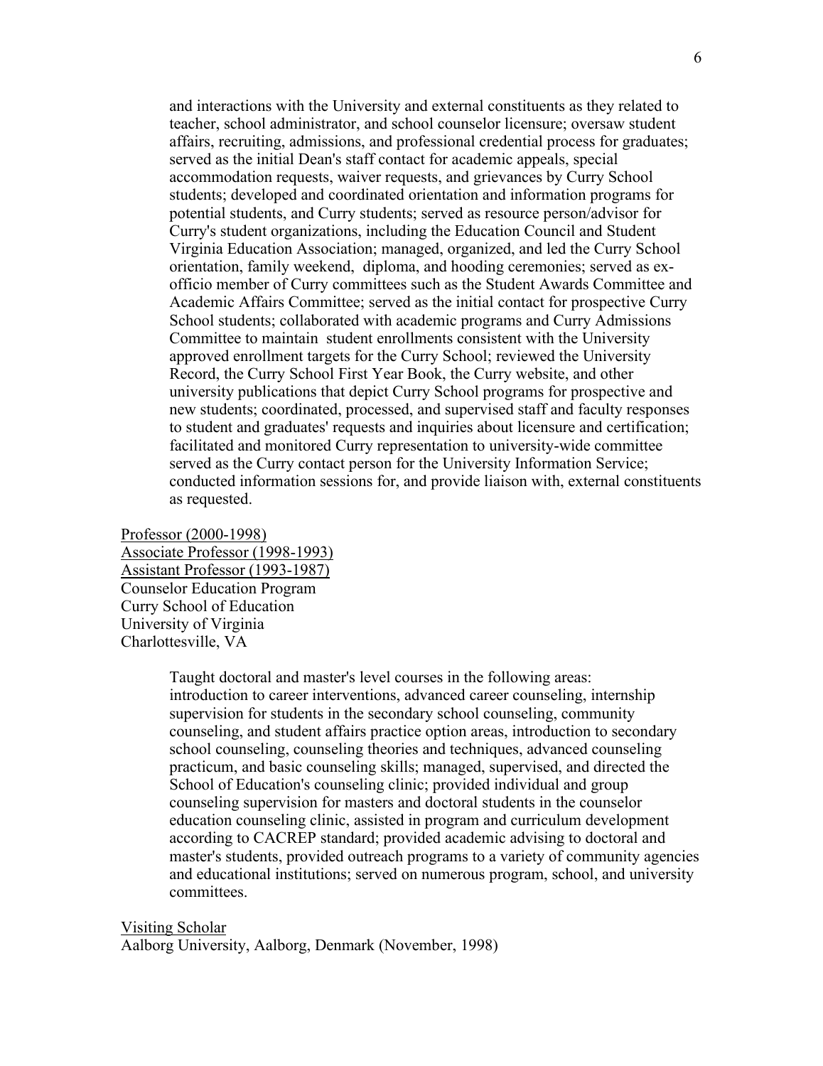and interactions with the University and external constituents as they related to teacher, school administrator, and school counselor licensure; oversaw student affairs, recruiting, admissions, and professional credential process for graduates; served as the initial Dean's staff contact for academic appeals, special accommodation requests, waiver requests, and grievances by Curry School students; developed and coordinated orientation and information programs for potential students, and Curry students; served as resource person/advisor for Curry's student organizations, including the Education Council and Student Virginia Education Association; managed, organized, and led the Curry School orientation, family weekend, diploma, and hooding ceremonies; served as ex-officio member of Curry committees such as the Student Awards Committee and Academic Affairs Committee; served as the initial contact for prospective Curry School students; collaborated with academic programs and Curry Admissions Committee to maintain student enrollments consistent with the University approved enrollment targets for the Curry School; reviewed the University Record, the Curry School First Year Book, the Curry website, and other university publications that depict Curry School programs for prospective and new students; coordinated, processed, and supervised staff and faculty responses to student and graduates' requests and inquiries about licensure and certification; facilitated and monitored Curry representation to university-wide committee served as the Curry contact person for the University Information Service; conducted information sessions for, and provide liaison with, external constituents as requested.

<u>Professor (2000-1998)</u>
<u>Associate Professor (1998-1993)</u>
<u>Assistant Professor (1993-1987)</u>
Counselor Education Program
Curry School of Education
University of Virginia
Charlottesville, VA

Taught doctoral and master's level courses in the following areas: introduction to career interventions, advanced career counseling, internship supervision for students in the secondary school counseling, community counseling, and student affairs practice option areas, introduction to secondary school counseling, counseling theories and techniques, advanced counseling practicum, and basic counseling skills; managed, supervised, and directed the School of Education's counseling clinic; provided individual and group counseling supervision for masters and doctoral students in the counselor education counseling clinic, assisted in program and curriculum development according to CACREP standard; provided academic advising to doctoral and master's students, provided outreach programs to a variety of community agencies and educational institutions; served on numerous program, school, and university committees.

<u>Visiting Scholar</u>
Aalborg University, Aalborg, Denmark (November, 1998)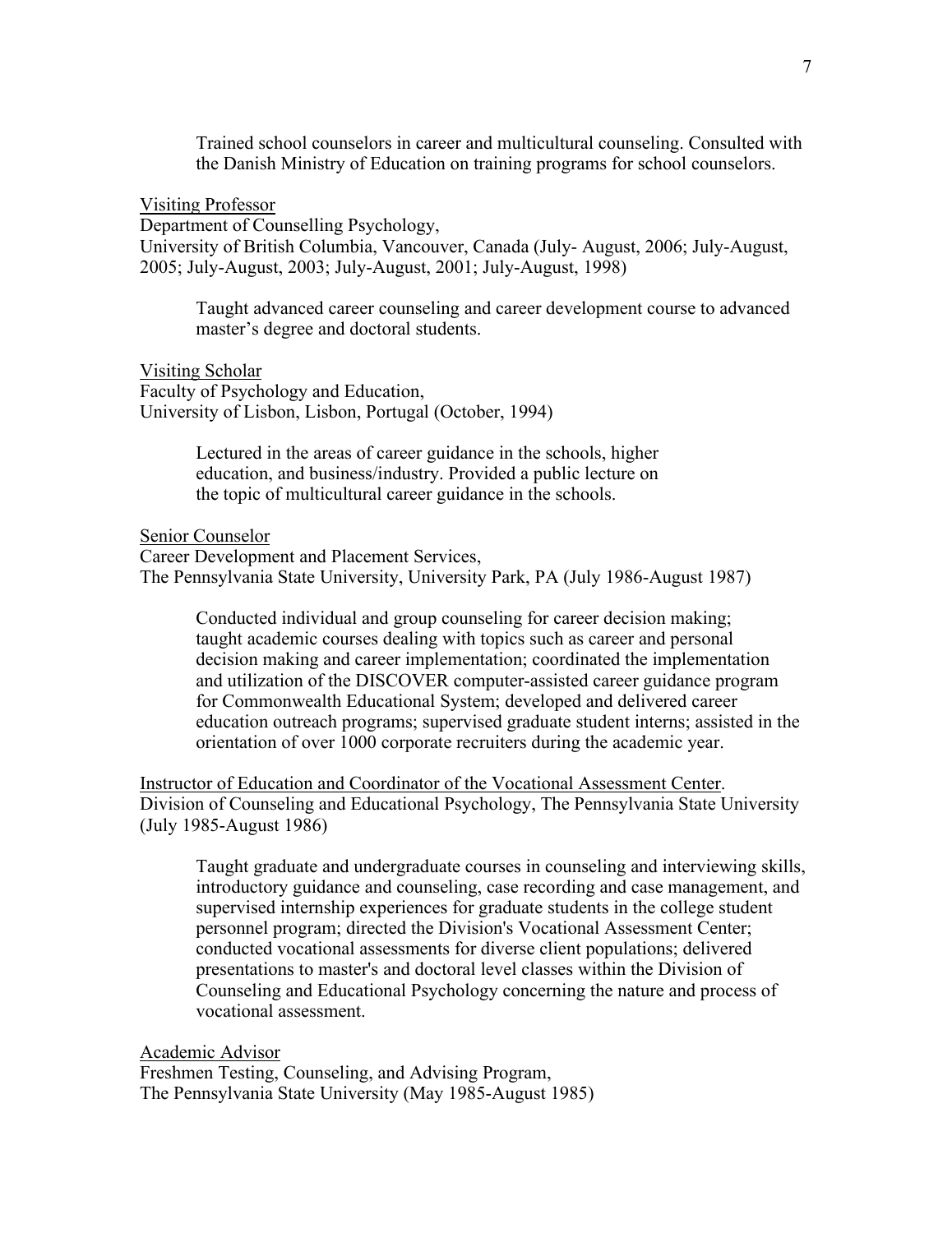Trained school counselors in career and multicultural counseling. Consulted with the Danish Ministry of Education on training programs for school counselors.

<u>Visiting Professor</u>
Department of Counselling Psychology,
University of British Columbia, Vancouver, Canada (July- August, 2006; July-August, 2005; July-August, 2003; July-August, 2001; July-August, 1998)

Taught advanced career counseling and career development course to advanced master's degree and doctoral students.

<u>Visiting Scholar</u>
Faculty of Psychology and Education,
University of Lisbon, Lisbon, Portugal (October, 1994)

Lectured in the areas of career guidance in the schools, higher education, and business/industry. Provided a public lecture on the topic of multicultural career guidance in the schools.

<u>Senior Counselor</u>
Career Development and Placement Services,
The Pennsylvania State University, University Park, PA (July 1986-August 1987)

Conducted individual and group counseling for career decision making; taught academic courses dealing with topics such as career and personal decision making and career implementation; coordinated the implementation and utilization of the DISCOVER computer-assisted career guidance program for Commonwealth Educational System; developed and delivered career education outreach programs; supervised graduate student interns; assisted in the orientation of over 1000 corporate recruiters during the academic year.

<u>Instructor of Education and Coordinator of the Vocational Assessment Center</u>.
Division of Counseling and Educational Psychology, The Pennsylvania State University (July 1985-August 1986)

Taught graduate and undergraduate courses in counseling and interviewing skills, introductory guidance and counseling, case recording and case management, and supervised internship experiences for graduate students in the college student personnel program; directed the Division's Vocational Assessment Center; conducted vocational assessments for diverse client populations; delivered presentations to master's and doctoral level classes within the Division of Counseling and Educational Psychology concerning the nature and process of vocational assessment.

<u>Academic Advisor</u>
Freshmen Testing, Counseling, and Advising Program,
The Pennsylvania State University (May 1985-August 1985)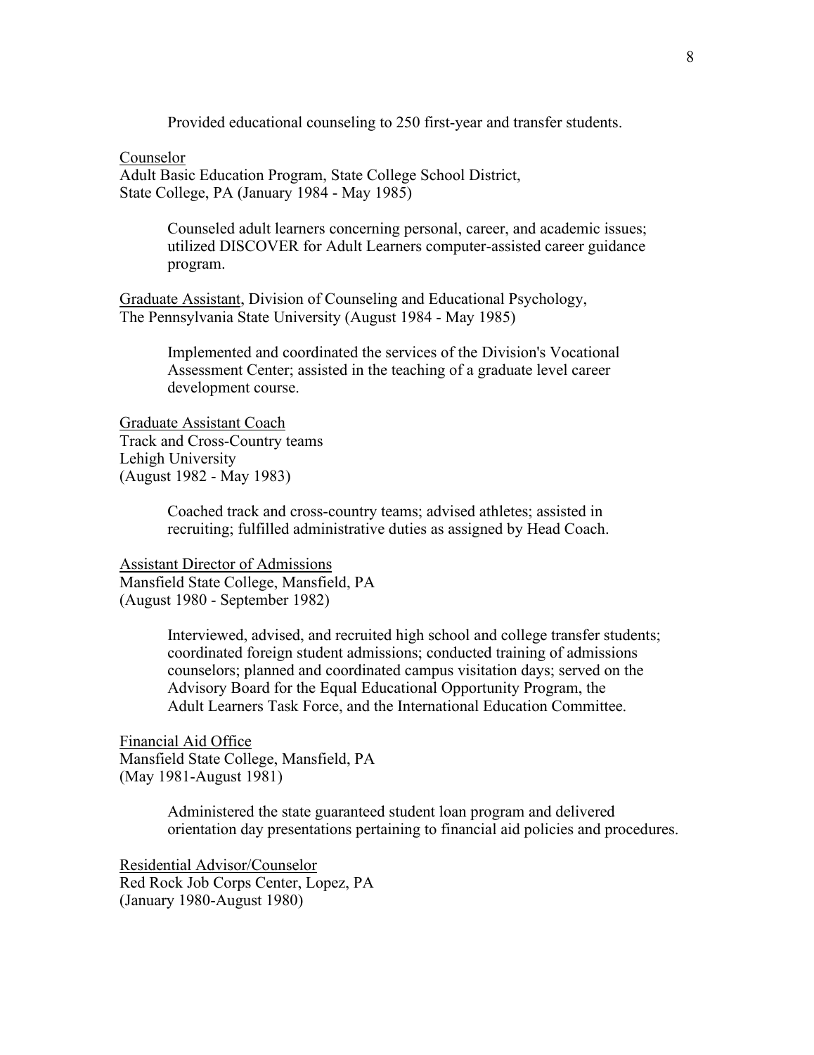Provided educational counseling to 250 first-year and transfer students.

<u>Counselor</u>
Adult Basic Education Program, State College School District,
State College, PA (January 1984 - May 1985)

> Counseled adult learners concerning personal, career, and academic issues; utilized DISCOVER for Adult Learners computer-assisted career guidance program.

<u>Graduate Assistant</u>, Division of Counseling and Educational Psychology,
The Pennsylvania State University (August 1984 - May 1985)

> Implemented and coordinated the services of the Division's Vocational Assessment Center; assisted in the teaching of a graduate level career development course.

<u>Graduate Assistant Coach</u>
Track and Cross-Country teams
Lehigh University
(August 1982 - May 1983)

> Coached track and cross-country teams; advised athletes; assisted in recruiting; fulfilled administrative duties as assigned by Head Coach.

<u>Assistant Director of Admissions</u>
Mansfield State College, Mansfield, PA
(August 1980 - September 1982)

> Interviewed, advised, and recruited high school and college transfer students; coordinated foreign student admissions; conducted training of admissions counselors; planned and coordinated campus visitation days; served on the Advisory Board for the Equal Educational Opportunity Program, the Adult Learners Task Force, and the International Education Committee.

<u>Financial Aid Office</u>
Mansfield State College, Mansfield, PA
(May 1981-August 1981)

> Administered the state guaranteed student loan program and delivered orientation day presentations pertaining to financial aid policies and procedures.

<u>Residential Advisor/Counselor</u>
Red Rock Job Corps Center, Lopez, PA
(January 1980-August 1980)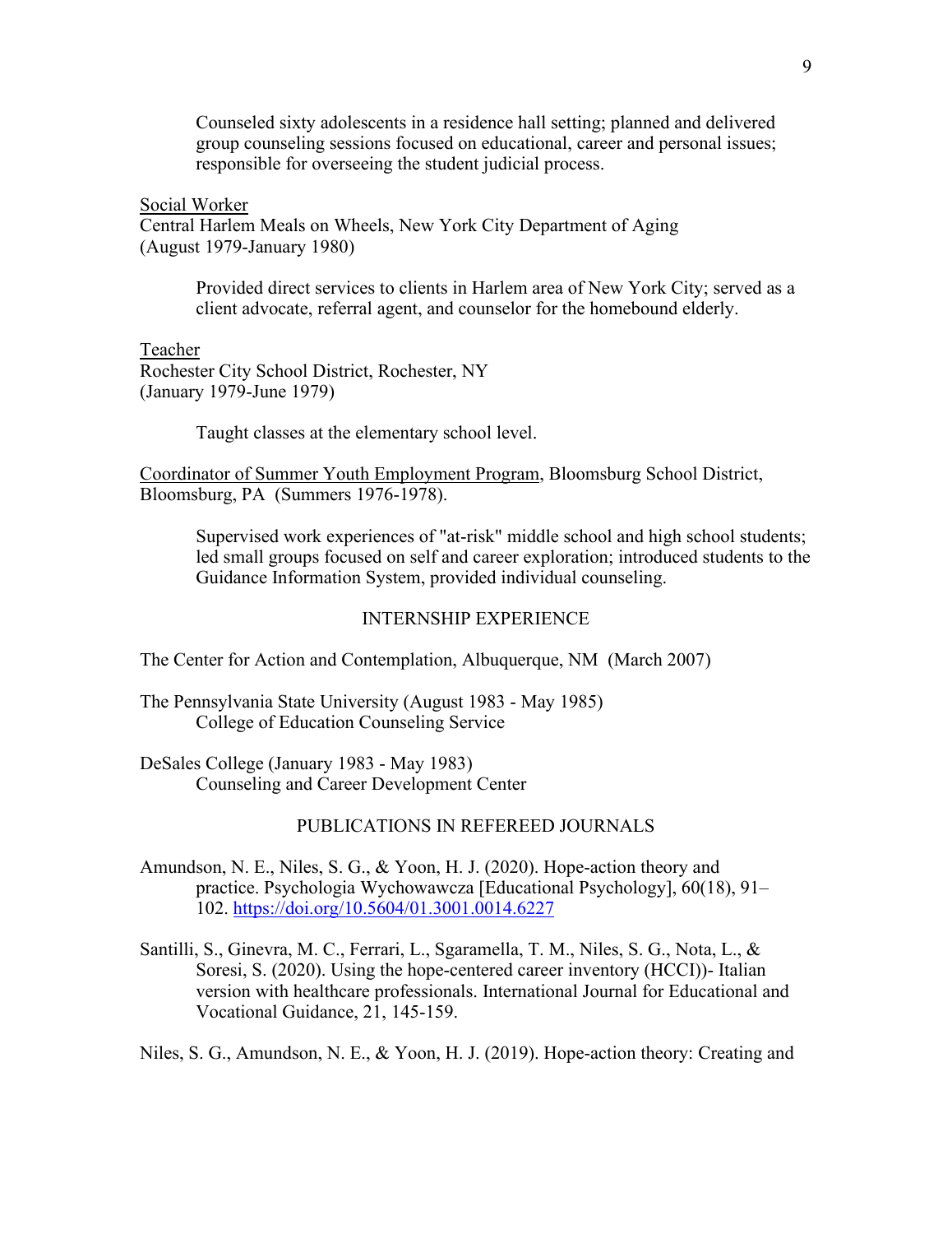Counseled sixty adolescents in a residence hall setting; planned and delivered group counseling sessions focused on educational, career and personal issues; responsible for overseeing the student judicial process.

<u>Social Worker</u>
Central Harlem Meals on Wheels, New York City Department of Aging
(August 1979-January 1980)

Provided direct services to clients in Harlem area of New York City; served as a client advocate, referral agent, and counselor for the homebound elderly.

<u>Teacher</u>
Rochester City School District, Rochester, NY
(January 1979-June 1979)

Taught classes at the elementary school level.

<u>Coordinator of Summer Youth Employment Program</u>, Bloomsburg School District, Bloomsburg, PA (Summers 1976-1978).

Supervised work experiences of "at-risk" middle school and high school students; led small groups focused on self and career exploration; introduced students to the Guidance Information System, provided individual counseling.

## INTERNSHIP EXPERIENCE

The Center for Action and Contemplation, Albuquerque, NM (March 2007)

The Pennsylvania State University (August 1983 - May 1985)
College of Education Counseling Service

DeSales College (January 1983 - May 1983)
Counseling and Career Development Center

## PUBLICATIONS IN REFEREED JOURNALS

Amundson, N. E., Niles, S. G., & Yoon, H. J. (2020). Hope-action theory and practice. Psychologia Wychowawcza [Educational Psychology], 60(18), 91–102. https://doi.org/10.5604/01.3001.0014.6227

Santilli, S., Ginevra, M. C., Ferrari, L., Sgaramella, T. M., Niles, S. G., Nota, L., & Soresi, S. (2020). Using the hope-centered career inventory (HCCI))- Italian version with healthcare professionals. International Journal for Educational and Vocational Guidance, 21, 145-159.

Niles, S. G., Amundson, N. E., & Yoon, H. J. (2019). Hope-action theory: Creating and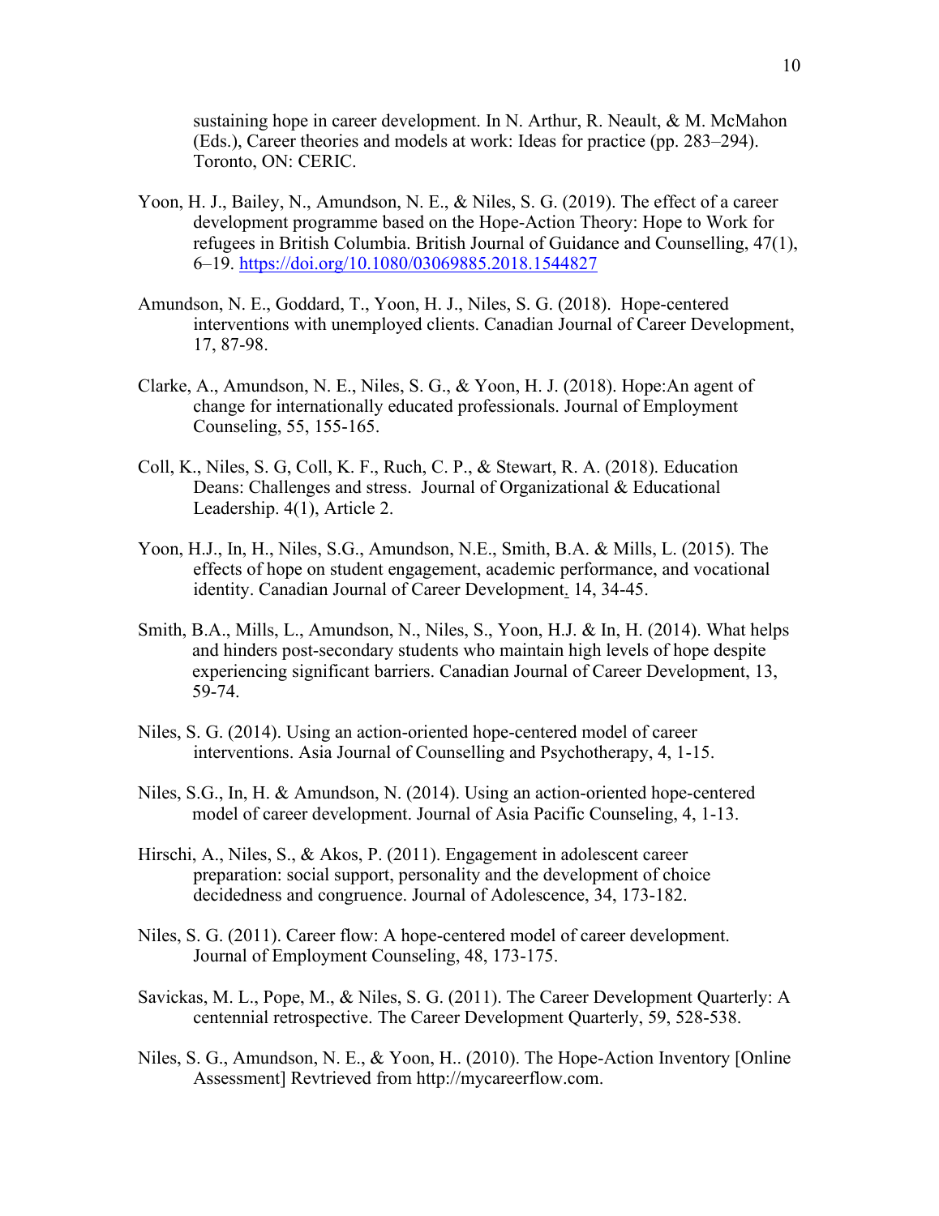sustaining hope in career development. In N. Arthur, R. Neault, & M. McMahon (Eds.), Career theories and models at work: Ideas for practice (pp. 283–294). Toronto, ON: CERIC.

Yoon, H. J., Bailey, N., Amundson, N. E., & Niles, S. G. (2019). The effect of a career development programme based on the Hope-Action Theory: Hope to Work for refugees in British Columbia. British Journal of Guidance and Counselling, 47(1), 6–19. https://doi.org/10.1080/03069885.2018.1544827

Amundson, N. E., Goddard, T., Yoon, H. J., Niles, S. G. (2018). Hope-centered interventions with unemployed clients. Canadian Journal of Career Development, 17, 87-98.

Clarke, A., Amundson, N. E., Niles, S. G., & Yoon, H. J. (2018). Hope:An agent of change for internationally educated professionals. Journal of Employment Counseling, 55, 155-165.

Coll, K., Niles, S. G, Coll, K. F., Ruch, C. P., & Stewart, R. A. (2018). Education Deans: Challenges and stress. Journal of Organizational & Educational Leadership. 4(1), Article 2.

Yoon, H.J., In, H., Niles, S.G., Amundson, N.E., Smith, B.A. & Mills, L. (2015). The effects of hope on student engagement, academic performance, and vocational identity. Canadian Journal of Career Development. 14, 34-45.

Smith, B.A., Mills, L., Amundson, N., Niles, S., Yoon, H.J. & In, H. (2014). What helps and hinders post-secondary students who maintain high levels of hope despite experiencing significant barriers. Canadian Journal of Career Development, 13, 59-74.

Niles, S. G. (2014). Using an action-oriented hope-centered model of career interventions. Asia Journal of Counselling and Psychotherapy, 4, 1-15.

Niles, S.G., In, H. & Amundson, N. (2014). Using an action-oriented hope-centered model of career development. Journal of Asia Pacific Counseling, 4, 1-13.

Hirschi, A., Niles, S., & Akos, P. (2011). Engagement in adolescent career preparation: social support, personality and the development of choice decidedness and congruence. Journal of Adolescence, 34, 173-182.

Niles, S. G. (2011). Career flow: A hope-centered model of career development. Journal of Employment Counseling, 48, 173-175.

Savickas, M. L., Pope, M., & Niles, S. G. (2011). The Career Development Quarterly: A centennial retrospective. The Career Development Quarterly, 59, 528-538.

Niles, S. G., Amundson, N. E., & Yoon, H.. (2010). The Hope-Action Inventory [Online Assessment] Revtrieved from http://mycareerflow.com.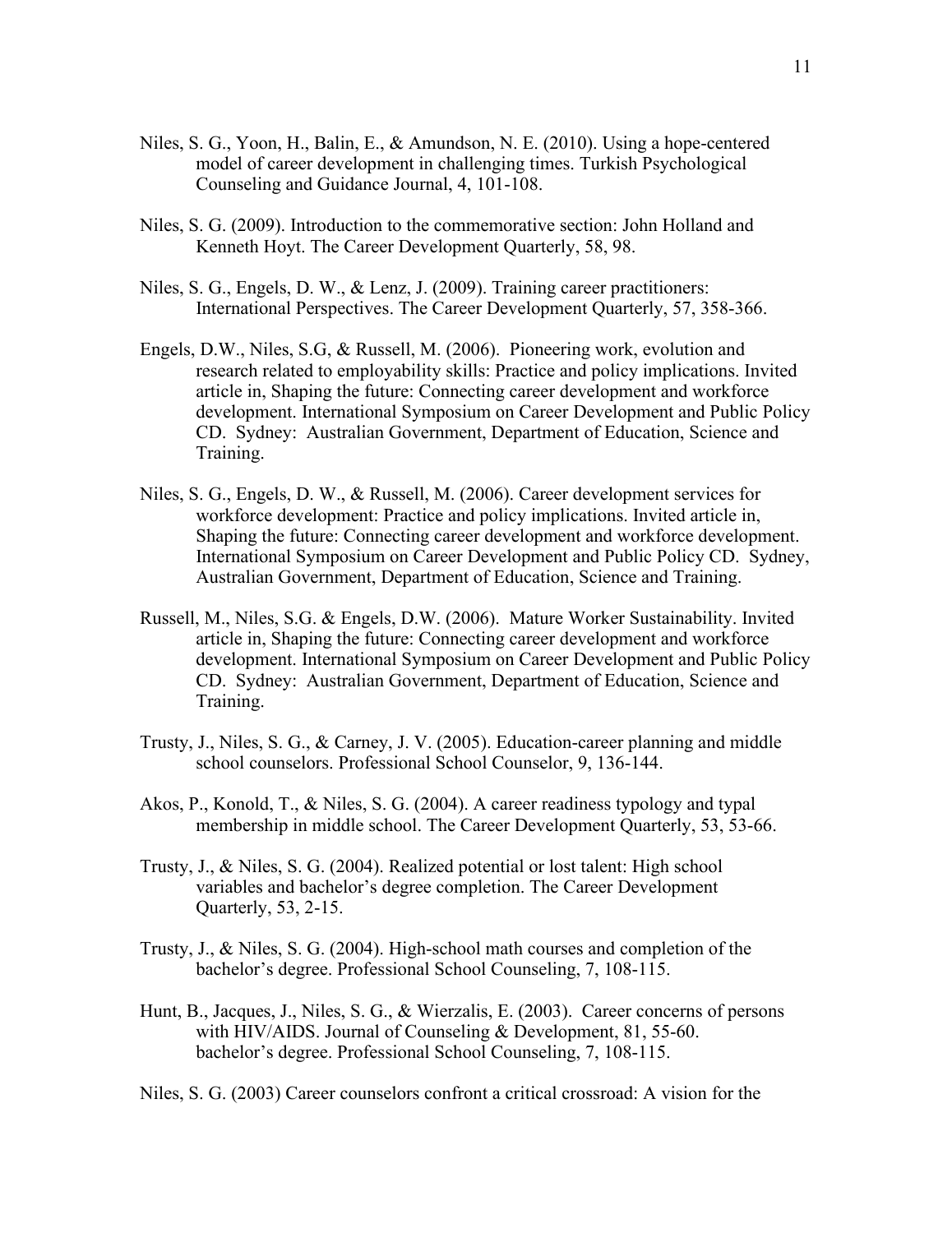Niles, S. G., Yoon, H., Balin, E., & Amundson, N. E. (2010). Using a hope-centered model of career development in challenging times. Turkish Psychological Counseling and Guidance Journal, 4, 101-108.

Niles, S. G. (2009). Introduction to the commemorative section: John Holland and Kenneth Hoyt. The Career Development Quarterly, 58, 98.

Niles, S. G., Engels, D. W., & Lenz, J. (2009). Training career practitioners: International Perspectives. The Career Development Quarterly, 57, 358-366.

Engels, D.W., Niles, S.G, & Russell, M. (2006). Pioneering work, evolution and research related to employability skills: Practice and policy implications. Invited article in, Shaping the future: Connecting career development and workforce development. International Symposium on Career Development and Public Policy CD. Sydney: Australian Government, Department of Education, Science and Training.

Niles, S. G., Engels, D. W., & Russell, M. (2006). Career development services for workforce development: Practice and policy implications. Invited article in, Shaping the future: Connecting career development and workforce development. International Symposium on Career Development and Public Policy CD. Sydney, Australian Government, Department of Education, Science and Training.

Russell, M., Niles, S.G. & Engels, D.W. (2006). Mature Worker Sustainability. Invited article in, Shaping the future: Connecting career development and workforce development. International Symposium on Career Development and Public Policy CD. Sydney: Australian Government, Department of Education, Science and Training.

Trusty, J., Niles, S. G., & Carney, J. V. (2005). Education-career planning and middle school counselors. Professional School Counselor, 9, 136-144.

Akos, P., Konold, T., & Niles, S. G. (2004). A career readiness typology and typal membership in middle school. The Career Development Quarterly, 53, 53-66.

Trusty, J., & Niles, S. G. (2004). Realized potential or lost talent: High school variables and bachelor's degree completion. The Career Development Quarterly, 53, 2-15.

Trusty, J., & Niles, S. G. (2004). High-school math courses and completion of the bachelor's degree. Professional School Counseling, 7, 108-115.

Hunt, B., Jacques, J., Niles, S. G., & Wierzalis, E. (2003). Career concerns of persons with HIV/AIDS. Journal of Counseling & Development, 81, 55-60. bachelor's degree. Professional School Counseling, 7, 108-115.

Niles, S. G. (2003) Career counselors confront a critical crossroad: A vision for the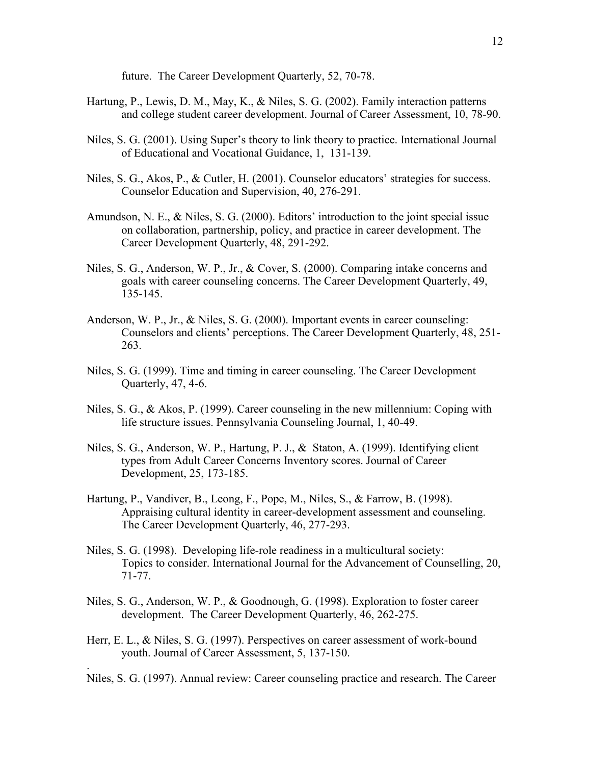future. The Career Development Quarterly, 52, 70-78.

Hartung, P., Lewis, D. M., May, K., & Niles, S. G. (2002). Family interaction patterns and college student career development. Journal of Career Assessment, 10, 78-90.

Niles, S. G. (2001). Using Super's theory to link theory to practice. International Journal of Educational and Vocational Guidance, 1, 131-139.

Niles, S. G., Akos, P., & Cutler, H. (2001). Counselor educators' strategies for success. Counselor Education and Supervision, 40, 276-291.

Amundson, N. E., & Niles, S. G. (2000). Editors' introduction to the joint special issue on collaboration, partnership, policy, and practice in career development. The Career Development Quarterly, 48, 291-292.

Niles, S. G., Anderson, W. P., Jr., & Cover, S. (2000). Comparing intake concerns and goals with career counseling concerns. The Career Development Quarterly, 49, 135-145.

Anderson, W. P., Jr., & Niles, S. G. (2000). Important events in career counseling: Counselors and clients' perceptions. The Career Development Quarterly, 48, 251-263.

Niles, S. G. (1999). Time and timing in career counseling. The Career Development Quarterly, 47, 4-6.

Niles, S. G., & Akos, P. (1999). Career counseling in the new millennium: Coping with life structure issues. Pennsylvania Counseling Journal, 1, 40-49.

Niles, S. G., Anderson, W. P., Hartung, P. J., & Staton, A. (1999). Identifying client types from Adult Career Concerns Inventory scores. Journal of Career Development, 25, 173-185.

Hartung, P., Vandiver, B., Leong, F., Pope, M., Niles, S., & Farrow, B. (1998). Appraising cultural identity in career-development assessment and counseling. The Career Development Quarterly, 46, 277-293.

Niles, S. G. (1998). Developing life-role readiness in a multicultural society: Topics to consider. International Journal for the Advancement of Counselling, 20, 71-77.

Niles, S. G., Anderson, W. P., & Goodnough, G. (1998). Exploration to foster career development. The Career Development Quarterly, 46, 262-275.

Herr, E. L., & Niles, S. G. (1997). Perspectives on career assessment of work-bound youth. Journal of Career Assessment, 5, 137-150.

Niles, S. G. (1997). Annual review: Career counseling practice and research. The Career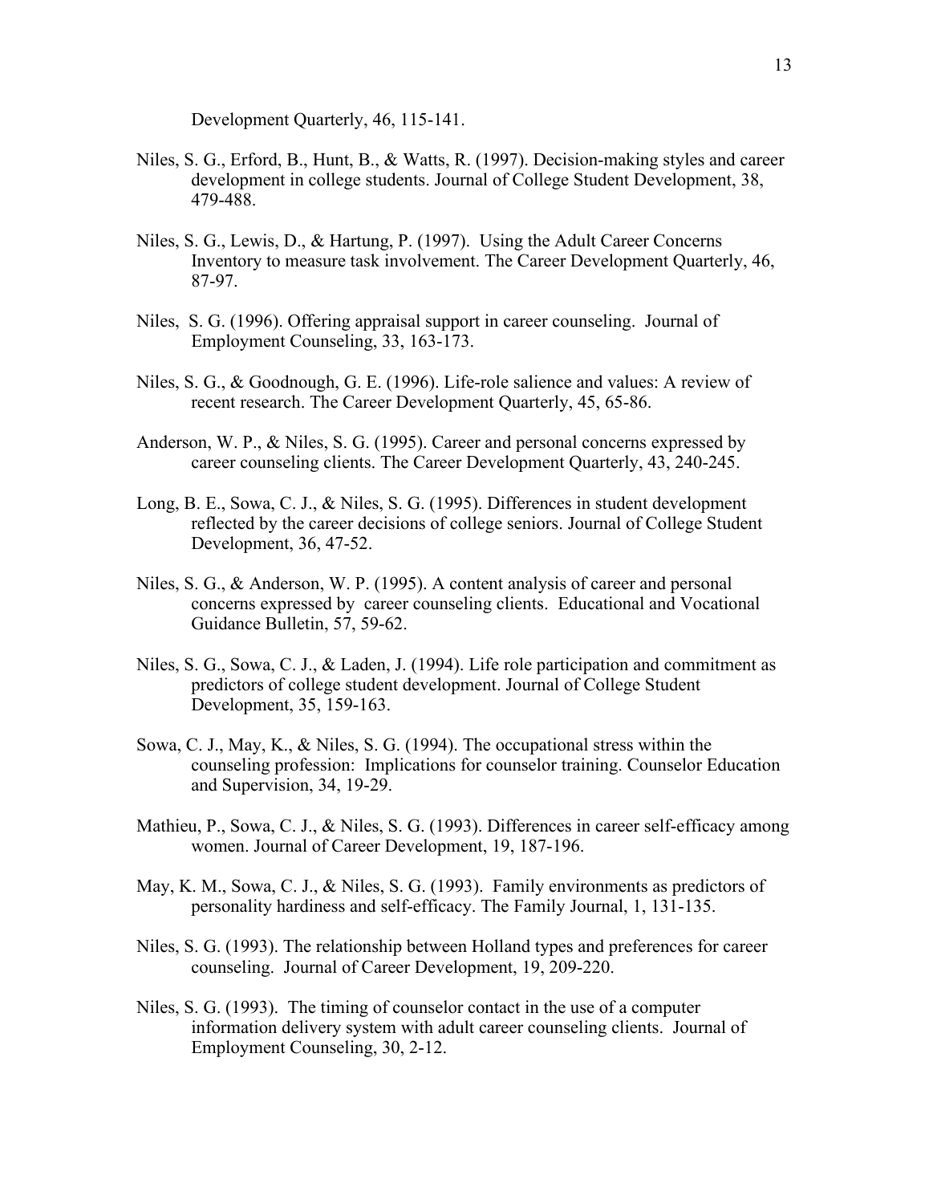Development Quarterly, 46, 115-141.

Niles, S. G., Erford, B., Hunt, B., & Watts, R. (1997). Decision-making styles and career development in college students. Journal of College Student Development, 38, 479-488.

Niles, S. G., Lewis, D., & Hartung, P. (1997). Using the Adult Career Concerns Inventory to measure task involvement. The Career Development Quarterly, 46, 87-97.

Niles, S. G. (1996). Offering appraisal support in career counseling. Journal of Employment Counseling, 33, 163-173.

Niles, S. G., & Goodnough, G. E. (1996). Life-role salience and values: A review of recent research. The Career Development Quarterly, 45, 65-86.

Anderson, W. P., & Niles, S. G. (1995). Career and personal concerns expressed by career counseling clients. The Career Development Quarterly, 43, 240-245.

Long, B. E., Sowa, C. J., & Niles, S. G. (1995). Differences in student development reflected by the career decisions of college seniors. Journal of College Student Development, 36, 47-52.

Niles, S. G., & Anderson, W. P. (1995). A content analysis of career and personal concerns expressed by career counseling clients. Educational and Vocational Guidance Bulletin, 57, 59-62.

Niles, S. G., Sowa, C. J., & Laden, J. (1994). Life role participation and commitment as predictors of college student development. Journal of College Student Development, 35, 159-163.

Sowa, C. J., May, K., & Niles, S. G. (1994). The occupational stress within the counseling profession: Implications for counselor training. Counselor Education and Supervision, 34, 19-29.

Mathieu, P., Sowa, C. J., & Niles, S. G. (1993). Differences in career self-efficacy among women. Journal of Career Development, 19, 187-196.

May, K. M., Sowa, C. J., & Niles, S. G. (1993). Family environments as predictors of personality hardiness and self-efficacy. The Family Journal, 1, 131-135.

Niles, S. G. (1993). The relationship between Holland types and preferences for career counseling. Journal of Career Development, 19, 209-220.

Niles, S. G. (1993). The timing of counselor contact in the use of a computer information delivery system with adult career counseling clients. Journal of Employment Counseling, 30, 2-12.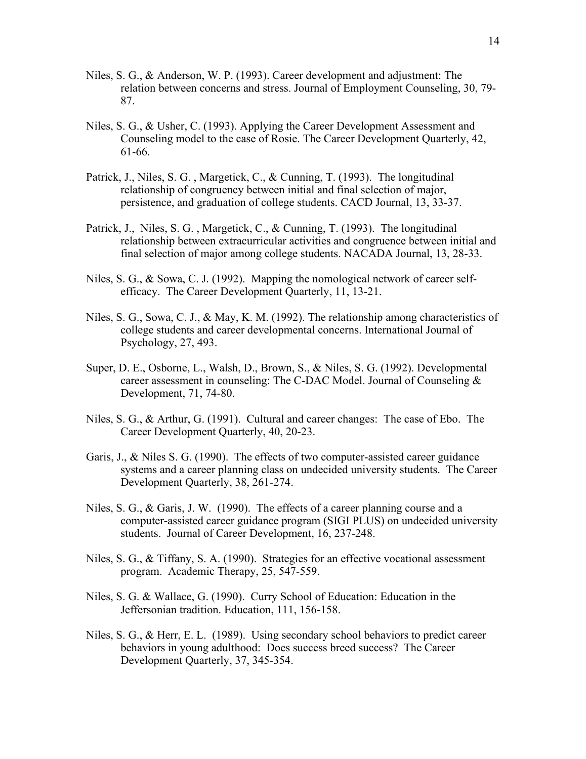Niles, S. G., & Anderson, W. P. (1993). Career development and adjustment: The relation between concerns and stress. Journal of Employment Counseling, 30, 79-87.

Niles, S. G., & Usher, C. (1993). Applying the Career Development Assessment and Counseling model to the case of Rosie. The Career Development Quarterly, 42, 61-66.

Patrick, J., Niles, S. G. , Margetick, C., & Cunning, T. (1993). The longitudinal relationship of congruency between initial and final selection of major, persistence, and graduation of college students. CACD Journal, 13, 33-37.

Patrick, J., Niles, S. G. , Margetick, C., & Cunning, T. (1993). The longitudinal relationship between extracurricular activities and congruence between initial and final selection of major among college students. NACADA Journal, 13, 28-33.

Niles, S. G., & Sowa, C. J. (1992). Mapping the nomological network of career self-efficacy. The Career Development Quarterly, 11, 13-21.

Niles, S. G., Sowa, C. J., & May, K. M. (1992). The relationship among characteristics of college students and career developmental concerns. International Journal of Psychology, 27, 493.

Super, D. E., Osborne, L., Walsh, D., Brown, S., & Niles, S. G. (1992). Developmental career assessment in counseling: The C-DAC Model. Journal of Counseling & Development, 71, 74-80.

Niles, S. G., & Arthur, G. (1991). Cultural and career changes: The case of Ebo. The Career Development Quarterly, 40, 20-23.

Garis, J., & Niles S. G. (1990). The effects of two computer-assisted career guidance systems and a career planning class on undecided university students. The Career Development Quarterly, 38, 261-274.

Niles, S. G., & Garis, J. W. (1990). The effects of a career planning course and a computer-assisted career guidance program (SIGI PLUS) on undecided university students. Journal of Career Development, 16, 237-248.

Niles, S. G., & Tiffany, S. A. (1990). Strategies for an effective vocational assessment program. Academic Therapy, 25, 547-559.

Niles, S. G. & Wallace, G. (1990). Curry School of Education: Education in the Jeffersonian tradition. Education, 111, 156-158.

Niles, S. G., & Herr, E. L. (1989). Using secondary school behaviors to predict career behaviors in young adulthood: Does success breed success? The Career Development Quarterly, 37, 345-354.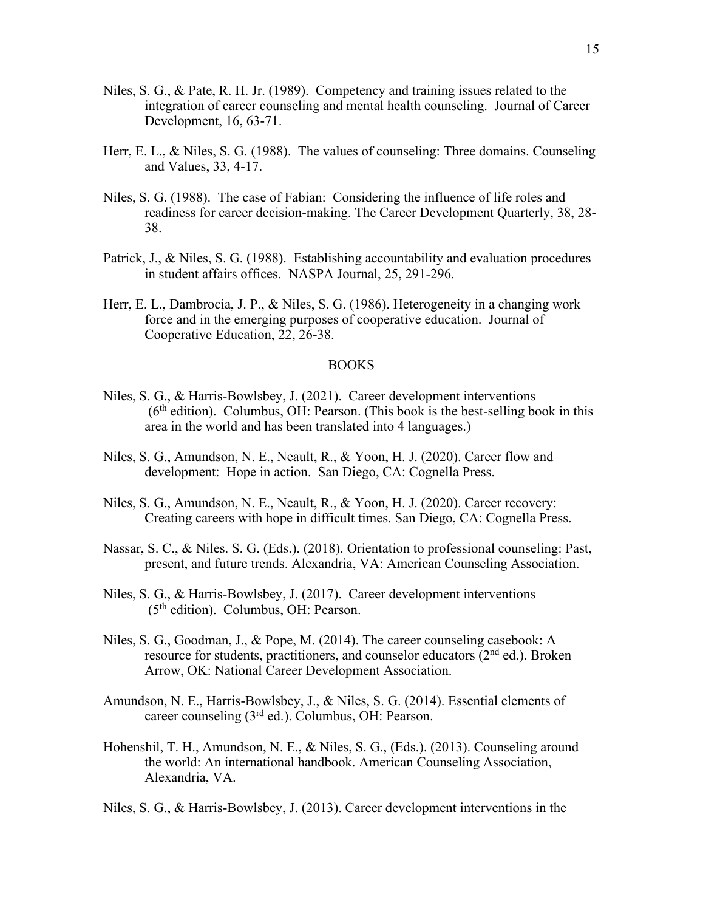Niles, S. G., & Pate, R. H. Jr. (1989). Competency and training issues related to the integration of career counseling and mental health counseling. Journal of Career Development, 16, 63-71.

Herr, E. L., & Niles, S. G. (1988). The values of counseling: Three domains. Counseling and Values, 33, 4-17.

Niles, S. G. (1988). The case of Fabian: Considering the influence of life roles and readiness for career decision-making. The Career Development Quarterly, 38, 28-38.

Patrick, J., & Niles, S. G. (1988). Establishing accountability and evaluation procedures in student affairs offices. NASPA Journal, 25, 291-296.

Herr, E. L., Dambrocia, J. P., & Niles, S. G. (1986). Heterogeneity in a changing work force and in the emerging purposes of cooperative education. Journal of Cooperative Education, 22, 26-38.

## BOOKS

Niles, S. G., & Harris-Bowlsbey, J. (2021). Career development interventions (6th edition). Columbus, OH: Pearson. (This book is the best-selling book in this area in the world and has been translated into 4 languages.)

Niles, S. G., Amundson, N. E., Neault, R., & Yoon, H. J. (2020). Career flow and development: Hope in action. San Diego, CA: Cognella Press.

Niles, S. G., Amundson, N. E., Neault, R., & Yoon, H. J. (2020). Career recovery: Creating careers with hope in difficult times. San Diego, CA: Cognella Press.

Nassar, S. C., & Niles. S. G. (Eds.). (2018). Orientation to professional counseling: Past, present, and future trends. Alexandria, VA: American Counseling Association.

Niles, S. G., & Harris-Bowlsbey, J. (2017). Career development interventions (5th edition). Columbus, OH: Pearson.

Niles, S. G., Goodman, J., & Pope, M. (2014). The career counseling casebook: A resource for students, practitioners, and counselor educators (2nd ed.). Broken Arrow, OK: National Career Development Association.

Amundson, N. E., Harris-Bowlsbey, J., & Niles, S. G. (2014). Essential elements of career counseling (3rd ed.). Columbus, OH: Pearson.

Hohenshil, T. H., Amundson, N. E., & Niles, S. G., (Eds.). (2013). Counseling around the world: An international handbook. American Counseling Association, Alexandria, VA.

Niles, S. G., & Harris-Bowlsbey, J. (2013). Career development interventions in the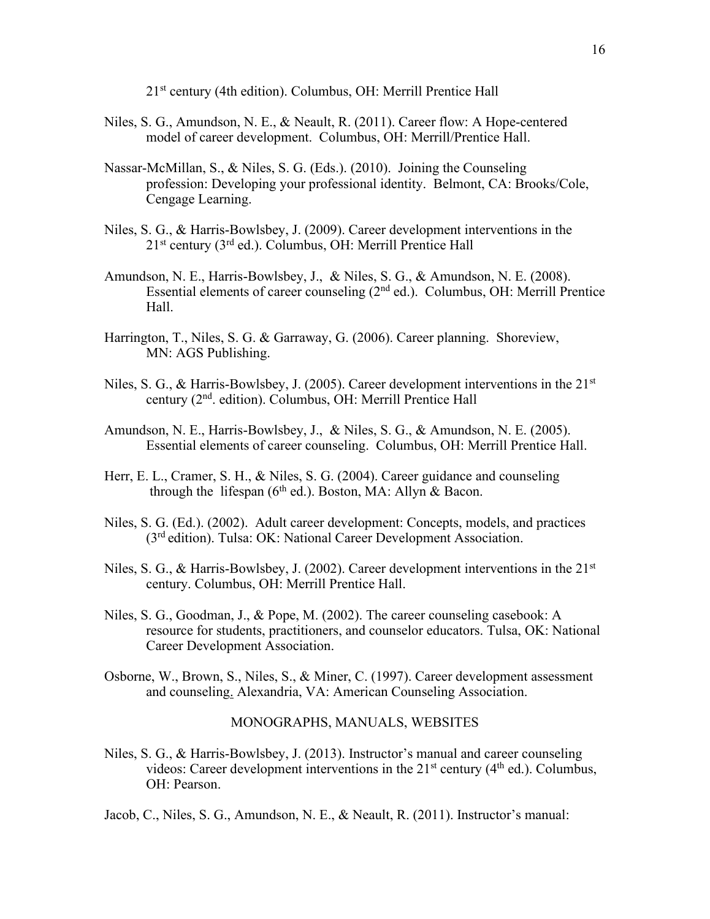21st century (4th edition). Columbus, OH: Merrill Prentice Hall

Niles, S. G., Amundson, N. E., & Neault, R. (2011). Career flow: A Hope-centered model of career development. Columbus, OH: Merrill/Prentice Hall.

Nassar-McMillan, S., & Niles, S. G. (Eds.). (2010). Joining the Counseling profession: Developing your professional identity. Belmont, CA: Brooks/Cole, Cengage Learning.

Niles, S. G., & Harris-Bowlsbey, J. (2009). Career development interventions in the 21st century (3rd ed.). Columbus, OH: Merrill Prentice Hall

Amundson, N. E., Harris-Bowlsbey, J., & Niles, S. G., & Amundson, N. E. (2008). Essential elements of career counseling (2nd ed.). Columbus, OH: Merrill Prentice Hall.

Harrington, T., Niles, S. G. & Garraway, G. (2006). Career planning. Shoreview, MN: AGS Publishing.

Niles, S. G., & Harris-Bowlsbey, J. (2005). Career development interventions in the 21st century (2nd. edition). Columbus, OH: Merrill Prentice Hall

Amundson, N. E., Harris-Bowlsbey, J., & Niles, S. G., & Amundson, N. E. (2005). Essential elements of career counseling. Columbus, OH: Merrill Prentice Hall.

Herr, E. L., Cramer, S. H., & Niles, S. G. (2004). Career guidance and counseling through the lifespan (6th ed.). Boston, MA: Allyn & Bacon.

Niles, S. G. (Ed.). (2002). Adult career development: Concepts, models, and practices (3rd edition). Tulsa: OK: National Career Development Association.

Niles, S. G., & Harris-Bowlsbey, J. (2002). Career development interventions in the 21st century. Columbus, OH: Merrill Prentice Hall.

Niles, S. G., Goodman, J., & Pope, M. (2002). The career counseling casebook: A resource for students, practitioners, and counselor educators. Tulsa, OK: National Career Development Association.

Osborne, W., Brown, S., Niles, S., & Miner, C. (1997). Career development assessment and counseling. Alexandria, VA: American Counseling Association.

## MONOGRAPHS, MANUALS, WEBSITES

Niles, S. G., & Harris-Bowlsbey, J. (2013). Instructor's manual and career counseling videos: Career development interventions in the 21st century (4th ed.). Columbus, OH: Pearson.

Jacob, C., Niles, S. G., Amundson, N. E., & Neault, R. (2011). Instructor's manual: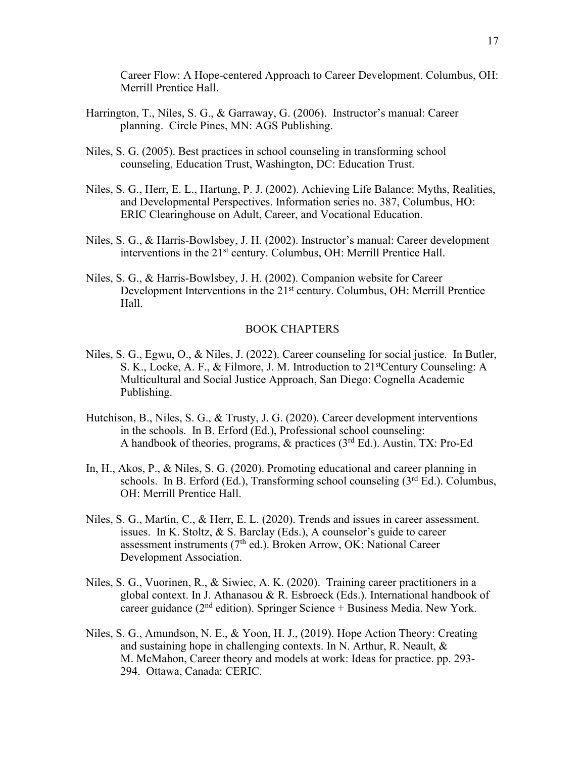Career Flow: A Hope-centered Approach to Career Development. Columbus, OH: Merrill Prentice Hall.

Harrington, T., Niles, S. G., & Garraway, G. (2006). Instructor's manual: Career planning. Circle Pines, MN: AGS Publishing.

Niles, S. G. (2005). Best practices in school counseling in transforming school counseling, Education Trust, Washington, DC: Education Trust.

Niles, S. G., Herr, E. L., Hartung, P. J. (2002). Achieving Life Balance: Myths, Realities, and Developmental Perspectives. Information series no. 387, Columbus, HO: ERIC Clearinghouse on Adult, Career, and Vocational Education.

Niles, S. G., & Harris-Bowlsbey, J. H. (2002). Instructor's manual: Career development interventions in the 21st century. Columbus, OH: Merrill Prentice Hall.

Niles, S. G., & Harris-Bowlsbey, J. H. (2002). Companion website for Career Development Interventions in the 21st century. Columbus, OH: Merrill Prentice Hall.

## BOOK CHAPTERS

Niles, S. G., Egwu, O., & Niles, J. (2022). Career counseling for social justice. In Butler, S. K., Locke, A. F., & Filmore, J. M. Introduction to 21stCentury Counseling: A Multicultural and Social Justice Approach, San Diego: Cognella Academic Publishing.

Hutchison, B., Niles, S. G., & Trusty, J. G. (2020). Career development interventions in the schools. In B. Erford (Ed.), Professional school counseling: A handbook of theories, programs, & practices (3rd Ed.). Austin, TX: Pro-Ed

In, H., Akos, P., & Niles, S. G. (2020). Promoting educational and career planning in schools. In B. Erford (Ed.), Transforming school counseling (3rd Ed.). Columbus, OH: Merrill Prentice Hall.

Niles, S. G., Martin, C., & Herr, E. L. (2020). Trends and issues in career assessment. issues. In K. Stoltz, & S. Barclay (Eds.), A counselor's guide to career assessment instruments (7th ed.). Broken Arrow, OK: National Career Development Association.

Niles, S. G., Vuorinen, R., & Siwiec, A. K. (2020). Training career practitioners in a global context. In J. Athanasou & R. Esbroeck (Eds.). International handbook of career guidance (2nd edition). Springer Science + Business Media. New York.

Niles, S. G., Amundson, N. E., & Yoon, H. J., (2019). Hope Action Theory: Creating and sustaining hope in challenging contexts. In N. Arthur, R. Neault, & M. McMahon, Career theory and models at work: Ideas for practice. pp. 293-294. Ottawa, Canada: CERIC.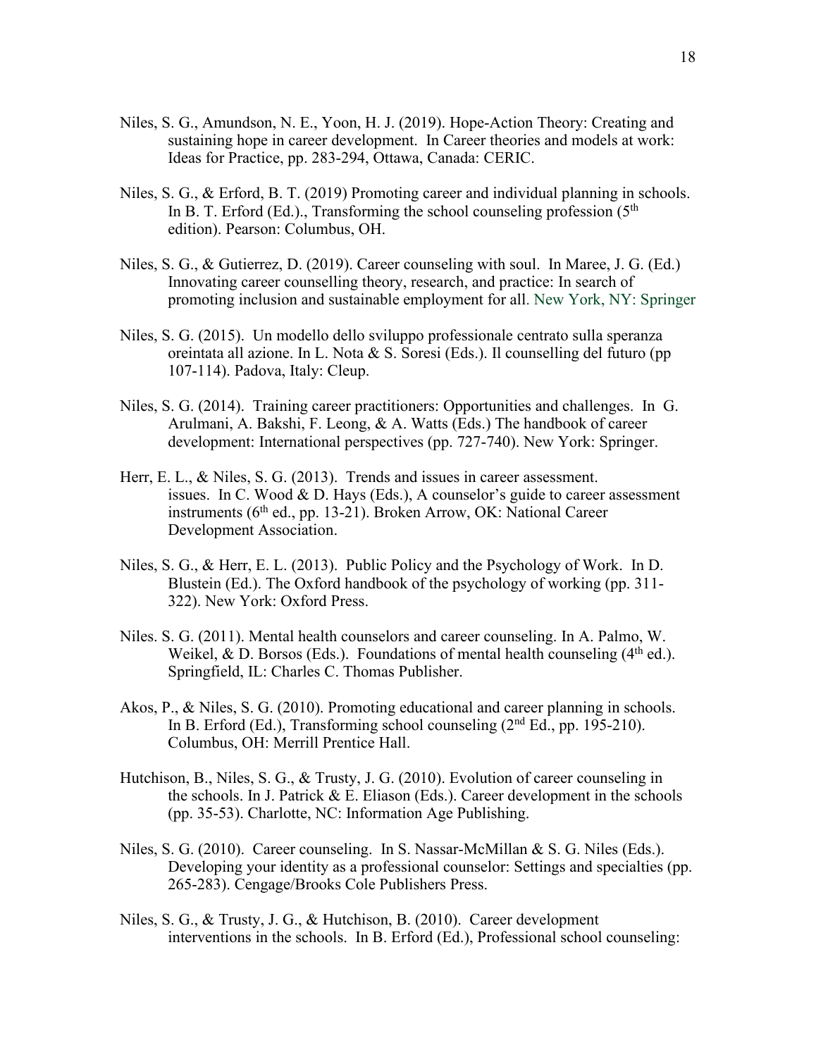Niles, S. G., Amundson, N. E., Yoon, H. J. (2019). Hope-Action Theory: Creating and sustaining hope in career development. In Career theories and models at work: Ideas for Practice, pp. 283-294, Ottawa, Canada: CERIC.

Niles, S. G., & Erford, B. T. (2019) Promoting career and individual planning in schools. In B. T. Erford (Ed.)., Transforming the school counseling profession (5th edition). Pearson: Columbus, OH.

Niles, S. G., & Gutierrez, D. (2019). Career counseling with soul. In Maree, J. G. (Ed.) Innovating career counselling theory, research, and practice: In search of promoting inclusion and sustainable employment for all. New York, NY: Springer

Niles, S. G. (2015). Un modello dello sviluppo professionale centrato sulla speranza oreintata all azione. In L. Nota & S. Soresi (Eds.). Il counselling del futuro (pp 107-114). Padova, Italy: Cleup.

Niles, S. G. (2014). Training career practitioners: Opportunities and challenges. In G. Arulmani, A. Bakshi, F. Leong, & A. Watts (Eds.) The handbook of career development: International perspectives (pp. 727-740). New York: Springer.

Herr, E. L., & Niles, S. G. (2013). Trends and issues in career assessment. issues. In C. Wood & D. Hays (Eds.), A counselor's guide to career assessment instruments (6th ed., pp. 13-21). Broken Arrow, OK: National Career Development Association.

Niles, S. G., & Herr, E. L. (2013). Public Policy and the Psychology of Work. In D. Blustein (Ed.). The Oxford handbook of the psychology of working (pp. 311-322). New York: Oxford Press.

Niles. S. G. (2011). Mental health counselors and career counseling. In A. Palmo, W. Weikel, & D. Borsos (Eds.). Foundations of mental health counseling (4th ed.). Springfield, IL: Charles C. Thomas Publisher.

Akos, P., & Niles, S. G. (2010). Promoting educational and career planning in schools. In B. Erford (Ed.), Transforming school counseling (2nd Ed., pp. 195-210). Columbus, OH: Merrill Prentice Hall.

Hutchison, B., Niles, S. G., & Trusty, J. G. (2010). Evolution of career counseling in the schools. In J. Patrick & E. Eliason (Eds.). Career development in the schools (pp. 35-53). Charlotte, NC: Information Age Publishing.

Niles, S. G. (2010). Career counseling. In S. Nassar-McMillan & S. G. Niles (Eds.). Developing your identity as a professional counselor: Settings and specialties (pp. 265-283). Cengage/Brooks Cole Publishers Press.

Niles, S. G., & Trusty, J. G., & Hutchison, B. (2010). Career development interventions in the schools. In B. Erford (Ed.), Professional school counseling: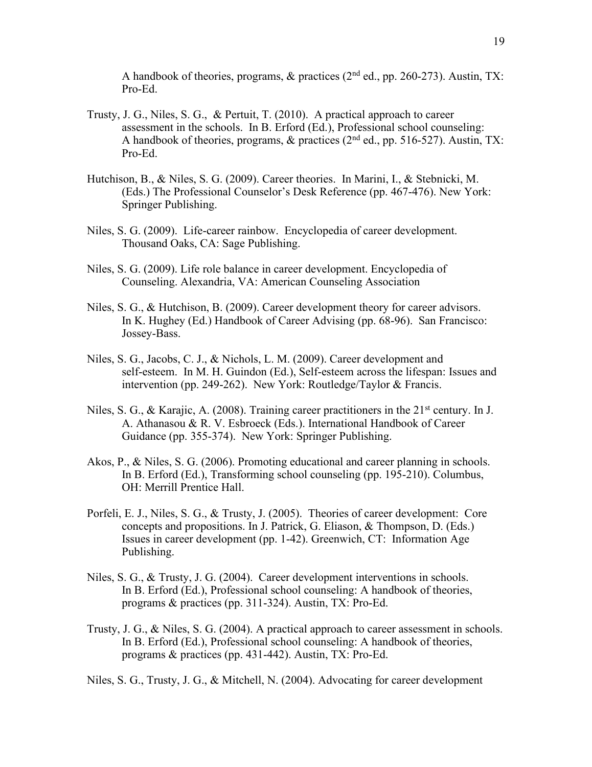A handbook of theories, programs, & practices (2nd ed., pp. 260-273). Austin, TX: Pro-Ed.

Trusty, J. G., Niles, S. G., & Pertuit, T. (2010). A practical approach to career assessment in the schools. In B. Erford (Ed.), Professional school counseling: A handbook of theories, programs, & practices (2nd ed., pp. 516-527). Austin, TX: Pro-Ed.

Hutchison, B., & Niles, S. G. (2009). Career theories. In Marini, I., & Stebnicki, M. (Eds.) The Professional Counselor's Desk Reference (pp. 467-476). New York: Springer Publishing.

Niles, S. G. (2009). Life-career rainbow. Encyclopedia of career development. Thousand Oaks, CA: Sage Publishing.

Niles, S. G. (2009). Life role balance in career development. Encyclopedia of Counseling. Alexandria, VA: American Counseling Association

Niles, S. G., & Hutchison, B. (2009). Career development theory for career advisors. In K. Hughey (Ed.) Handbook of Career Advising (pp. 68-96). San Francisco: Jossey-Bass.

Niles, S. G., Jacobs, C. J., & Nichols, L. M. (2009). Career development and self-esteem. In M. H. Guindon (Ed.), Self-esteem across the lifespan: Issues and intervention (pp. 249-262). New York: Routledge/Taylor & Francis.

Niles, S. G., & Karajic, A. (2008). Training career practitioners in the 21st century. In J. A. Athanasou & R. V. Esbroeck (Eds.). International Handbook of Career Guidance (pp. 355-374). New York: Springer Publishing.

Akos, P., & Niles, S. G. (2006). Promoting educational and career planning in schools. In B. Erford (Ed.), Transforming school counseling (pp. 195-210). Columbus, OH: Merrill Prentice Hall.

Porfeli, E. J., Niles, S. G., & Trusty, J. (2005). Theories of career development: Core concepts and propositions. In J. Patrick, G. Eliason, & Thompson, D. (Eds.) Issues in career development (pp. 1-42). Greenwich, CT: Information Age Publishing.

Niles, S. G., & Trusty, J. G. (2004). Career development interventions in schools. In B. Erford (Ed.), Professional school counseling: A handbook of theories, programs & practices (pp. 311-324). Austin, TX: Pro-Ed.

Trusty, J. G., & Niles, S. G. (2004). A practical approach to career assessment in schools. In B. Erford (Ed.), Professional school counseling: A handbook of theories, programs & practices (pp. 431-442). Austin, TX: Pro-Ed.

Niles, S. G., Trusty, J. G., & Mitchell, N. (2004). Advocating for career development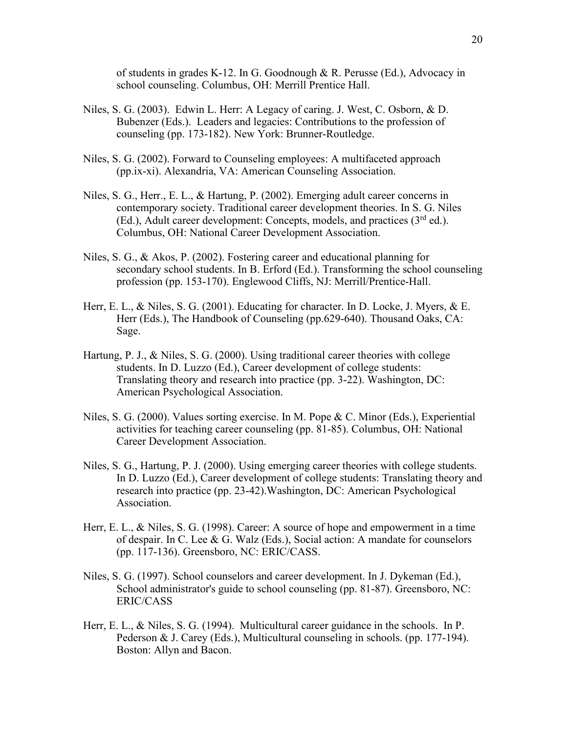of students in grades K-12. In G. Goodnough & R. Perusse (Ed.), Advocacy in school counseling. Columbus, OH: Merrill Prentice Hall.

Niles, S. G. (2003). Edwin L. Herr: A Legacy of caring. J. West, C. Osborn, & D. Bubenzer (Eds.). Leaders and legacies: Contributions to the profession of counseling (pp. 173-182). New York: Brunner-Routledge.

Niles, S. G. (2002). Forward to Counseling employees: A multifaceted approach (pp.ix-xi). Alexandria, VA: American Counseling Association.

Niles, S. G., Herr., E. L., & Hartung, P. (2002). Emerging adult career concerns in contemporary society. Traditional career development theories. In S. G. Niles (Ed.), Adult career development: Concepts, models, and practices (3rd ed.). Columbus, OH: National Career Development Association.

Niles, S. G., & Akos, P. (2002). Fostering career and educational planning for secondary school students. In B. Erford (Ed.). Transforming the school counseling profession (pp. 153-170). Englewood Cliffs, NJ: Merrill/Prentice-Hall.

Herr, E. L., & Niles, S. G. (2001). Educating for character. In D. Locke, J. Myers, & E. Herr (Eds.), The Handbook of Counseling (pp.629-640). Thousand Oaks, CA: Sage.

Hartung, P. J., & Niles, S. G. (2000). Using traditional career theories with college students. In D. Luzzo (Ed.), Career development of college students: Translating theory and research into practice (pp. 3-22). Washington, DC: American Psychological Association.

Niles, S. G. (2000). Values sorting exercise. In M. Pope & C. Minor (Eds.), Experiential activities for teaching career counseling (pp. 81-85). Columbus, OH: National Career Development Association.

Niles, S. G., Hartung, P. J. (2000). Using emerging career theories with college students. In D. Luzzo (Ed.), Career development of college students: Translating theory and research into practice (pp. 23-42).Washington, DC: American Psychological Association.

Herr, E. L., & Niles, S. G. (1998). Career: A source of hope and empowerment in a time of despair. In C. Lee & G. Walz (Eds.), Social action: A mandate for counselors (pp. 117-136). Greensboro, NC: ERIC/CASS.

Niles, S. G. (1997). School counselors and career development. In J. Dykeman (Ed.), School administrator's guide to school counseling (pp. 81-87). Greensboro, NC: ERIC/CASS

Herr, E. L., & Niles, S. G. (1994). Multicultural career guidance in the schools. In P. Pederson & J. Carey (Eds.), Multicultural counseling in schools. (pp. 177-194). Boston: Allyn and Bacon.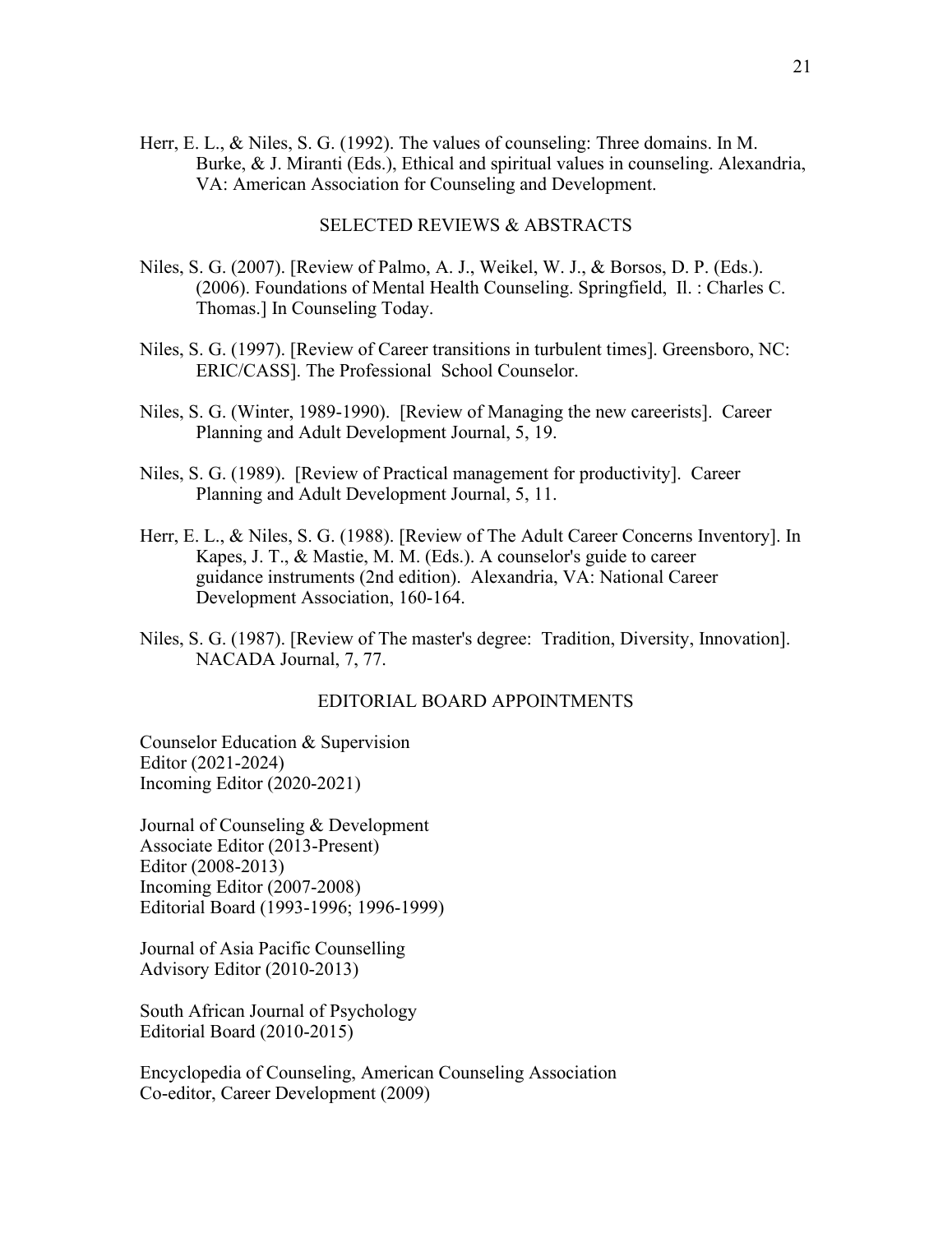Herr, E. L., & Niles, S. G. (1992). The values of counseling: Three domains. In M. Burke, & J. Miranti (Eds.), Ethical and spiritual values in counseling. Alexandria, VA: American Association for Counseling and Development.

## SELECTED REVIEWS & ABSTRACTS

Niles, S. G. (2007). [Review of Palmo, A. J., Weikel, W. J., & Borsos, D. P. (Eds.). (2006). Foundations of Mental Health Counseling. Springfield, Il. : Charles C. Thomas.] In Counseling Today.

Niles, S. G. (1997). [Review of Career transitions in turbulent times]. Greensboro, NC: ERIC/CASS]. The Professional School Counselor.

Niles, S. G. (Winter, 1989-1990). [Review of Managing the new careerists]. Career Planning and Adult Development Journal, 5, 19.

Niles, S. G. (1989). [Review of Practical management for productivity]. Career Planning and Adult Development Journal, 5, 11.

Herr, E. L., & Niles, S. G. (1988). [Review of The Adult Career Concerns Inventory]. In Kapes, J. T., & Mastie, M. M. (Eds.). A counselor's guide to career guidance instruments (2nd edition). Alexandria, VA: National Career Development Association, 160-164.

Niles, S. G. (1987). [Review of The master's degree: Tradition, Diversity, Innovation]. NACADA Journal, 7, 77.

## EDITORIAL BOARD APPOINTMENTS

Counselor Education & Supervision
Editor (2021-2024)
Incoming Editor (2020-2021)

Journal of Counseling & Development
Associate Editor (2013-Present)
Editor (2008-2013)
Incoming Editor (2007-2008)
Editorial Board (1993-1996; 1996-1999)

Journal of Asia Pacific Counselling
Advisory Editor (2010-2013)

South African Journal of Psychology
Editorial Board (2010-2015)

Encyclopedia of Counseling, American Counseling Association
Co-editor, Career Development (2009)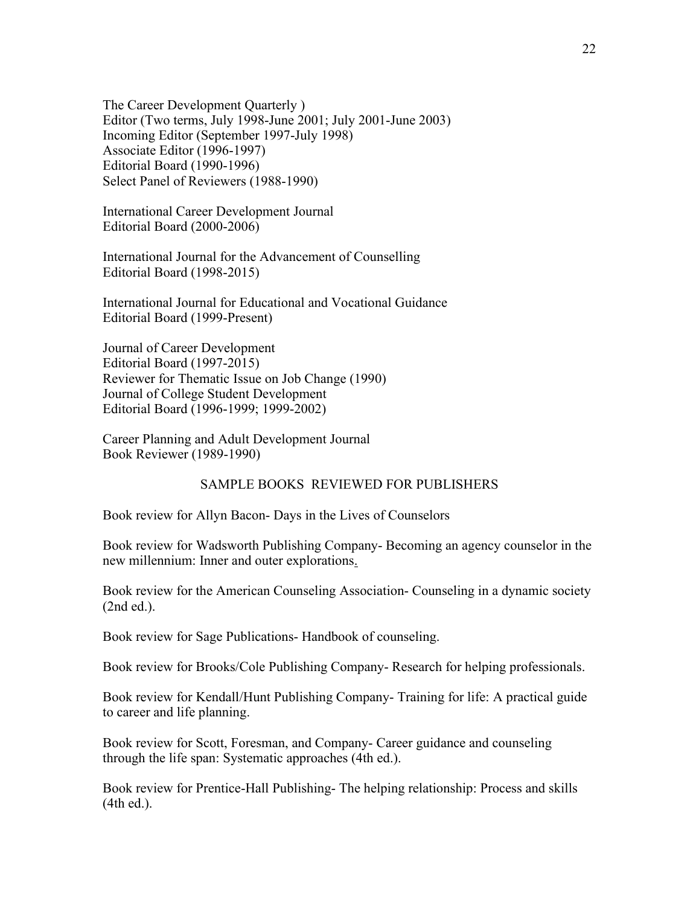The Career Development Quarterly )
Editor (Two terms, July 1998-June 2001; July 2001-June 2003)
Incoming Editor (September 1997-July 1998)
Associate Editor (1996-1997)
Editorial Board (1990-1996)
Select Panel of Reviewers (1988-1990)

International Career Development Journal
Editorial Board (2000-2006)

International Journal for the Advancement of Counselling
Editorial Board (1998-2015)

International Journal for Educational and Vocational Guidance
Editorial Board (1999-Present)

Journal of Career Development
Editorial Board (1997-2015)
Reviewer for Thematic Issue on Job Change (1990)
Journal of College Student Development
Editorial Board (1996-1999; 1999-2002)

Career Planning and Adult Development Journal
Book Reviewer (1989-1990)

## SAMPLE BOOKS REVIEWED FOR PUBLISHERS

Book review for Allyn Bacon- Days in the Lives of Counselors

Book review for Wadsworth Publishing Company- Becoming an agency counselor in the new millennium: Inner and outer explorations.

Book review for the American Counseling Association- Counseling in a dynamic society (2nd ed.).

Book review for Sage Publications- Handbook of counseling.

Book review for Brooks/Cole Publishing Company- Research for helping professionals.

Book review for Kendall/Hunt Publishing Company- Training for life: A practical guide to career and life planning.

Book review for Scott, Foresman, and Company- Career guidance and counseling through the life span: Systematic approaches (4th ed.).

Book review for Prentice-Hall Publishing- The helping relationship: Process and skills (4th ed.).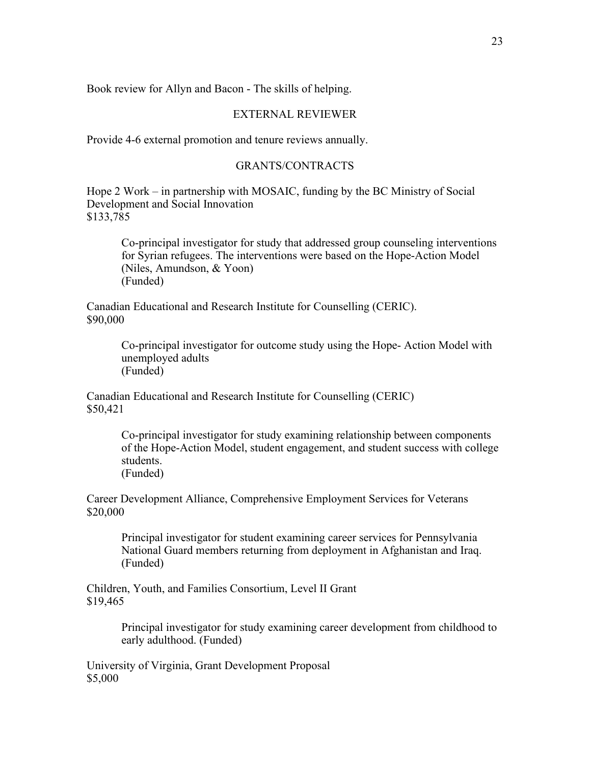Book review for Allyn and Bacon - The skills of helping.

## EXTERNAL REVIEWER

Provide 4-6 external promotion and tenure reviews annually.

## GRANTS/CONTRACTS

Hope 2 Work – in partnership with MOSAIC, funding by the BC Ministry of Social Development and Social Innovation
$133,785

> Co-principal investigator for study that addressed group counseling interventions for Syrian refugees. The interventions were based on the Hope-Action Model (Niles, Amundson, & Yoon)
> (Funded)

Canadian Educational and Research Institute for Counselling (CERIC).
$90,000

> Co-principal investigator for outcome study using the Hope- Action Model with unemployed adults
> (Funded)

Canadian Educational and Research Institute for Counselling (CERIC)
$50,421

> Co-principal investigator for study examining relationship between components of the Hope-Action Model, student engagement, and student success with college students.
> (Funded)

Career Development Alliance, Comprehensive Employment Services for Veterans
$20,000

> Principal investigator for student examining career services for Pennsylvania National Guard members returning from deployment in Afghanistan and Iraq.
> (Funded)

Children, Youth, and Families Consortium, Level II Grant
$19,465

> Principal investigator for study examining career development from childhood to early adulthood. (Funded)

University of Virginia, Grant Development Proposal
$5,000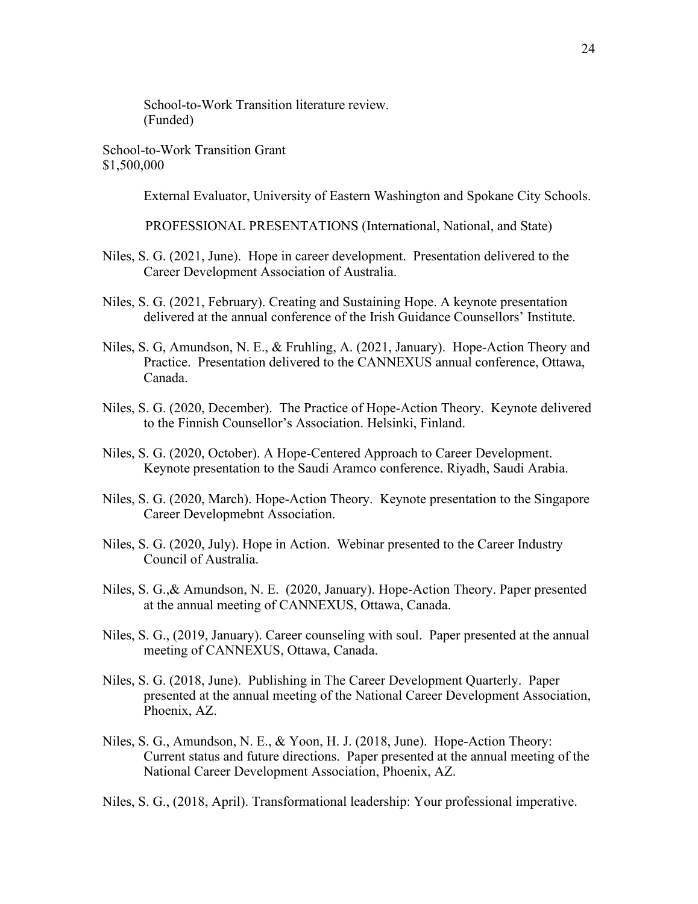School-to-Work Transition literature review.
(Funded)

School-to-Work Transition Grant
$1,500,000

External Evaluator, University of Eastern Washington and Spokane City Schools.

## PROFESSIONAL PRESENTATIONS (International, National, and State)

Niles, S. G. (2021, June). Hope in career development. Presentation delivered to the Career Development Association of Australia.

Niles, S. G. (2021, February). Creating and Sustaining Hope. A keynote presentation delivered at the annual conference of the Irish Guidance Counsellors' Institute.

Niles, S. G, Amundson, N. E., & Fruhling, A. (2021, January). Hope-Action Theory and Practice. Presentation delivered to the CANNEXUS annual conference, Ottawa, Canada.

Niles, S. G. (2020, December). The Practice of Hope-Action Theory. Keynote delivered to the Finnish Counsellor's Association. Helsinki, Finland.

Niles, S. G. (2020, October). A Hope-Centered Approach to Career Development. Keynote presentation to the Saudi Aramco conference. Riyadh, Saudi Arabia.

Niles, S. G. (2020, March). Hope-Action Theory. Keynote presentation to the Singapore Career Developmebnt Association.

Niles, S. G. (2020, July). Hope in Action. Webinar presented to the Career Industry Council of Australia.

Niles, S. G.,& Amundson, N. E. (2020, January). Hope-Action Theory. Paper presented at the annual meeting of CANNEXUS, Ottawa, Canada.

Niles, S. G., (2019, January). Career counseling with soul. Paper presented at the annual meeting of CANNEXUS, Ottawa, Canada.

Niles, S. G. (2018, June). Publishing in The Career Development Quarterly. Paper presented at the annual meeting of the National Career Development Association, Phoenix, AZ.

Niles, S. G., Amundson, N. E., & Yoon, H. J. (2018, June). Hope-Action Theory: Current status and future directions. Paper presented at the annual meeting of the National Career Development Association, Phoenix, AZ.

Niles, S. G., (2018, April). Transformational leadership: Your professional imperative.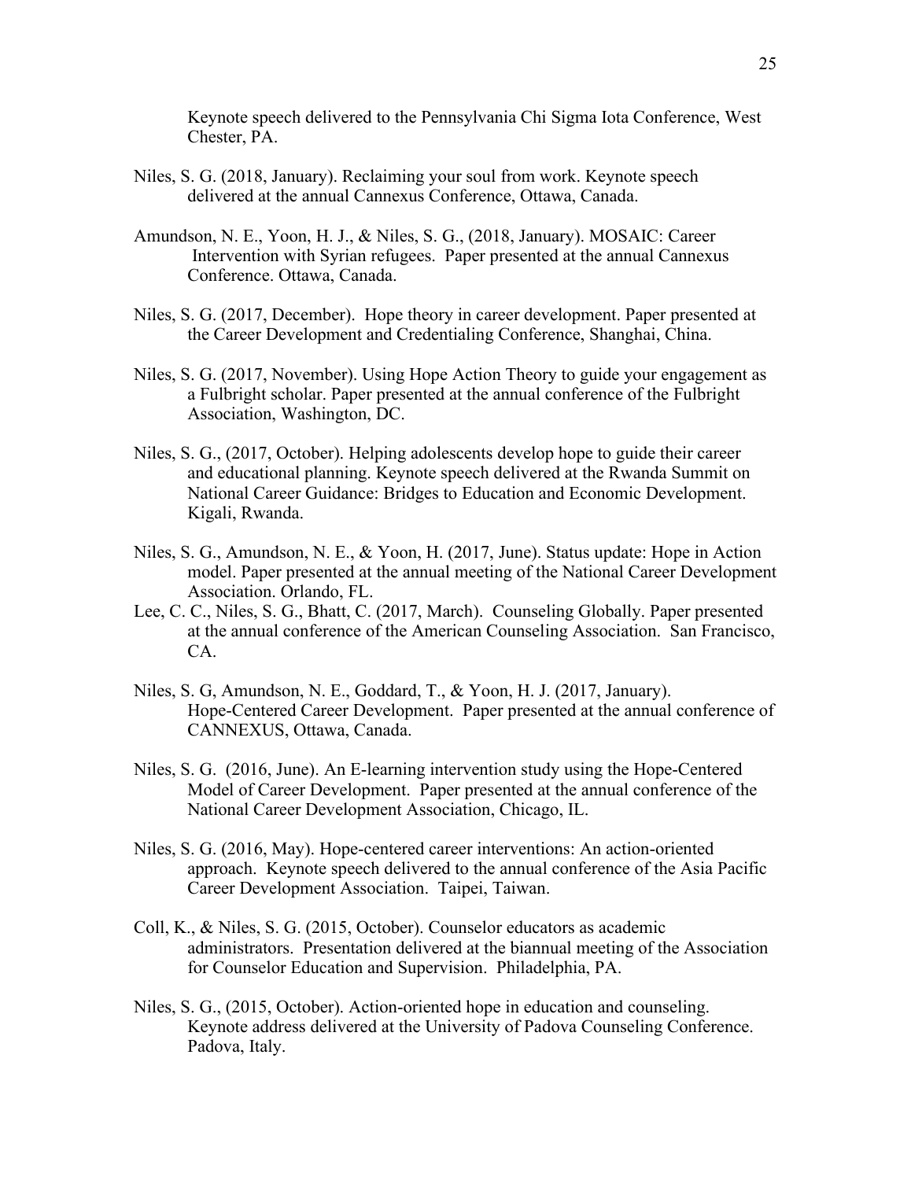Keynote speech delivered to the Pennsylvania Chi Sigma Iota Conference, West Chester, PA.

Niles, S. G. (2018, January). Reclaiming your soul from work. Keynote speech delivered at the annual Cannexus Conference, Ottawa, Canada.

Amundson, N. E., Yoon, H. J., & Niles, S. G., (2018, January). MOSAIC: Career Intervention with Syrian refugees. Paper presented at the annual Cannexus Conference. Ottawa, Canada.

Niles, S. G. (2017, December). Hope theory in career development. Paper presented at the Career Development and Credentialing Conference, Shanghai, China.

Niles, S. G. (2017, November). Using Hope Action Theory to guide your engagement as a Fulbright scholar. Paper presented at the annual conference of the Fulbright Association, Washington, DC.

Niles, S. G., (2017, October). Helping adolescents develop hope to guide their career and educational planning. Keynote speech delivered at the Rwanda Summit on National Career Guidance: Bridges to Education and Economic Development. Kigali, Rwanda.

Niles, S. G., Amundson, N. E., & Yoon, H. (2017, June). Status update: Hope in Action model. Paper presented at the annual meeting of the National Career Development Association. Orlando, FL.

Lee, C. C., Niles, S. G., Bhatt, C. (2017, March). Counseling Globally. Paper presented at the annual conference of the American Counseling Association. San Francisco, CA.

Niles, S. G, Amundson, N. E., Goddard, T., & Yoon, H. J. (2017, January). Hope-Centered Career Development. Paper presented at the annual conference of CANNEXUS, Ottawa, Canada.

Niles, S. G. (2016, June). An E-learning intervention study using the Hope-Centered Model of Career Development. Paper presented at the annual conference of the National Career Development Association, Chicago, IL.

Niles, S. G. (2016, May). Hope-centered career interventions: An action-oriented approach. Keynote speech delivered to the annual conference of the Asia Pacific Career Development Association. Taipei, Taiwan.

Coll, K., & Niles, S. G. (2015, October). Counselor educators as academic administrators. Presentation delivered at the biannual meeting of the Association for Counselor Education and Supervision. Philadelphia, PA.

Niles, S. G., (2015, October). Action-oriented hope in education and counseling. Keynote address delivered at the University of Padova Counseling Conference. Padova, Italy.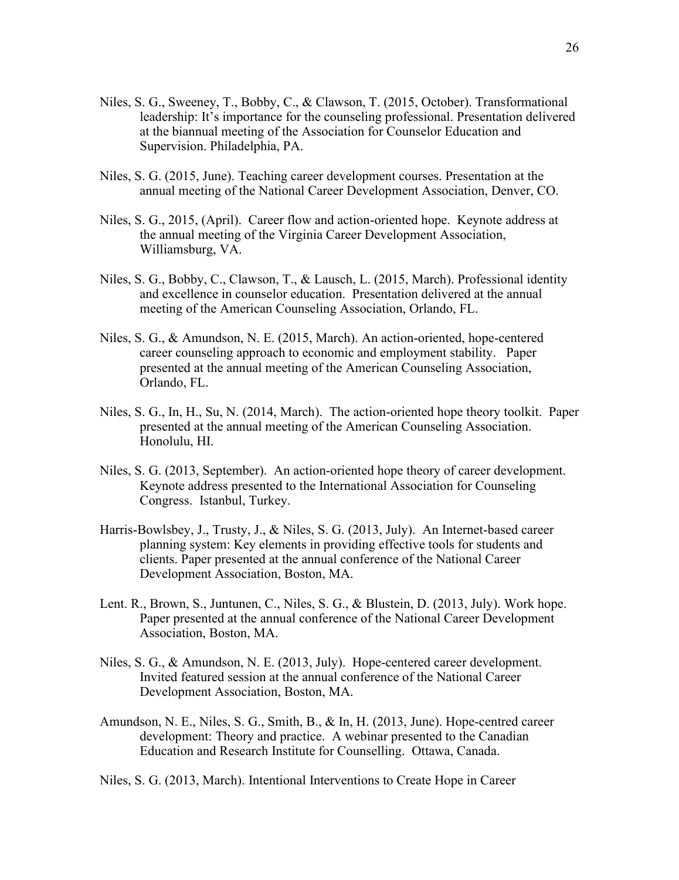Niles, S. G., Sweeney, T., Bobby, C., & Clawson, T. (2015, October). Transformational leadership: It's importance for the counseling professional. Presentation delivered at the biannual meeting of the Association for Counselor Education and Supervision. Philadelphia, PA.

Niles, S. G. (2015, June). Teaching career development courses. Presentation at the annual meeting of the National Career Development Association, Denver, CO.

Niles, S. G., 2015, (April). Career flow and action-oriented hope. Keynote address at the annual meeting of the Virginia Career Development Association, Williamsburg, VA.

Niles, S. G., Bobby, C., Clawson, T., & Lausch, L. (2015, March). Professional identity and excellence in counselor education. Presentation delivered at the annual meeting of the American Counseling Association, Orlando, FL.

Niles, S. G., & Amundson, N. E. (2015, March). An action-oriented, hope-centered career counseling approach to economic and employment stability. Paper presented at the annual meeting of the American Counseling Association, Orlando, FL.

Niles, S. G., In, H., Su, N. (2014, March). The action-oriented hope theory toolkit. Paper presented at the annual meeting of the American Counseling Association. Honolulu, HI.

Niles, S. G. (2013, September). An action-oriented hope theory of career development. Keynote address presented to the International Association for Counseling Congress. Istanbul, Turkey.

Harris-Bowlsbey, J., Trusty, J., & Niles, S. G. (2013, July). An Internet-based career planning system: Key elements in providing effective tools for students and clients. Paper presented at the annual conference of the National Career Development Association, Boston, MA.

Lent. R., Brown, S., Juntunen, C., Niles, S. G., & Blustein, D. (2013, July). Work hope. Paper presented at the annual conference of the National Career Development Association, Boston, MA.

Niles, S. G., & Amundson, N. E. (2013, July). Hope-centered career development. Invited featured session at the annual conference of the National Career Development Association, Boston, MA.

Amundson, N. E., Niles, S. G., Smith, B., & In, H. (2013, June). Hope-centred career development: Theory and practice. A webinar presented to the Canadian Education and Research Institute for Counselling. Ottawa, Canada.

Niles, S. G. (2013, March). Intentional Interventions to Create Hope in Career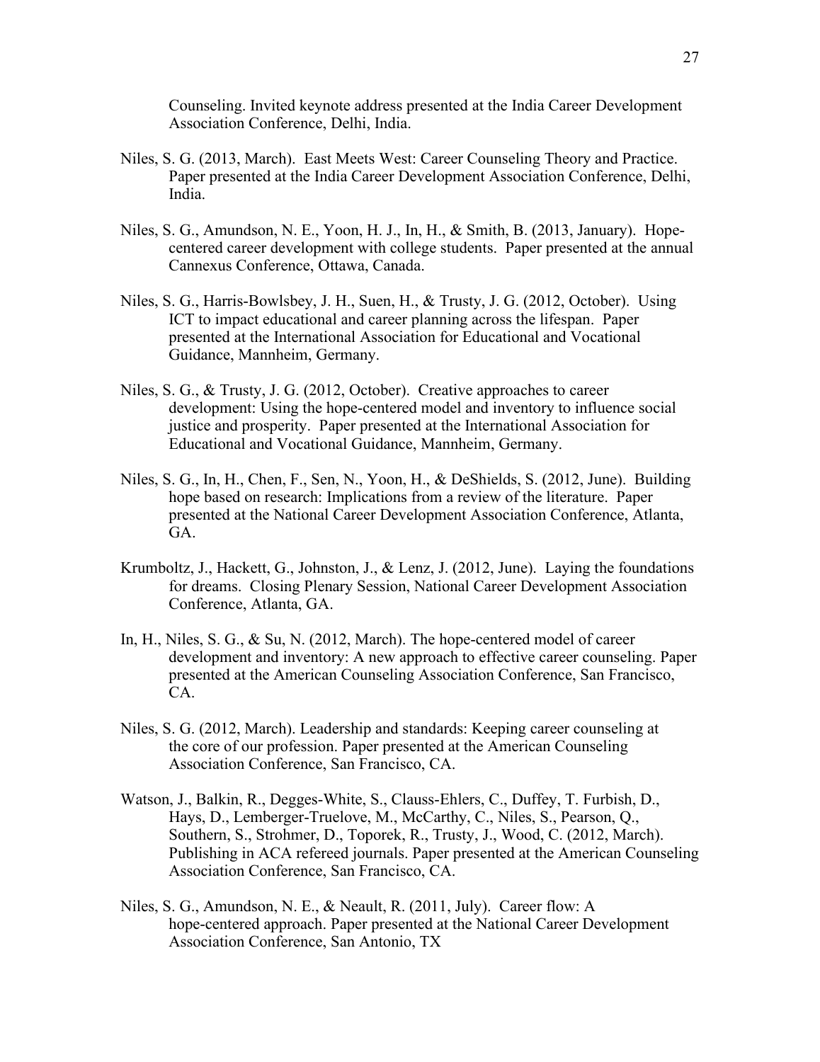Counseling. Invited keynote address presented at the India Career Development Association Conference, Delhi, India.

Niles, S. G. (2013, March). East Meets West: Career Counseling Theory and Practice. Paper presented at the India Career Development Association Conference, Delhi, India.

Niles, S. G., Amundson, N. E., Yoon, H. J., In, H., & Smith, B. (2013, January). Hope-centered career development with college students. Paper presented at the annual Cannexus Conference, Ottawa, Canada.

Niles, S. G., Harris-Bowlsbey, J. H., Suen, H., & Trusty, J. G. (2012, October). Using ICT to impact educational and career planning across the lifespan. Paper presented at the International Association for Educational and Vocational Guidance, Mannheim, Germany.

Niles, S. G., & Trusty, J. G. (2012, October). Creative approaches to career development: Using the hope-centered model and inventory to influence social justice and prosperity. Paper presented at the International Association for Educational and Vocational Guidance, Mannheim, Germany.

Niles, S. G., In, H., Chen, F., Sen, N., Yoon, H., & DeShields, S. (2012, June). Building hope based on research: Implications from a review of the literature. Paper presented at the National Career Development Association Conference, Atlanta, GA.

Krumboltz, J., Hackett, G., Johnston, J., & Lenz, J. (2012, June). Laying the foundations for dreams. Closing Plenary Session, National Career Development Association Conference, Atlanta, GA.

In, H., Niles, S. G., & Su, N. (2012, March). The hope-centered model of career development and inventory: A new approach to effective career counseling. Paper presented at the American Counseling Association Conference, San Francisco, CA.

Niles, S. G. (2012, March). Leadership and standards: Keeping career counseling at the core of our profession. Paper presented at the American Counseling Association Conference, San Francisco, CA.

Watson, J., Balkin, R., Degges-White, S., Clauss-Ehlers, C., Duffey, T. Furbish, D., Hays, D., Lemberger-Truelove, M., McCarthy, C., Niles, S., Pearson, Q., Southern, S., Strohmer, D., Toporek, R., Trusty, J., Wood, C. (2012, March). Publishing in ACA refereed journals. Paper presented at the American Counseling Association Conference, San Francisco, CA.

Niles, S. G., Amundson, N. E., & Neault, R. (2011, July). Career flow: A hope-centered approach. Paper presented at the National Career Development Association Conference, San Antonio, TX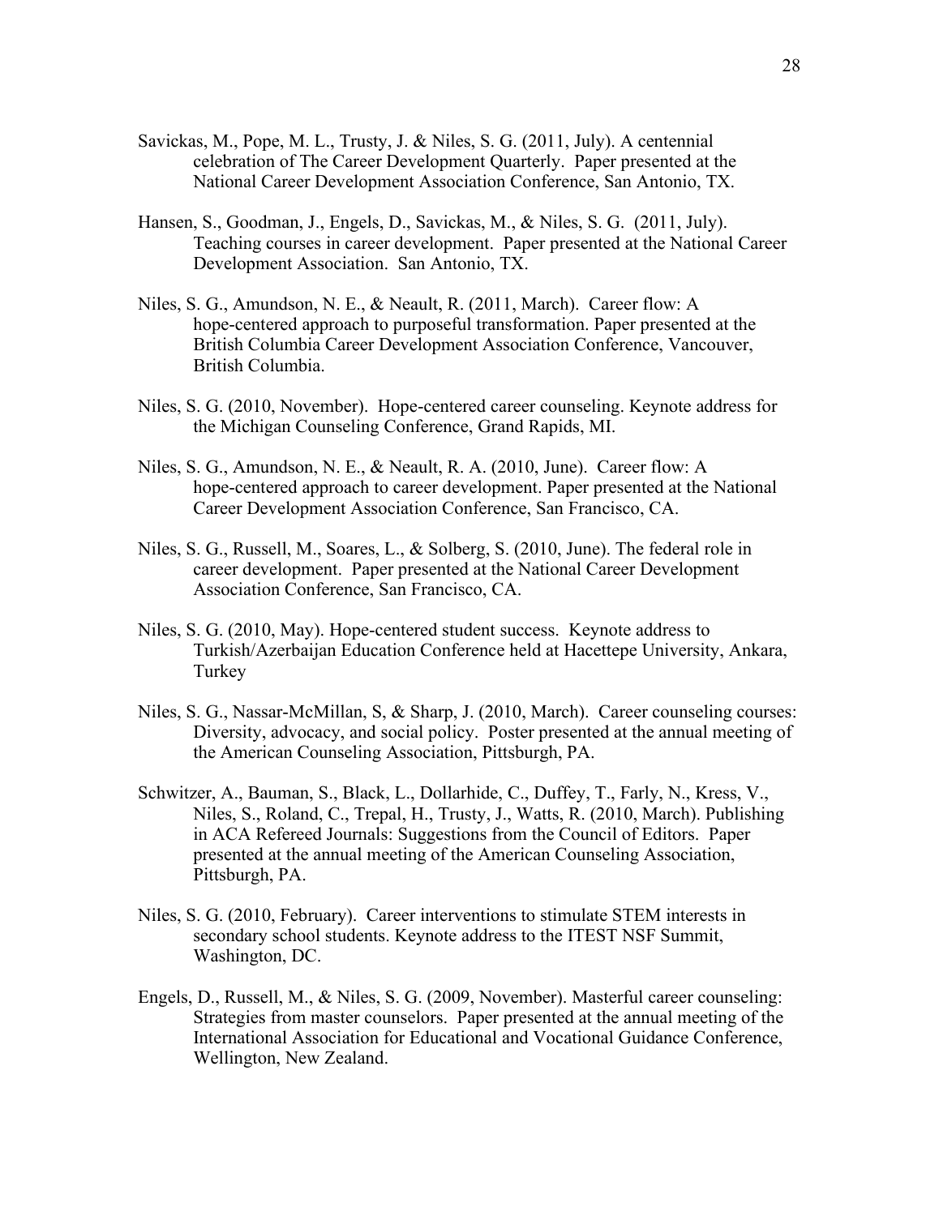Savickas, M., Pope, M. L., Trusty, J. & Niles, S. G. (2011, July). A centennial celebration of The Career Development Quarterly. Paper presented at the National Career Development Association Conference, San Antonio, TX.

Hansen, S., Goodman, J., Engels, D., Savickas, M., & Niles, S. G. (2011, July). Teaching courses in career development. Paper presented at the National Career Development Association. San Antonio, TX.

Niles, S. G., Amundson, N. E., & Neault, R. (2011, March). Career flow: A hope-centered approach to purposeful transformation. Paper presented at the British Columbia Career Development Association Conference, Vancouver, British Columbia.

Niles, S. G. (2010, November). Hope-centered career counseling. Keynote address for the Michigan Counseling Conference, Grand Rapids, MI.

Niles, S. G., Amundson, N. E., & Neault, R. A. (2010, June). Career flow: A hope-centered approach to career development. Paper presented at the National Career Development Association Conference, San Francisco, CA.

Niles, S. G., Russell, M., Soares, L., & Solberg, S. (2010, June). The federal role in career development. Paper presented at the National Career Development Association Conference, San Francisco, CA.

Niles, S. G. (2010, May). Hope-centered student success. Keynote address to Turkish/Azerbaijan Education Conference held at Hacettepe University, Ankara, Turkey

Niles, S. G., Nassar-McMillan, S, & Sharp, J. (2010, March). Career counseling courses: Diversity, advocacy, and social policy. Poster presented at the annual meeting of the American Counseling Association, Pittsburgh, PA.

Schwitzer, A., Bauman, S., Black, L., Dollarhide, C., Duffey, T., Farly, N., Kress, V., Niles, S., Roland, C., Trepal, H., Trusty, J., Watts, R. (2010, March). Publishing in ACA Refereed Journals: Suggestions from the Council of Editors. Paper presented at the annual meeting of the American Counseling Association, Pittsburgh, PA.

Niles, S. G. (2010, February). Career interventions to stimulate STEM interests in secondary school students. Keynote address to the ITEST NSF Summit, Washington, DC.

Engels, D., Russell, M., & Niles, S. G. (2009, November). Masterful career counseling: Strategies from master counselors. Paper presented at the annual meeting of the International Association for Educational and Vocational Guidance Conference, Wellington, New Zealand.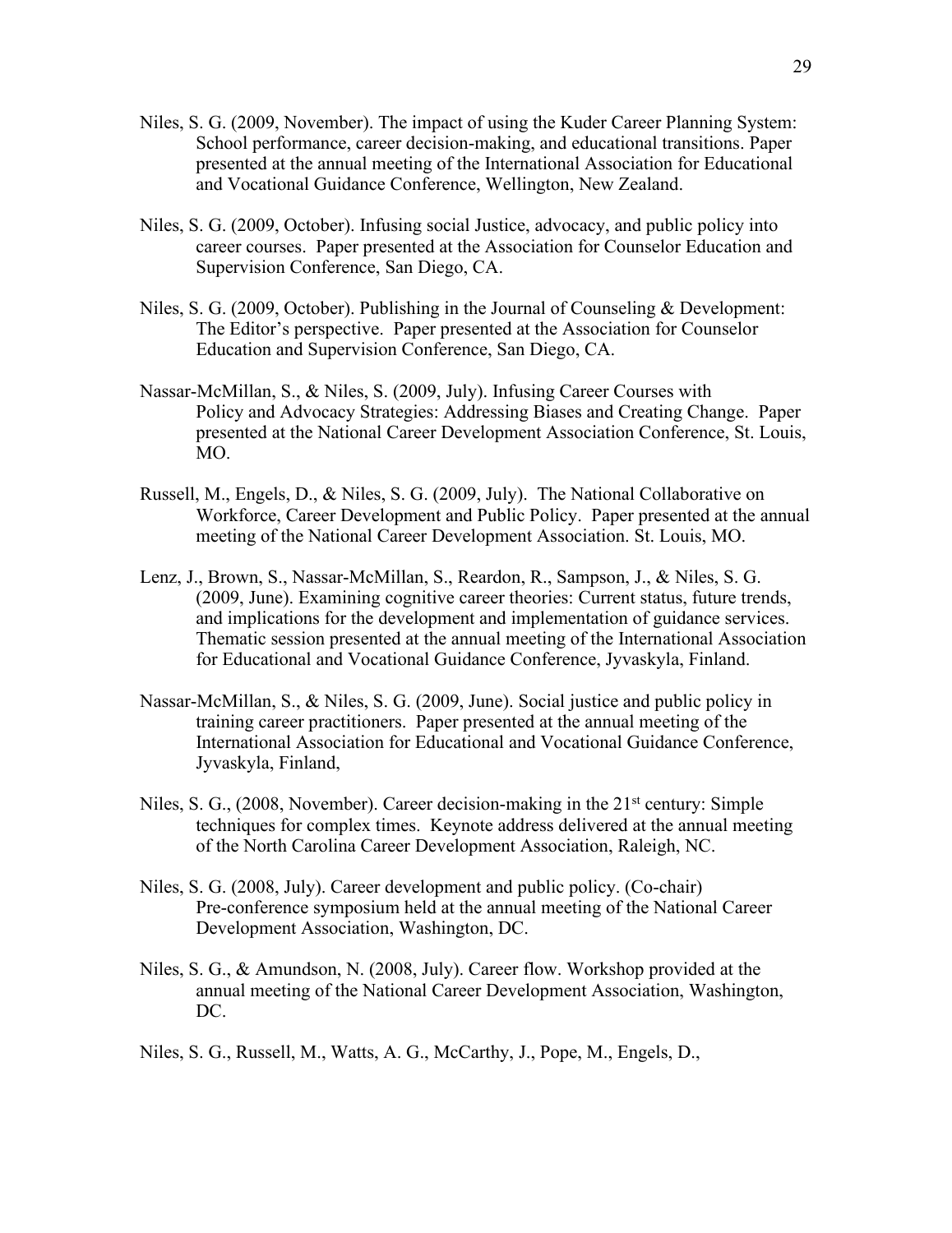Niles, S. G. (2009, November). The impact of using the Kuder Career Planning System: School performance, career decision-making, and educational transitions. Paper presented at the annual meeting of the International Association for Educational and Vocational Guidance Conference, Wellington, New Zealand.

Niles, S. G. (2009, October). Infusing social Justice, advocacy, and public policy into career courses. Paper presented at the Association for Counselor Education and Supervision Conference, San Diego, CA.

Niles, S. G. (2009, October). Publishing in the Journal of Counseling & Development: The Editor's perspective. Paper presented at the Association for Counselor Education and Supervision Conference, San Diego, CA.

Nassar-McMillan, S., & Niles, S. (2009, July). Infusing Career Courses with Policy and Advocacy Strategies: Addressing Biases and Creating Change. Paper presented at the National Career Development Association Conference, St. Louis, MO.

Russell, M., Engels, D., & Niles, S. G. (2009, July). The National Collaborative on Workforce, Career Development and Public Policy. Paper presented at the annual meeting of the National Career Development Association. St. Louis, MO.

Lenz, J., Brown, S., Nassar-McMillan, S., Reardon, R., Sampson, J., & Niles, S. G. (2009, June). Examining cognitive career theories: Current status, future trends, and implications for the development and implementation of guidance services. Thematic session presented at the annual meeting of the International Association for Educational and Vocational Guidance Conference, Jyvaskyla, Finland.

Nassar-McMillan, S., & Niles, S. G. (2009, June). Social justice and public policy in training career practitioners. Paper presented at the annual meeting of the International Association for Educational and Vocational Guidance Conference, Jyvaskyla, Finland,

Niles, S. G., (2008, November). Career decision-making in the 21st century: Simple techniques for complex times. Keynote address delivered at the annual meeting of the North Carolina Career Development Association, Raleigh, NC.

Niles, S. G. (2008, July). Career development and public policy. (Co-chair) Pre-conference symposium held at the annual meeting of the National Career Development Association, Washington, DC.

Niles, S. G., & Amundson, N. (2008, July). Career flow. Workshop provided at the annual meeting of the National Career Development Association, Washington, DC.

Niles, S. G., Russell, M., Watts, A. G., McCarthy, J., Pope, M., Engels, D.,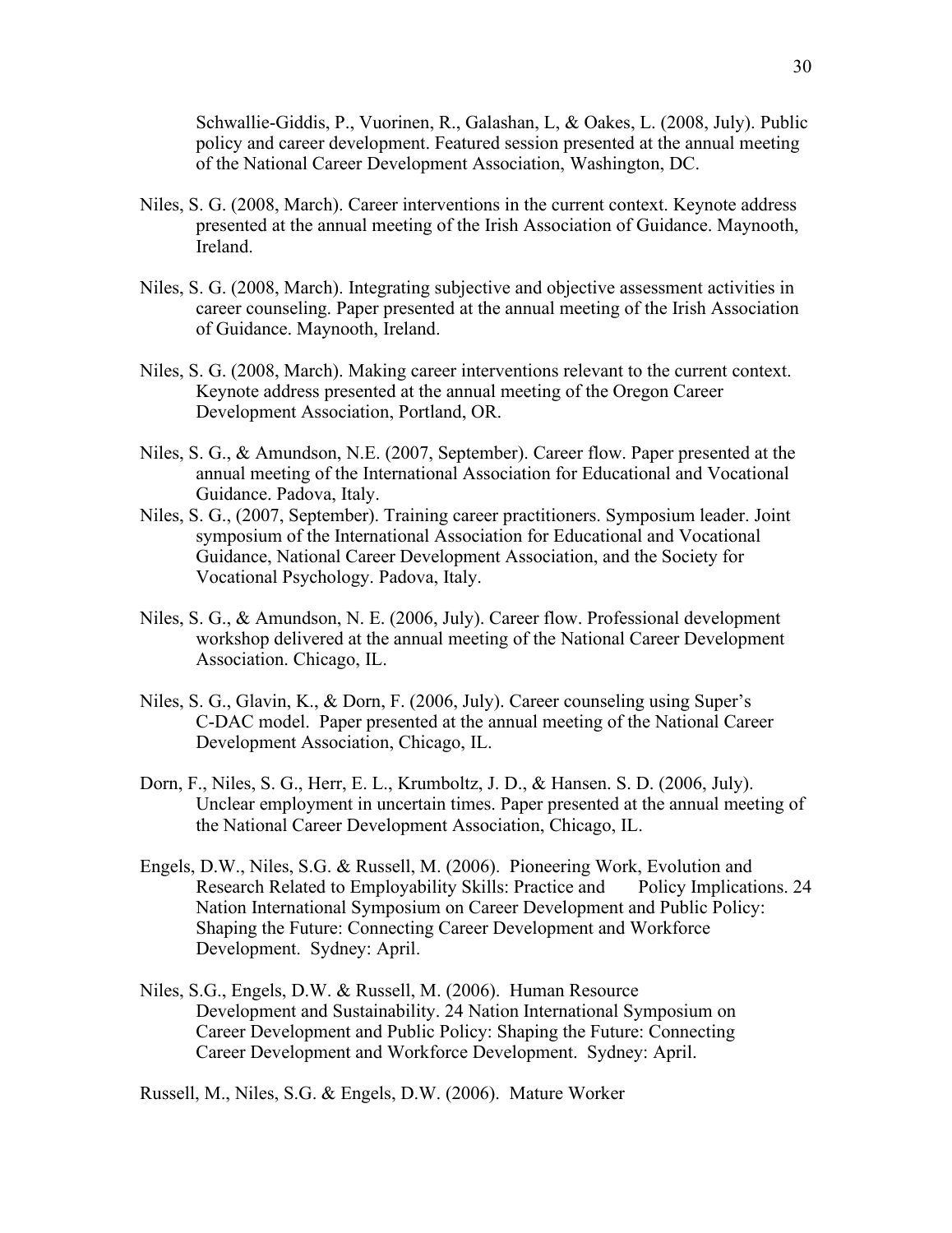Schwallie-Giddis, P., Vuorinen, R., Galashan, L, & Oakes, L. (2008, July). Public policy and career development. Featured session presented at the annual meeting of the National Career Development Association, Washington, DC.

Niles, S. G. (2008, March). Career interventions in the current context. Keynote address presented at the annual meeting of the Irish Association of Guidance. Maynooth, Ireland.

Niles, S. G. (2008, March). Integrating subjective and objective assessment activities in career counseling. Paper presented at the annual meeting of the Irish Association of Guidance. Maynooth, Ireland.

Niles, S. G. (2008, March). Making career interventions relevant to the current context. Keynote address presented at the annual meeting of the Oregon Career Development Association, Portland, OR.

Niles, S. G., & Amundson, N.E. (2007, September). Career flow. Paper presented at the annual meeting of the International Association for Educational and Vocational Guidance. Padova, Italy.

Niles, S. G., (2007, September). Training career practitioners. Symposium leader. Joint symposium of the International Association for Educational and Vocational Guidance, National Career Development Association, and the Society for Vocational Psychology. Padova, Italy.

Niles, S. G., & Amundson, N. E. (2006, July). Career flow. Professional development workshop delivered at the annual meeting of the National Career Development Association. Chicago, IL.

Niles, S. G., Glavin, K., & Dorn, F. (2006, July). Career counseling using Super's C-DAC model. Paper presented at the annual meeting of the National Career Development Association, Chicago, IL.

Dorn, F., Niles, S. G., Herr, E. L., Krumboltz, J. D., & Hansen. S. D. (2006, July). Unclear employment in uncertain times. Paper presented at the annual meeting of the National Career Development Association, Chicago, IL.

Engels, D.W., Niles, S.G. & Russell, M. (2006). Pioneering Work, Evolution and Research Related to Employability Skills: Practice and Policy Implications. 24 Nation International Symposium on Career Development and Public Policy: Shaping the Future: Connecting Career Development and Workforce Development. Sydney: April.

Niles, S.G., Engels, D.W. & Russell, M. (2006). Human Resource Development and Sustainability. 24 Nation International Symposium on Career Development and Public Policy: Shaping the Future: Connecting Career Development and Workforce Development. Sydney: April.

Russell, M., Niles, S.G. & Engels, D.W. (2006). Mature Worker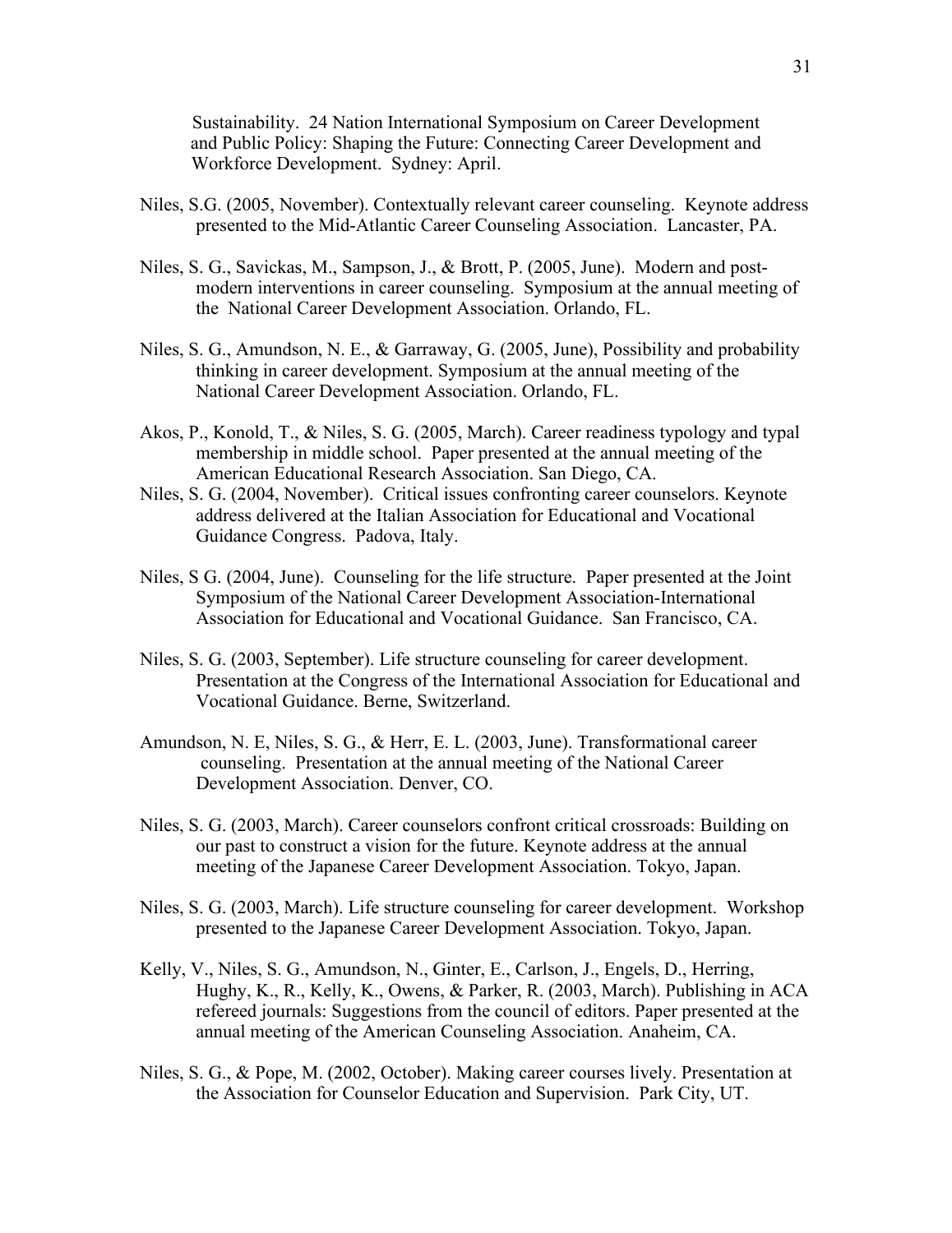Sustainability. 24 Nation International Symposium on Career Development and Public Policy: Shaping the Future: Connecting Career Development and Workforce Development. Sydney: April.

Niles, S.G. (2005, November). Contextually relevant career counseling. Keynote address presented to the Mid-Atlantic Career Counseling Association. Lancaster, PA.

Niles, S. G., Savickas, M., Sampson, J., & Brott, P. (2005, June). Modern and post-modern interventions in career counseling. Symposium at the annual meeting of the National Career Development Association. Orlando, FL.

Niles, S. G., Amundson, N. E., & Garraway, G. (2005, June), Possibility and probability thinking in career development. Symposium at the annual meeting of the National Career Development Association. Orlando, FL.

Akos, P., Konold, T., & Niles, S. G. (2005, March). Career readiness typology and typal membership in middle school. Paper presented at the annual meeting of the American Educational Research Association. San Diego, CA.

Niles, S. G. (2004, November). Critical issues confronting career counselors. Keynote address delivered at the Italian Association for Educational and Vocational Guidance Congress. Padova, Italy.

Niles, S G. (2004, June). Counseling for the life structure. Paper presented at the Joint Symposium of the National Career Development Association-International Association for Educational and Vocational Guidance. San Francisco, CA.

Niles, S. G. (2003, September). Life structure counseling for career development. Presentation at the Congress of the International Association for Educational and Vocational Guidance. Berne, Switzerland.

Amundson, N. E, Niles, S. G., & Herr, E. L. (2003, June). Transformational career counseling. Presentation at the annual meeting of the National Career Development Association. Denver, CO.

Niles, S. G. (2003, March). Career counselors confront critical crossroads: Building on our past to construct a vision for the future. Keynote address at the annual meeting of the Japanese Career Development Association. Tokyo, Japan.

Niles, S. G. (2003, March). Life structure counseling for career development. Workshop presented to the Japanese Career Development Association. Tokyo, Japan.

Kelly, V., Niles, S. G., Amundson, N., Ginter, E., Carlson, J., Engels, D., Herring, Hughy, K., R., Kelly, K., Owens, & Parker, R. (2003, March). Publishing in ACA refereed journals: Suggestions from the council of editors. Paper presented at the annual meeting of the American Counseling Association. Anaheim, CA.

Niles, S. G., & Pope, M. (2002, October). Making career courses lively. Presentation at the Association for Counselor Education and Supervision. Park City, UT.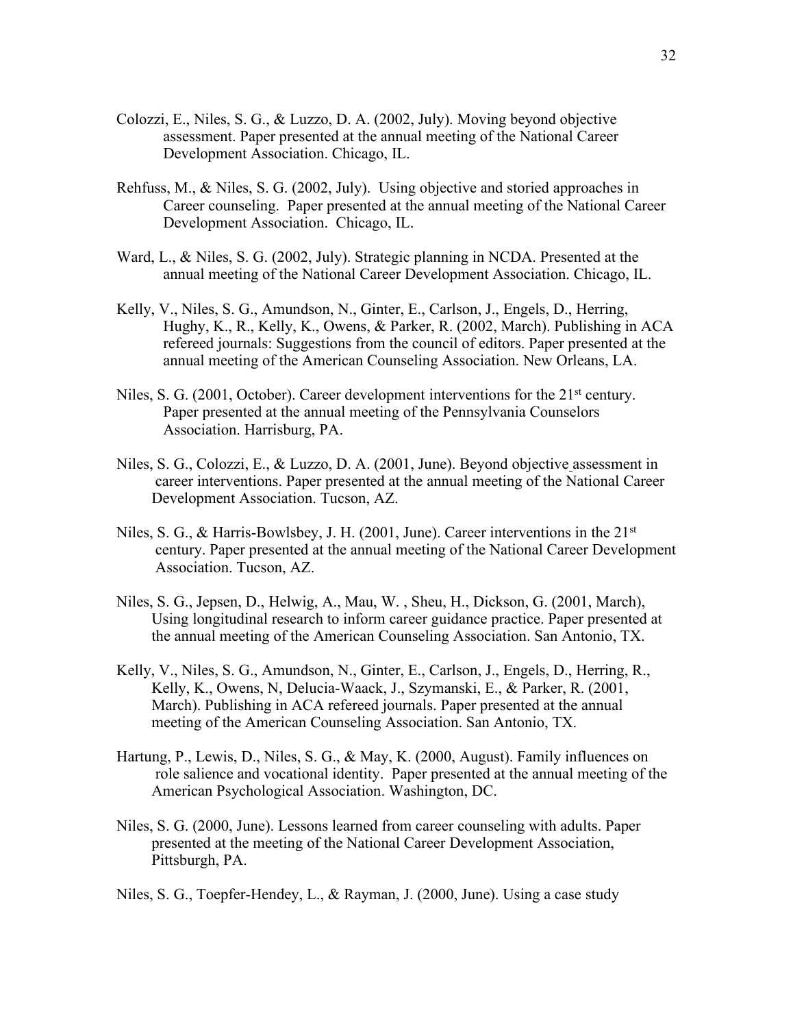Colozzi, E., Niles, S. G., & Luzzo, D. A. (2002, July). Moving beyond objective assessment. Paper presented at the annual meeting of the National Career Development Association. Chicago, IL.

Rehfuss, M., & Niles, S. G. (2002, July). Using objective and storied approaches in Career counseling. Paper presented at the annual meeting of the National Career Development Association. Chicago, IL.

Ward, L., & Niles, S. G. (2002, July). Strategic planning in NCDA. Presented at the annual meeting of the National Career Development Association. Chicago, IL.

Kelly, V., Niles, S. G., Amundson, N., Ginter, E., Carlson, J., Engels, D., Herring, Hughy, K., R., Kelly, K., Owens, & Parker, R. (2002, March). Publishing in ACA refereed journals: Suggestions from the council of editors. Paper presented at the annual meeting of the American Counseling Association. New Orleans, LA.

Niles, S. G. (2001, October). Career development interventions for the 21st century. Paper presented at the annual meeting of the Pennsylvania Counselors Association. Harrisburg, PA.

Niles, S. G., Colozzi, E., & Luzzo, D. A. (2001, June). Beyond objective assessment in career interventions. Paper presented at the annual meeting of the National Career Development Association. Tucson, AZ.

Niles, S. G., & Harris-Bowlsbey, J. H. (2001, June). Career interventions in the 21st century. Paper presented at the annual meeting of the National Career Development Association. Tucson, AZ.

Niles, S. G., Jepsen, D., Helwig, A., Mau, W. , Sheu, H., Dickson, G. (2001, March), Using longitudinal research to inform career guidance practice. Paper presented at the annual meeting of the American Counseling Association. San Antonio, TX.

Kelly, V., Niles, S. G., Amundson, N., Ginter, E., Carlson, J., Engels, D., Herring, R., Kelly, K., Owens, N, Delucia-Waack, J., Szymanski, E., & Parker, R. (2001, March). Publishing in ACA refereed journals. Paper presented at the annual meeting of the American Counseling Association. San Antonio, TX.

Hartung, P., Lewis, D., Niles, S. G., & May, K. (2000, August). Family influences on role salience and vocational identity. Paper presented at the annual meeting of the American Psychological Association. Washington, DC.

Niles, S. G. (2000, June). Lessons learned from career counseling with adults. Paper presented at the meeting of the National Career Development Association, Pittsburgh, PA.

Niles, S. G., Toepfer-Hendey, L., & Rayman, J. (2000, June). Using a case study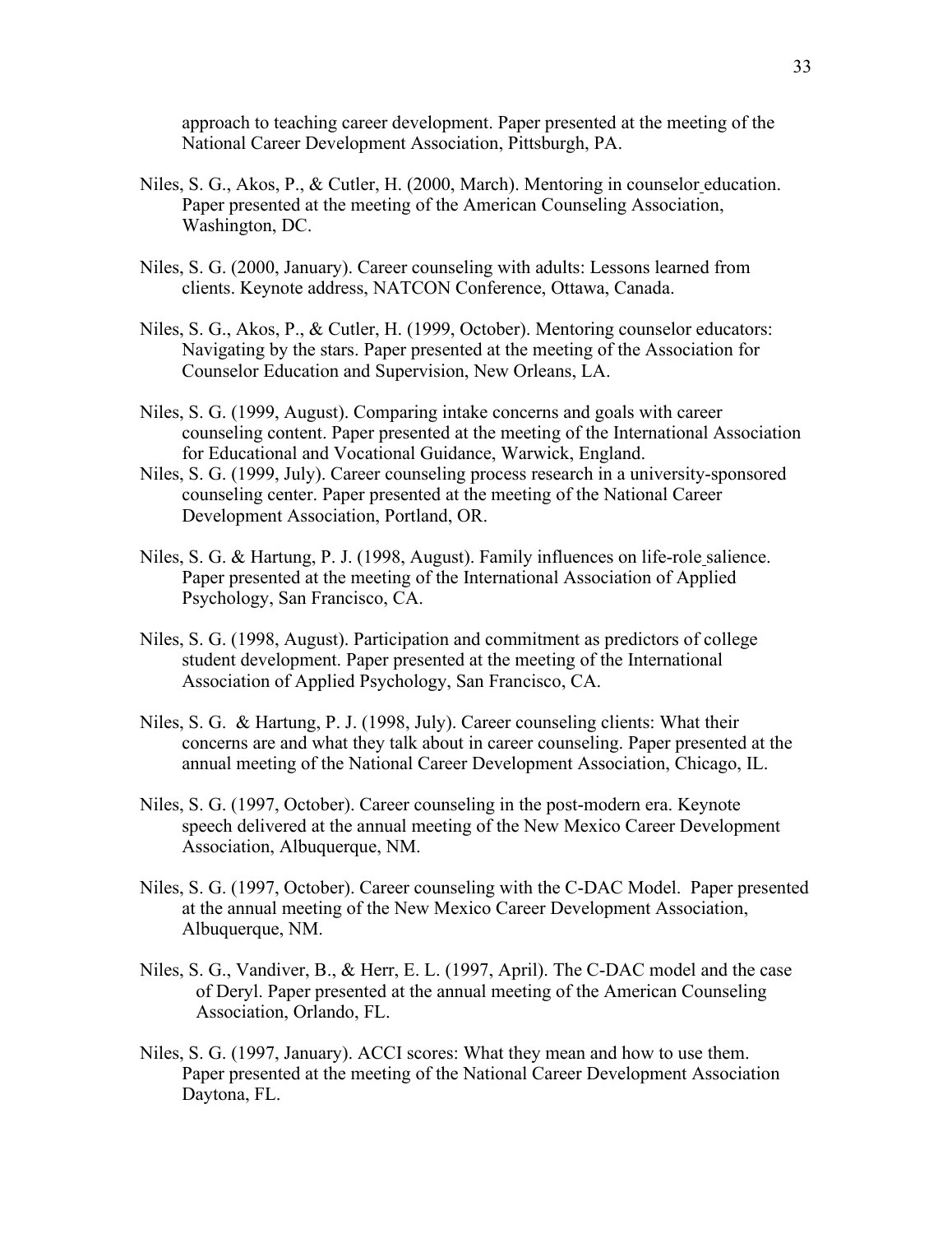approach to teaching career development. Paper presented at the meeting of the National Career Development Association, Pittsburgh, PA.

Niles, S. G., Akos, P., & Cutler, H. (2000, March). Mentoring in counselor education. Paper presented at the meeting of the American Counseling Association, Washington, DC.

Niles, S. G. (2000, January). Career counseling with adults: Lessons learned from clients. Keynote address, NATCON Conference, Ottawa, Canada.

Niles, S. G., Akos, P., & Cutler, H. (1999, October). Mentoring counselor educators: Navigating by the stars. Paper presented at the meeting of the Association for Counselor Education and Supervision, New Orleans, LA.

Niles, S. G. (1999, August). Comparing intake concerns and goals with career counseling content. Paper presented at the meeting of the International Association for Educational and Vocational Guidance, Warwick, England.

Niles, S. G. (1999, July). Career counseling process research in a university-sponsored counseling center. Paper presented at the meeting of the National Career Development Association, Portland, OR.

Niles, S. G. & Hartung, P. J. (1998, August). Family influences on life-role salience. Paper presented at the meeting of the International Association of Applied Psychology, San Francisco, CA.

Niles, S. G. (1998, August). Participation and commitment as predictors of college student development. Paper presented at the meeting of the International Association of Applied Psychology, San Francisco, CA.

Niles, S. G. & Hartung, P. J. (1998, July). Career counseling clients: What their concerns are and what they talk about in career counseling. Paper presented at the annual meeting of the National Career Development Association, Chicago, IL.

Niles, S. G. (1997, October). Career counseling in the post-modern era. Keynote speech delivered at the annual meeting of the New Mexico Career Development Association, Albuquerque, NM.

Niles, S. G. (1997, October). Career counseling with the C-DAC Model. Paper presented at the annual meeting of the New Mexico Career Development Association, Albuquerque, NM.

Niles, S. G., Vandiver, B., & Herr, E. L. (1997, April). The C-DAC model and the case of Deryl. Paper presented at the annual meeting of the American Counseling Association, Orlando, FL.

Niles, S. G. (1997, January). ACCI scores: What they mean and how to use them. Paper presented at the meeting of the National Career Development Association Daytona, FL.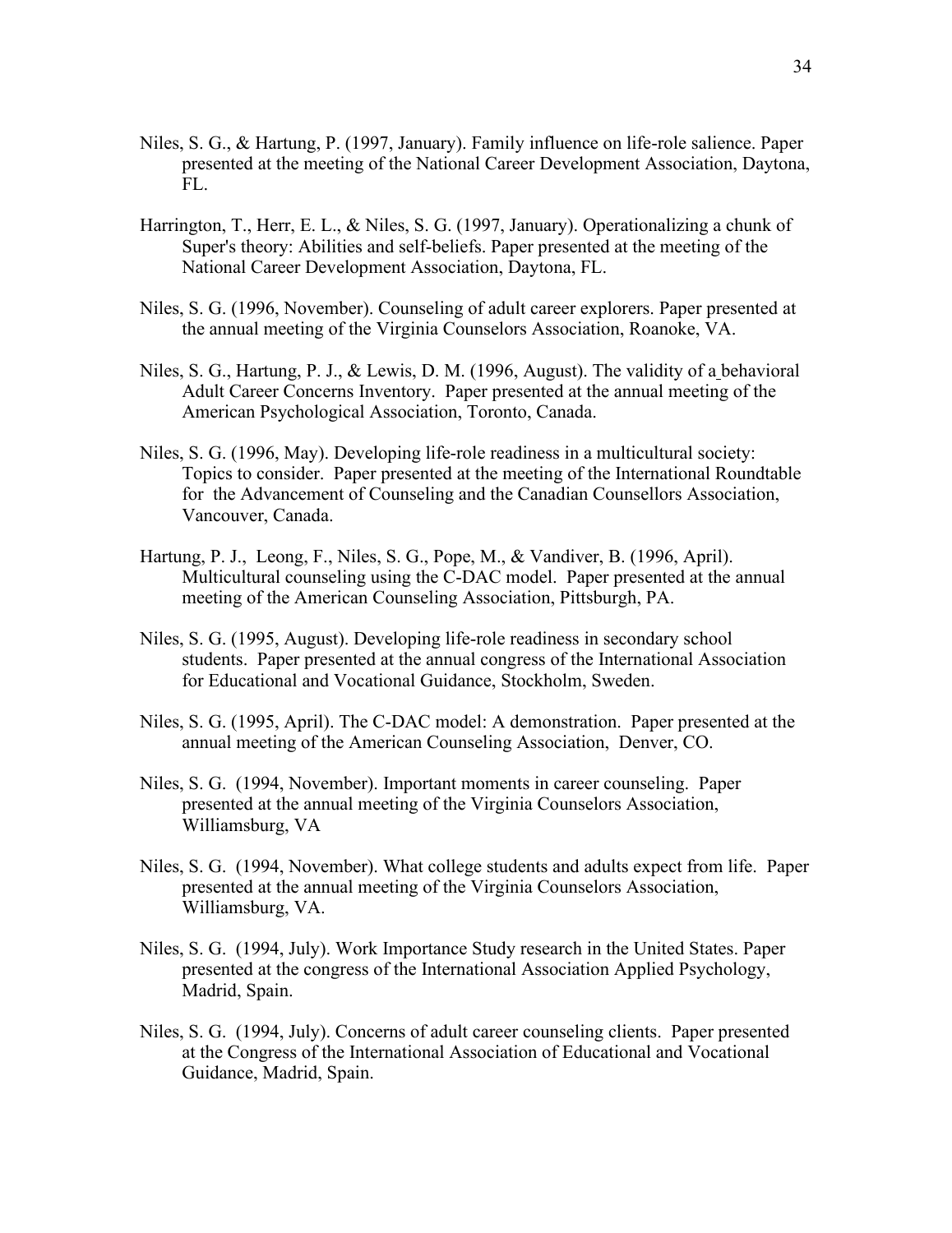Niles, S. G., & Hartung, P. (1997, January). Family influence on life-role salience. Paper presented at the meeting of the National Career Development Association, Daytona, FL.

Harrington, T., Herr, E. L., & Niles, S. G. (1997, January). Operationalizing a chunk of Super's theory: Abilities and self-beliefs. Paper presented at the meeting of the National Career Development Association, Daytona, FL.

Niles, S. G. (1996, November). Counseling of adult career explorers. Paper presented at the annual meeting of the Virginia Counselors Association, Roanoke, VA.

Niles, S. G., Hartung, P. J., & Lewis, D. M. (1996, August). The validity of a behavioral Adult Career Concerns Inventory. Paper presented at the annual meeting of the American Psychological Association, Toronto, Canada.

Niles, S. G. (1996, May). Developing life-role readiness in a multicultural society: Topics to consider. Paper presented at the meeting of the International Roundtable for the Advancement of Counseling and the Canadian Counsellors Association, Vancouver, Canada.

Hartung, P. J., Leong, F., Niles, S. G., Pope, M., & Vandiver, B. (1996, April). Multicultural counseling using the C-DAC model. Paper presented at the annual meeting of the American Counseling Association, Pittsburgh, PA.

Niles, S. G. (1995, August). Developing life-role readiness in secondary school students. Paper presented at the annual congress of the International Association for Educational and Vocational Guidance, Stockholm, Sweden.

Niles, S. G. (1995, April). The C-DAC model: A demonstration. Paper presented at the annual meeting of the American Counseling Association, Denver, CO.

Niles, S. G. (1994, November). Important moments in career counseling. Paper presented at the annual meeting of the Virginia Counselors Association, Williamsburg, VA

Niles, S. G. (1994, November). What college students and adults expect from life. Paper presented at the annual meeting of the Virginia Counselors Association, Williamsburg, VA.

Niles, S. G. (1994, July). Work Importance Study research in the United States. Paper presented at the congress of the International Association Applied Psychology, Madrid, Spain.

Niles, S. G. (1994, July). Concerns of adult career counseling clients. Paper presented at the Congress of the International Association of Educational and Vocational Guidance, Madrid, Spain.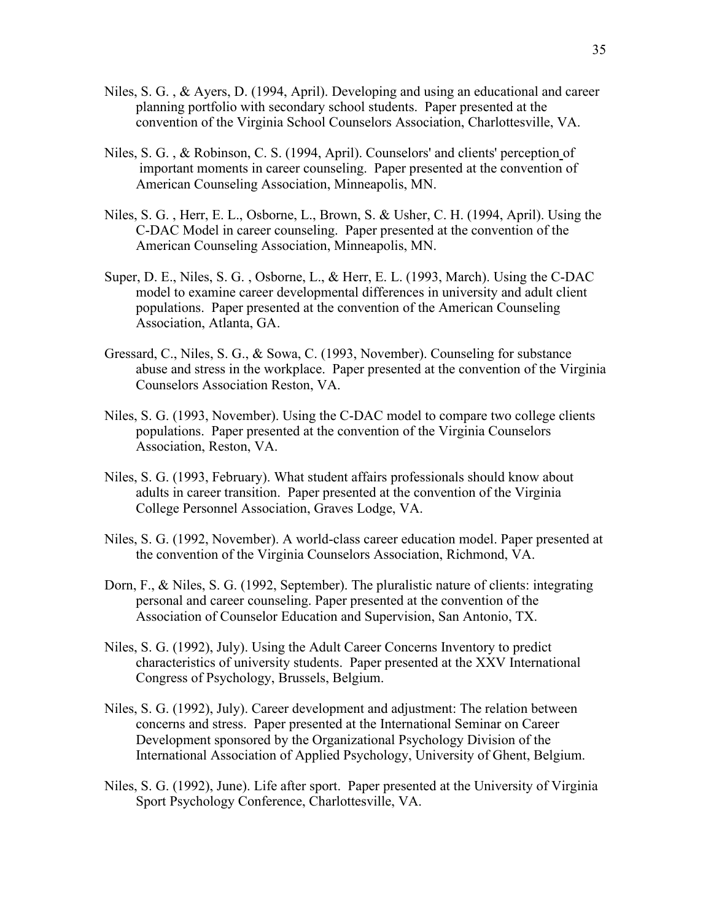Niles, S. G. , & Ayers, D. (1994, April). Developing and using an educational and career planning portfolio with secondary school students. Paper presented at the convention of the Virginia School Counselors Association, Charlottesville, VA.

Niles, S. G. , & Robinson, C. S. (1994, April). Counselors' and clients' perception of important moments in career counseling. Paper presented at the convention of American Counseling Association, Minneapolis, MN.

Niles, S. G. , Herr, E. L., Osborne, L., Brown, S. & Usher, C. H. (1994, April). Using the C-DAC Model in career counseling. Paper presented at the convention of the American Counseling Association, Minneapolis, MN.

Super, D. E., Niles, S. G. , Osborne, L., & Herr, E. L. (1993, March). Using the C-DAC model to examine career developmental differences in university and adult client populations. Paper presented at the convention of the American Counseling Association, Atlanta, GA.

Gressard, C., Niles, S. G., & Sowa, C. (1993, November). Counseling for substance abuse and stress in the workplace. Paper presented at the convention of the Virginia Counselors Association Reston, VA.

Niles, S. G. (1993, November). Using the C-DAC model to compare two college clients populations. Paper presented at the convention of the Virginia Counselors Association, Reston, VA.

Niles, S. G. (1993, February). What student affairs professionals should know about adults in career transition. Paper presented at the convention of the Virginia College Personnel Association, Graves Lodge, VA.

Niles, S. G. (1992, November). A world-class career education model. Paper presented at the convention of the Virginia Counselors Association, Richmond, VA.

Dorn, F., & Niles, S. G. (1992, September). The pluralistic nature of clients: integrating personal and career counseling. Paper presented at the convention of the Association of Counselor Education and Supervision, San Antonio, TX.

Niles, S. G. (1992), July). Using the Adult Career Concerns Inventory to predict characteristics of university students. Paper presented at the XXV International Congress of Psychology, Brussels, Belgium.

Niles, S. G. (1992), July). Career development and adjustment: The relation between concerns and stress. Paper presented at the International Seminar on Career Development sponsored by the Organizational Psychology Division of the International Association of Applied Psychology, University of Ghent, Belgium.

Niles, S. G. (1992), June). Life after sport. Paper presented at the University of Virginia Sport Psychology Conference, Charlottesville, VA.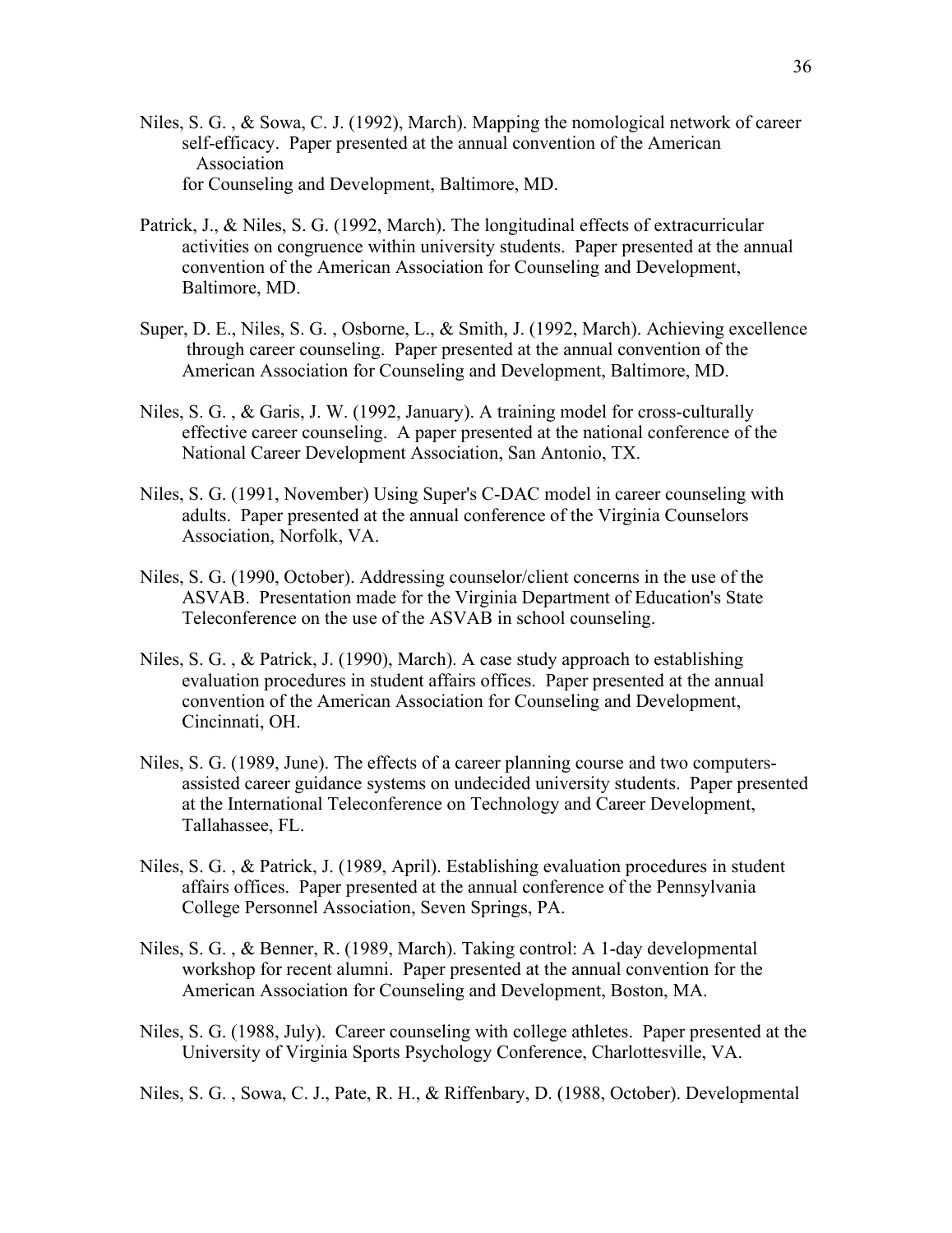Niles, S. G. , & Sowa, C. J. (1992), March). Mapping the nomological network of career self-efficacy. Paper presented at the annual convention of the American Association for Counseling and Development, Baltimore, MD.

Patrick, J., & Niles, S. G. (1992, March). The longitudinal effects of extracurricular activities on congruence within university students. Paper presented at the annual convention of the American Association for Counseling and Development, Baltimore, MD.

Super, D. E., Niles, S. G. , Osborne, L., & Smith, J. (1992, March). Achieving excellence through career counseling. Paper presented at the annual convention of the American Association for Counseling and Development, Baltimore, MD.

Niles, S. G. , & Garis, J. W. (1992, January). A training model for cross-culturally effective career counseling. A paper presented at the national conference of the National Career Development Association, San Antonio, TX.

Niles, S. G. (1991, November) Using Super's C-DAC model in career counseling with adults. Paper presented at the annual conference of the Virginia Counselors Association, Norfolk, VA.

Niles, S. G. (1990, October). Addressing counselor/client concerns in the use of the ASVAB. Presentation made for the Virginia Department of Education's State Teleconference on the use of the ASVAB in school counseling.

Niles, S. G. , & Patrick, J. (1990), March). A case study approach to establishing evaluation procedures in student affairs offices. Paper presented at the annual convention of the American Association for Counseling and Development, Cincinnati, OH.

Niles, S. G. (1989, June). The effects of a career planning course and two computers-assisted career guidance systems on undecided university students. Paper presented at the International Teleconference on Technology and Career Development, Tallahassee, FL.

Niles, S. G. , & Patrick, J. (1989, April). Establishing evaluation procedures in student affairs offices. Paper presented at the annual conference of the Pennsylvania College Personnel Association, Seven Springs, PA.

Niles, S. G. , & Benner, R. (1989, March). Taking control: A 1-day developmental workshop for recent alumni. Paper presented at the annual convention for the American Association for Counseling and Development, Boston, MA.

Niles, S. G. (1988, July). Career counseling with college athletes. Paper presented at the University of Virginia Sports Psychology Conference, Charlottesville, VA.

Niles, S. G. , Sowa, C. J., Pate, R. H., & Riffenbary, D. (1988, October). Developmental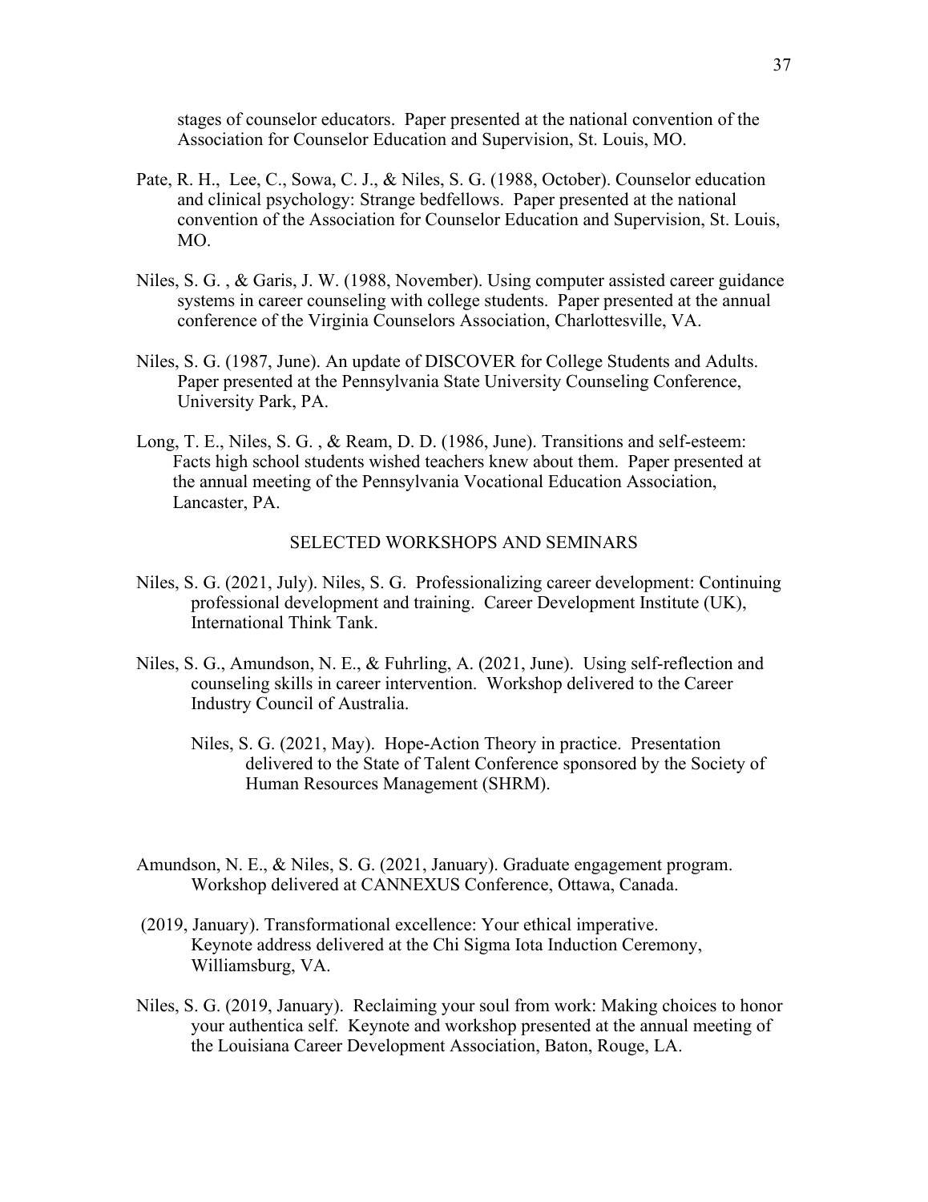stages of counselor educators. Paper presented at the national convention of the Association for Counselor Education and Supervision, St. Louis, MO.

Pate, R. H., Lee, C., Sowa, C. J., & Niles, S. G. (1988, October). Counselor education and clinical psychology: Strange bedfellows. Paper presented at the national convention of the Association for Counselor Education and Supervision, St. Louis, MO.

Niles, S. G. , & Garis, J. W. (1988, November). Using computer assisted career guidance systems in career counseling with college students. Paper presented at the annual conference of the Virginia Counselors Association, Charlottesville, VA.

Niles, S. G. (1987, June). An update of DISCOVER for College Students and Adults. Paper presented at the Pennsylvania State University Counseling Conference, University Park, PA.

Long, T. E., Niles, S. G. , & Ream, D. D. (1986, June). Transitions and self-esteem: Facts high school students wished teachers knew about them. Paper presented at the annual meeting of the Pennsylvania Vocational Education Association, Lancaster, PA.

## SELECTED WORKSHOPS AND SEMINARS

Niles, S. G. (2021, July). Niles, S. G. Professionalizing career development: Continuing professional development and training. Career Development Institute (UK), International Think Tank.

Niles, S. G., Amundson, N. E., & Fuhrling, A. (2021, June). Using self-reflection and counseling skills in career intervention. Workshop delivered to the Career Industry Council of Australia.

Niles, S. G. (2021, May). Hope-Action Theory in practice. Presentation delivered to the State of Talent Conference sponsored by the Society of Human Resources Management (SHRM).

Amundson, N. E., & Niles, S. G. (2021, January). Graduate engagement program. Workshop delivered at CANNEXUS Conference, Ottawa, Canada.

(2019, January). Transformational excellence: Your ethical imperative. Keynote address delivered at the Chi Sigma Iota Induction Ceremony, Williamsburg, VA.

Niles, S. G. (2019, January). Reclaiming your soul from work: Making choices to honor your authentica self. Keynote and workshop presented at the annual meeting of the Louisiana Career Development Association, Baton, Rouge, LA.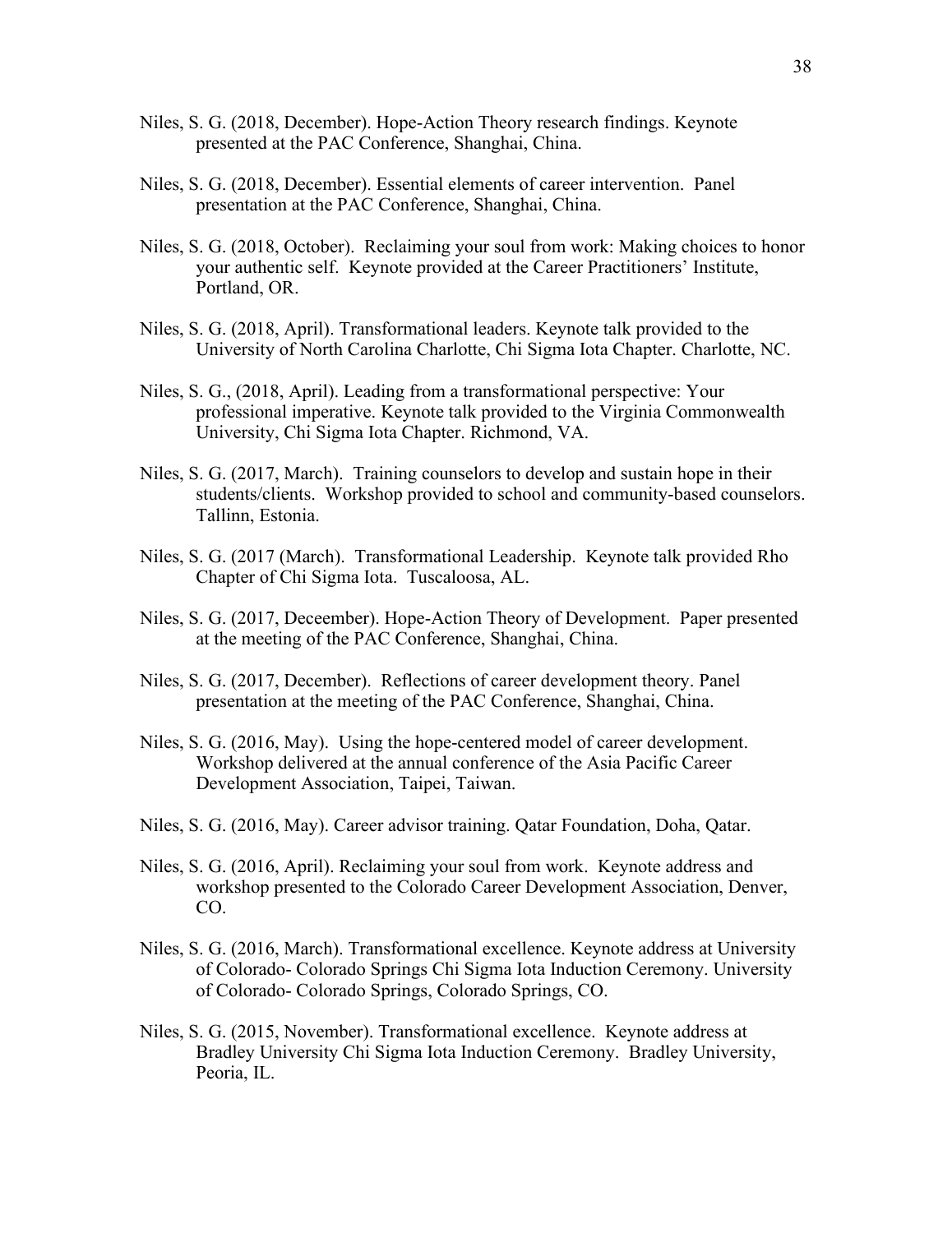Niles, S. G. (2018, December). Hope-Action Theory research findings. Keynote presented at the PAC Conference, Shanghai, China.

Niles, S. G. (2018, December). Essential elements of career intervention. Panel presentation at the PAC Conference, Shanghai, China.

Niles, S. G. (2018, October). Reclaiming your soul from work: Making choices to honor your authentic self. Keynote provided at the Career Practitioners' Institute, Portland, OR.

Niles, S. G. (2018, April). Transformational leaders. Keynote talk provided to the University of North Carolina Charlotte, Chi Sigma Iota Chapter. Charlotte, NC.

Niles, S. G., (2018, April). Leading from a transformational perspective: Your professional imperative. Keynote talk provided to the Virginia Commonwealth University, Chi Sigma Iota Chapter. Richmond, VA.

Niles, S. G. (2017, March). Training counselors to develop and sustain hope in their students/clients. Workshop provided to school and community-based counselors. Tallinn, Estonia.

Niles, S. G. (2017 (March). Transformational Leadership. Keynote talk provided Rho Chapter of Chi Sigma Iota. Tuscaloosa, AL.

Niles, S. G. (2017, Deceember). Hope-Action Theory of Development. Paper presented at the meeting of the PAC Conference, Shanghai, China.

Niles, S. G. (2017, December). Reflections of career development theory. Panel presentation at the meeting of the PAC Conference, Shanghai, China.

Niles, S. G. (2016, May). Using the hope-centered model of career development. Workshop delivered at the annual conference of the Asia Pacific Career Development Association, Taipei, Taiwan.

Niles, S. G. (2016, May). Career advisor training. Qatar Foundation, Doha, Qatar.

Niles, S. G. (2016, April). Reclaiming your soul from work. Keynote address and workshop presented to the Colorado Career Development Association, Denver, CO.

Niles, S. G. (2016, March). Transformational excellence. Keynote address at University of Colorado- Colorado Springs Chi Sigma Iota Induction Ceremony. University of Colorado- Colorado Springs, Colorado Springs, CO.

Niles, S. G. (2015, November). Transformational excellence. Keynote address at Bradley University Chi Sigma Iota Induction Ceremony. Bradley University, Peoria, IL.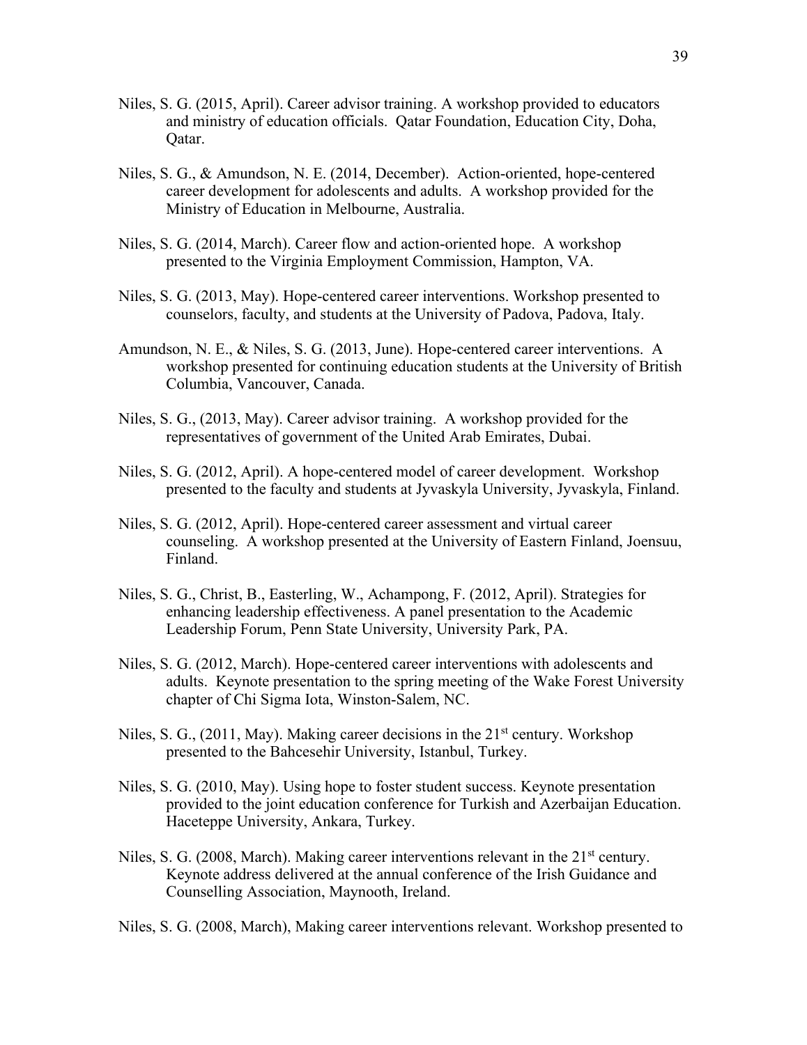Niles, S. G. (2015, April). Career advisor training. A workshop provided to educators and ministry of education officials. Qatar Foundation, Education City, Doha, Qatar.

Niles, S. G., & Amundson, N. E. (2014, December). Action-oriented, hope-centered career development for adolescents and adults. A workshop provided for the Ministry of Education in Melbourne, Australia.

Niles, S. G. (2014, March). Career flow and action-oriented hope. A workshop presented to the Virginia Employment Commission, Hampton, VA.

Niles, S. G. (2013, May). Hope-centered career interventions. Workshop presented to counselors, faculty, and students at the University of Padova, Padova, Italy.

Amundson, N. E., & Niles, S. G. (2013, June). Hope-centered career interventions. A workshop presented for continuing education students at the University of British Columbia, Vancouver, Canada.

Niles, S. G., (2013, May). Career advisor training. A workshop provided for the representatives of government of the United Arab Emirates, Dubai.

Niles, S. G. (2012, April). A hope-centered model of career development. Workshop presented to the faculty and students at Jyvaskyla University, Jyvaskyla, Finland.

Niles, S. G. (2012, April). Hope-centered career assessment and virtual career counseling. A workshop presented at the University of Eastern Finland, Joensuu, Finland.

Niles, S. G., Christ, B., Easterling, W., Achampong, F. (2012, April). Strategies for enhancing leadership effectiveness. A panel presentation to the Academic Leadership Forum, Penn State University, University Park, PA.

Niles, S. G. (2012, March). Hope-centered career interventions with adolescents and adults. Keynote presentation to the spring meeting of the Wake Forest University chapter of Chi Sigma Iota, Winston-Salem, NC.

Niles, S. G., (2011, May). Making career decisions in the 21st century. Workshop presented to the Bahcesehir University, Istanbul, Turkey.

Niles, S. G. (2010, May). Using hope to foster student success. Keynote presentation provided to the joint education conference for Turkish and Azerbaijan Education. Haceteppe University, Ankara, Turkey.

Niles, S. G. (2008, March). Making career interventions relevant in the 21st century. Keynote address delivered at the annual conference of the Irish Guidance and Counselling Association, Maynooth, Ireland.

Niles, S. G. (2008, March), Making career interventions relevant. Workshop presented to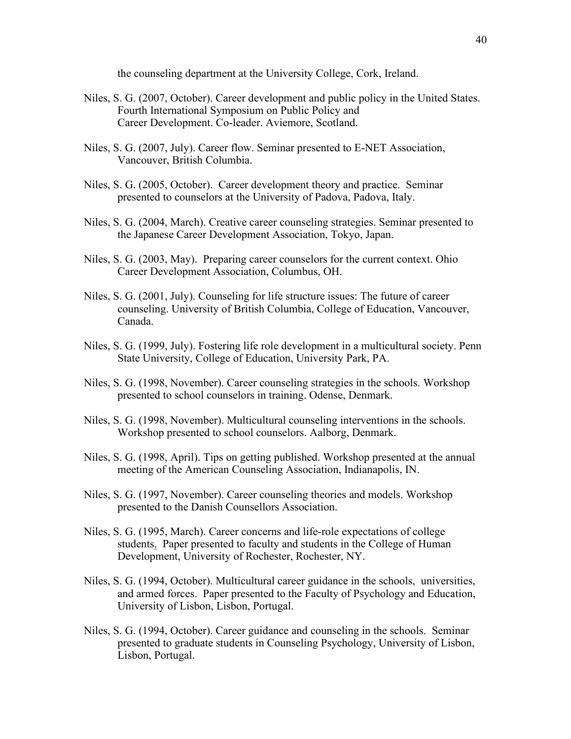the counseling department at the University College, Cork, Ireland.

Niles, S. G. (2007, October). Career development and public policy in the United States. Fourth International Symposium on Public Policy and Career Development. Co-leader. Aviemore, Scotland.

Niles, S. G. (2007, July). Career flow. Seminar presented to E-NET Association, Vancouver, British Columbia.

Niles, S. G. (2005, October). Career development theory and practice. Seminar presented to counselors at the University of Padova, Padova, Italy.

Niles, S. G. (2004, March). Creative career counseling strategies. Seminar presented to the Japanese Career Development Association, Tokyo, Japan.

Niles, S. G. (2003, May). Preparing career counselors for the current context. Ohio Career Development Association, Columbus, OH.

Niles, S. G. (2001, July). Counseling for life structure issues: The future of career counseling. University of British Columbia, College of Education, Vancouver, Canada.

Niles, S. G. (1999, July). Fostering life role development in a multicultural society. Penn State University, College of Education, University Park, PA.

Niles, S. G. (1998, November). Career counseling strategies in the schools. Workshop presented to school counselors in training. Odense, Denmark.

Niles, S. G. (1998, November). Multicultural counseling interventions in the schools. Workshop presented to school counselors. Aalborg, Denmark.

Niles, S. G. (1998, April). Tips on getting published. Workshop presented at the annual meeting of the American Counseling Association, Indianapolis, IN.

Niles, S. G. (1997, November). Career counseling theories and models. Workshop presented to the Danish Counsellors Association.

Niles, S. G. (1995, March). Career concerns and life-role expectations of college students. Paper presented to faculty and students in the College of Human Development, University of Rochester, Rochester, NY.

Niles, S. G. (1994, October). Multicultural career guidance in the schools, universities, and armed forces. Paper presented to the Faculty of Psychology and Education, University of Lisbon, Lisbon, Portugal.

Niles, S. G. (1994, October). Career guidance and counseling in the schools. Seminar presented to graduate students in Counseling Psychology, University of Lisbon, Lisbon, Portugal.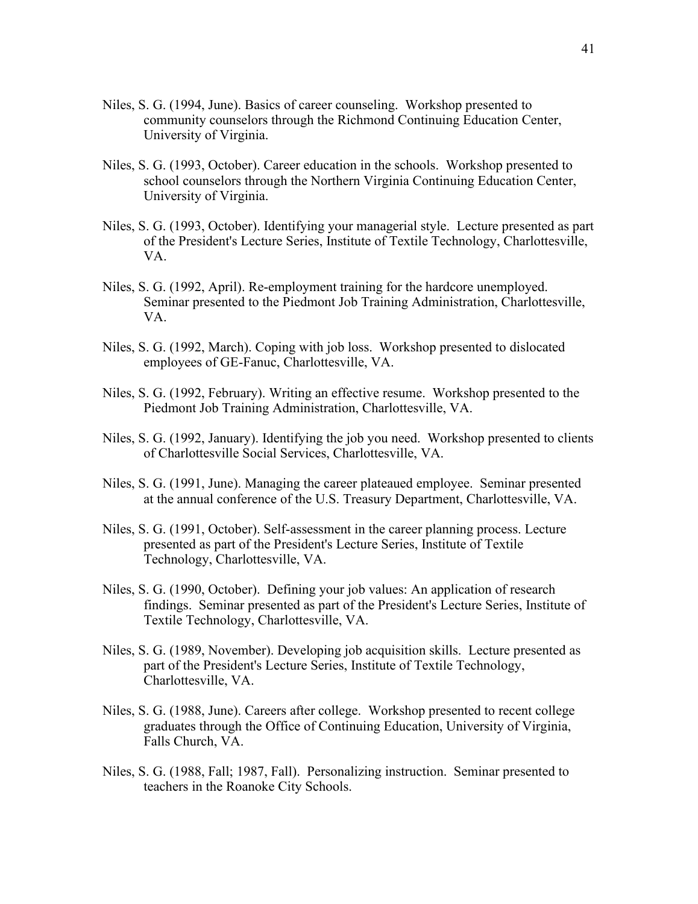Niles, S. G. (1994, June). Basics of career counseling. Workshop presented to community counselors through the Richmond Continuing Education Center, University of Virginia.

Niles, S. G. (1993, October). Career education in the schools. Workshop presented to school counselors through the Northern Virginia Continuing Education Center, University of Virginia.

Niles, S. G. (1993, October). Identifying your managerial style. Lecture presented as part of the President's Lecture Series, Institute of Textile Technology, Charlottesville, VA.

Niles, S. G. (1992, April). Re-employment training for the hardcore unemployed. Seminar presented to the Piedmont Job Training Administration, Charlottesville, VA.

Niles, S. G. (1992, March). Coping with job loss. Workshop presented to dislocated employees of GE-Fanuc, Charlottesville, VA.

Niles, S. G. (1992, February). Writing an effective resume. Workshop presented to the Piedmont Job Training Administration, Charlottesville, VA.

Niles, S. G. (1992, January). Identifying the job you need. Workshop presented to clients of Charlottesville Social Services, Charlottesville, VA.

Niles, S. G. (1991, June). Managing the career plateaued employee. Seminar presented at the annual conference of the U.S. Treasury Department, Charlottesville, VA.

Niles, S. G. (1991, October). Self-assessment in the career planning process. Lecture presented as part of the President's Lecture Series, Institute of Textile Technology, Charlottesville, VA.

Niles, S. G. (1990, October). Defining your job values: An application of research findings. Seminar presented as part of the President's Lecture Series, Institute of Textile Technology, Charlottesville, VA.

Niles, S. G. (1989, November). Developing job acquisition skills. Lecture presented as part of the President's Lecture Series, Institute of Textile Technology, Charlottesville, VA.

Niles, S. G. (1988, June). Careers after college. Workshop presented to recent college graduates through the Office of Continuing Education, University of Virginia, Falls Church, VA.

Niles, S. G. (1988, Fall; 1987, Fall). Personalizing instruction. Seminar presented to teachers in the Roanoke City Schools.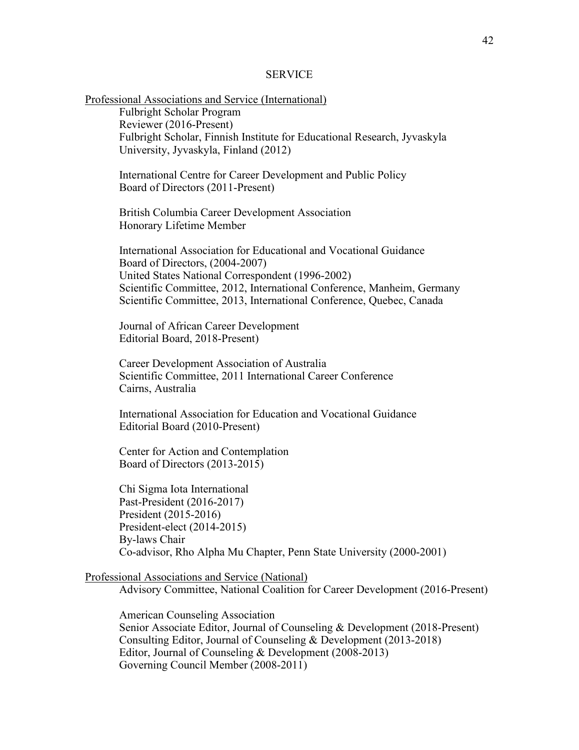# SERVICE

## Professional Associations and Service (International)

Fulbright Scholar Program
Reviewer (2016-Present)
Fulbright Scholar, Finnish Institute for Educational Research, Jyvaskyla University, Jyvaskyla, Finland (2012)

International Centre for Career Development and Public Policy
Board of Directors (2011-Present)

British Columbia Career Development Association
Honorary Lifetime Member

International Association for Educational and Vocational Guidance
Board of Directors, (2004-2007)
United States National Correspondent (1996-2002)
Scientific Committee, 2012, International Conference, Manheim, Germany
Scientific Committee, 2013, International Conference, Quebec, Canada

Journal of African Career Development
Editorial Board, 2018-Present)

Career Development Association of Australia
Scientific Committee, 2011 International Career Conference
Cairns, Australia

International Association for Education and Vocational Guidance
Editorial Board (2010-Present)

Center for Action and Contemplation
Board of Directors (2013-2015)

Chi Sigma Iota International
Past-President (2016-2017)
President (2015-2016)
President-elect (2014-2015)
By-laws Chair
Co-advisor, Rho Alpha Mu Chapter, Penn State University (2000-2001)

## Professional Associations and Service (National)

Advisory Committee, National Coalition for Career Development (2016-Present)

American Counseling Association
Senior Associate Editor, Journal of Counseling & Development (2018-Present)
Consulting Editor, Journal of Counseling & Development (2013-2018)
Editor, Journal of Counseling & Development (2008-2013)
Governing Council Member (2008-2011)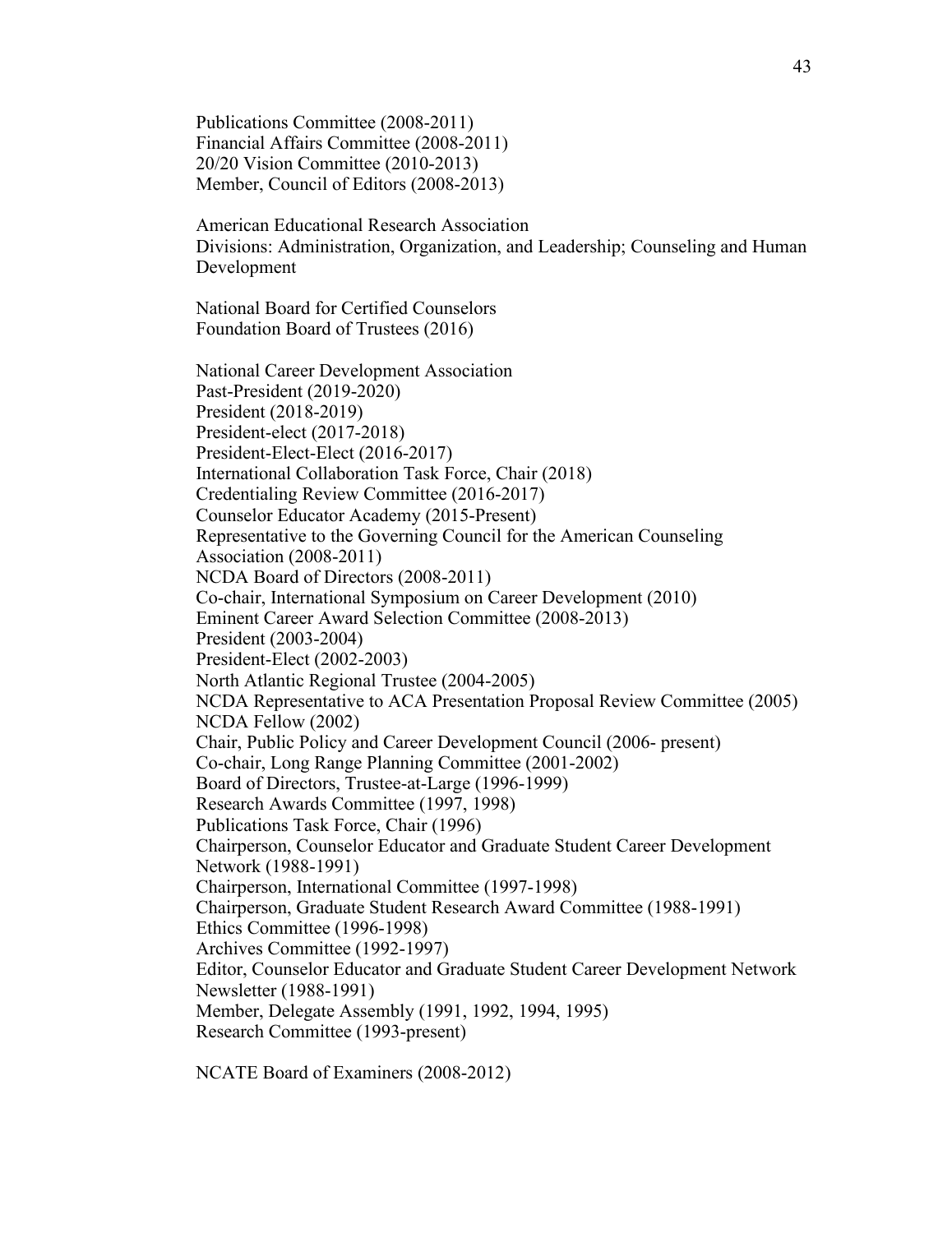Publications Committee (2008-2011)
Financial Affairs Committee (2008-2011)
20/20 Vision Committee (2010-2013)
Member, Council of Editors (2008-2013)

American Educational Research Association
Divisions: Administration, Organization, and Leadership; Counseling and Human Development

National Board for Certified Counselors
Foundation Board of Trustees (2016)

National Career Development Association
Past-President (2019-2020)
President (2018-2019)
President-elect (2017-2018)
President-Elect-Elect (2016-2017)
International Collaboration Task Force, Chair (2018)
Credentialing Review Committee (2016-2017)
Counselor Educator Academy (2015-Present)
Representative to the Governing Council for the American Counseling Association (2008-2011)
NCDA Board of Directors (2008-2011)
Co-chair, International Symposium on Career Development (2010)
Eminent Career Award Selection Committee (2008-2013)
President (2003-2004)
President-Elect (2002-2003)
North Atlantic Regional Trustee (2004-2005)
NCDA Representative to ACA Presentation Proposal Review Committee (2005)
NCDA Fellow (2002)
Chair, Public Policy and Career Development Council (2006- present)
Co-chair, Long Range Planning Committee (2001-2002)
Board of Directors, Trustee-at-Large (1996-1999)
Research Awards Committee (1997, 1998)
Publications Task Force, Chair (1996)
Chairperson, Counselor Educator and Graduate Student Career Development Network (1988-1991)
Chairperson, International Committee (1997-1998)
Chairperson, Graduate Student Research Award Committee (1988-1991)
Ethics Committee (1996-1998)
Archives Committee (1992-1997)
Editor, Counselor Educator and Graduate Student Career Development Network Newsletter (1988-1991)
Member, Delegate Assembly (1991, 1992, 1994, 1995)
Research Committee (1993-present)

NCATE Board of Examiners (2008-2012)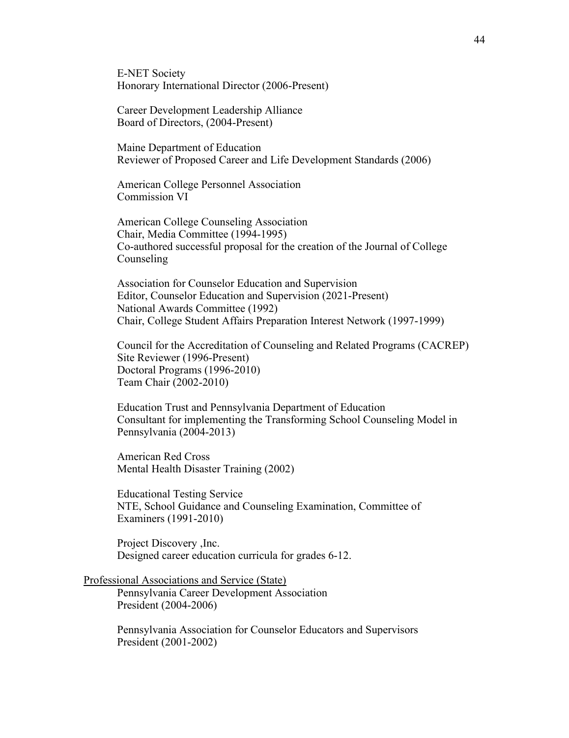E-NET Society
Honorary International Director (2006-Present)

Career Development Leadership Alliance
Board of Directors, (2004-Present)

Maine Department of Education
Reviewer of Proposed Career and Life Development Standards (2006)

American College Personnel Association
Commission VI

American College Counseling Association
Chair, Media Committee (1994-1995)
Co-authored successful proposal for the creation of the Journal of College Counseling

Association for Counselor Education and Supervision
Editor, Counselor Education and Supervision (2021-Present)
National Awards Committee (1992)
Chair, College Student Affairs Preparation Interest Network (1997-1999)

Council for the Accreditation of Counseling and Related Programs (CACREP)
Site Reviewer (1996-Present)
Doctoral Programs (1996-2010)
Team Chair (2002-2010)

Education Trust and Pennsylvania Department of Education
Consultant for implementing the Transforming School Counseling Model in Pennsylvania (2004-2013)

American Red Cross
Mental Health Disaster Training (2002)

Educational Testing Service
NTE, School Guidance and Counseling Examination, Committee of Examiners (1991-2010)

Project Discovery ,Inc.
Designed career education curricula for grades 6-12.

<u>Professional Associations and Service (State)</u>

Pennsylvania Career Development Association
President (2004-2006)

Pennsylvania Association for Counselor Educators and Supervisors
President (2001-2002)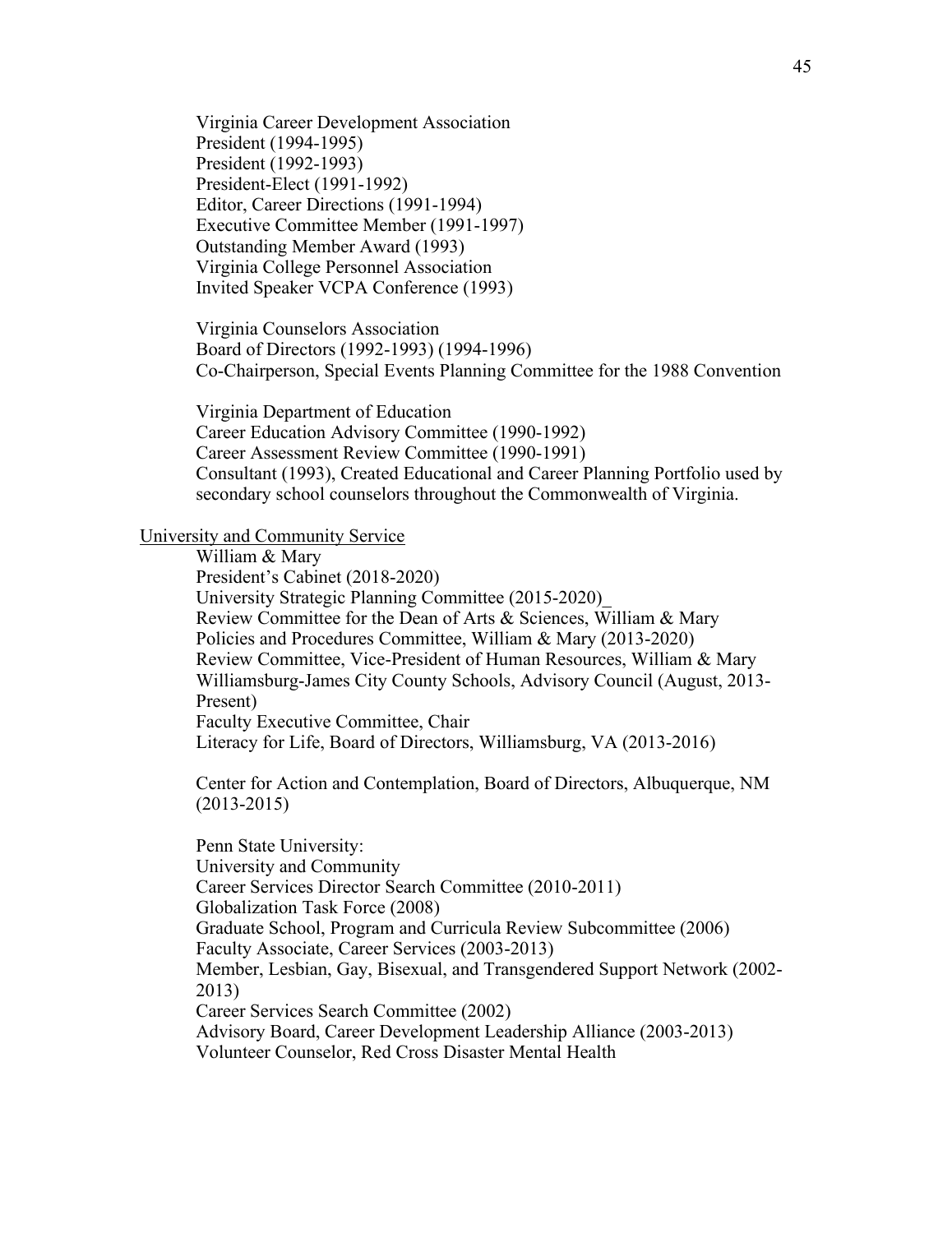Virginia Career Development Association
President (1994-1995)
President (1992-1993)
President-Elect (1991-1992)
Editor, Career Directions (1991-1994)
Executive Committee Member (1991-1997)
Outstanding Member Award (1993)
Virginia College Personnel Association
Invited Speaker VCPA Conference (1993)

Virginia Counselors Association
Board of Directors (1992-1993) (1994-1996)
Co-Chairperson, Special Events Planning Committee for the 1988 Convention

Virginia Department of Education
Career Education Advisory Committee (1990-1992)
Career Assessment Review Committee (1990-1991)
Consultant (1993), Created Educational and Career Planning Portfolio used by secondary school counselors throughout the Commonwealth of Virginia.

<u>University and Community Service</u>

William & Mary
President's Cabinet (2018-2020)
University Strategic Planning Committee (2015-2020)_
Review Committee for the Dean of Arts & Sciences, William & Mary
Policies and Procedures Committee, William & Mary (2013-2020)
Review Committee, Vice-President of Human Resources, William & Mary
Williamsburg-James City County Schools, Advisory Council (August, 2013-Present)
Faculty Executive Committee, Chair
Literacy for Life, Board of Directors, Williamsburg, VA (2013-2016)

Center for Action and Contemplation, Board of Directors, Albuquerque, NM (2013-2015)

Penn State University:
University and Community
Career Services Director Search Committee (2010-2011)
Globalization Task Force (2008)
Graduate School, Program and Curricula Review Subcommittee (2006)
Faculty Associate, Career Services (2003-2013)
Member, Lesbian, Gay, Bisexual, and Transgendered Support Network (2002-2013)
Career Services Search Committee (2002)
Advisory Board, Career Development Leadership Alliance (2003-2013)
Volunteer Counselor, Red Cross Disaster Mental Health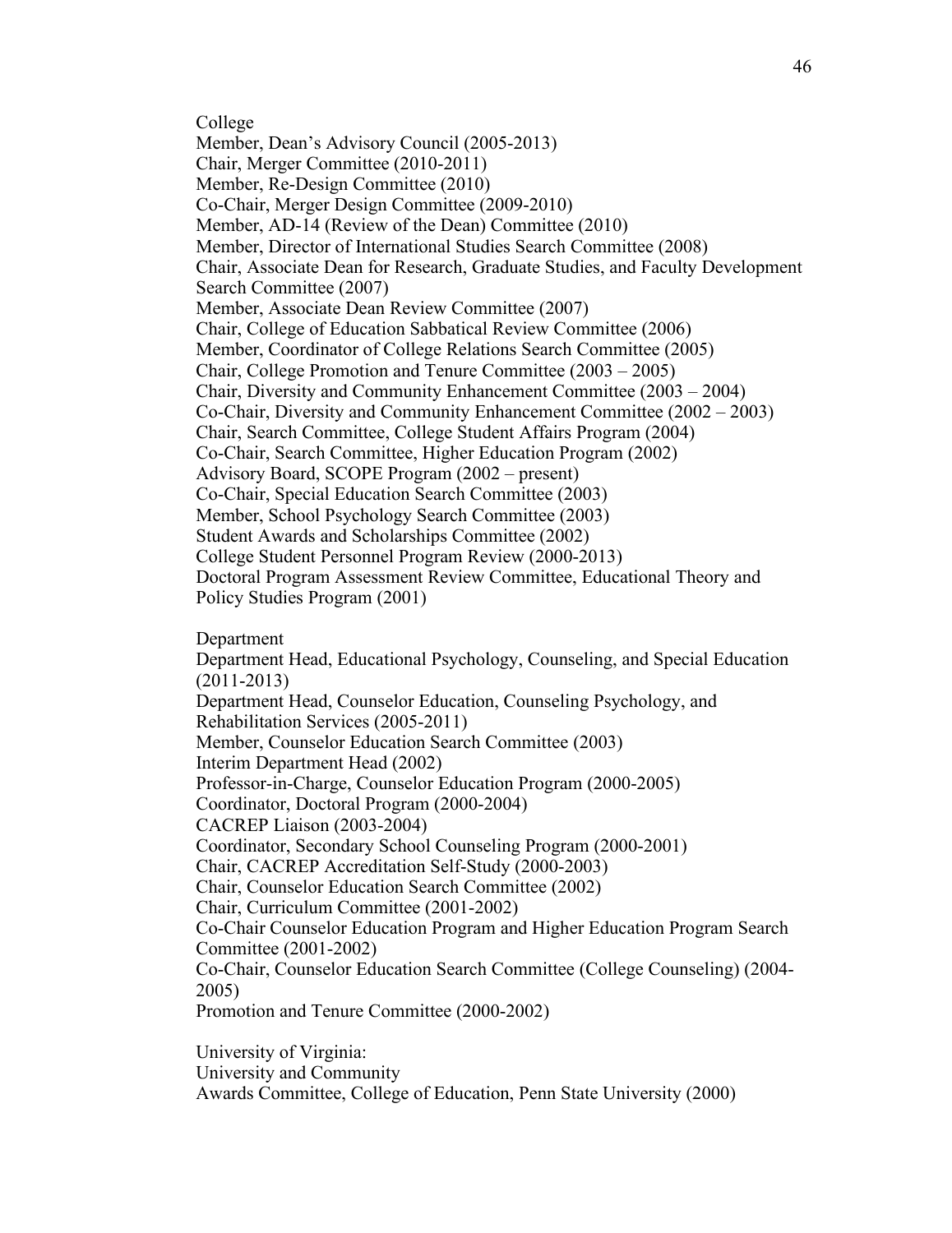College

Member, Dean's Advisory Council (2005-2013)
Chair, Merger Committee (2010-2011)
Member, Re-Design Committee (2010)
Co-Chair, Merger Design Committee (2009-2010)
Member, AD-14 (Review of the Dean) Committee (2010)
Member, Director of International Studies Search Committee (2008)
Chair, Associate Dean for Research, Graduate Studies, and Faculty Development Search Committee (2007)
Member, Associate Dean Review Committee (2007)
Chair, College of Education Sabbatical Review Committee (2006)
Member, Coordinator of College Relations Search Committee (2005)
Chair, College Promotion and Tenure Committee (2003 – 2005)
Chair, Diversity and Community Enhancement Committee (2003 – 2004)
Co-Chair, Diversity and Community Enhancement Committee (2002 – 2003)
Chair, Search Committee, College Student Affairs Program (2004)
Co-Chair, Search Committee, Higher Education Program (2002)
Advisory Board, SCOPE Program (2002 – present)
Co-Chair, Special Education Search Committee (2003)
Member, School Psychology Search Committee (2003)
Student Awards and Scholarships Committee (2002)
College Student Personnel Program Review (2000-2013)
Doctoral Program Assessment Review Committee, Educational Theory and Policy Studies Program (2001)

Department

Department Head, Educational Psychology, Counseling, and Special Education (2011-2013)
Department Head, Counselor Education, Counseling Psychology, and Rehabilitation Services (2005-2011)
Member, Counselor Education Search Committee (2003)
Interim Department Head (2002)
Professor-in-Charge, Counselor Education Program (2000-2005)
Coordinator, Doctoral Program (2000-2004)
CACREP Liaison (2003-2004)
Coordinator, Secondary School Counseling Program (2000-2001)
Chair, CACREP Accreditation Self-Study (2000-2003)
Chair, Counselor Education Search Committee (2002)
Chair, Curriculum Committee (2001-2002)
Co-Chair Counselor Education Program and Higher Education Program Search Committee (2001-2002)
Co-Chair, Counselor Education Search Committee (College Counseling) (2004-2005)
Promotion and Tenure Committee (2000-2002)

University of Virginia:
University and Community
Awards Committee, College of Education, Penn State University (2000)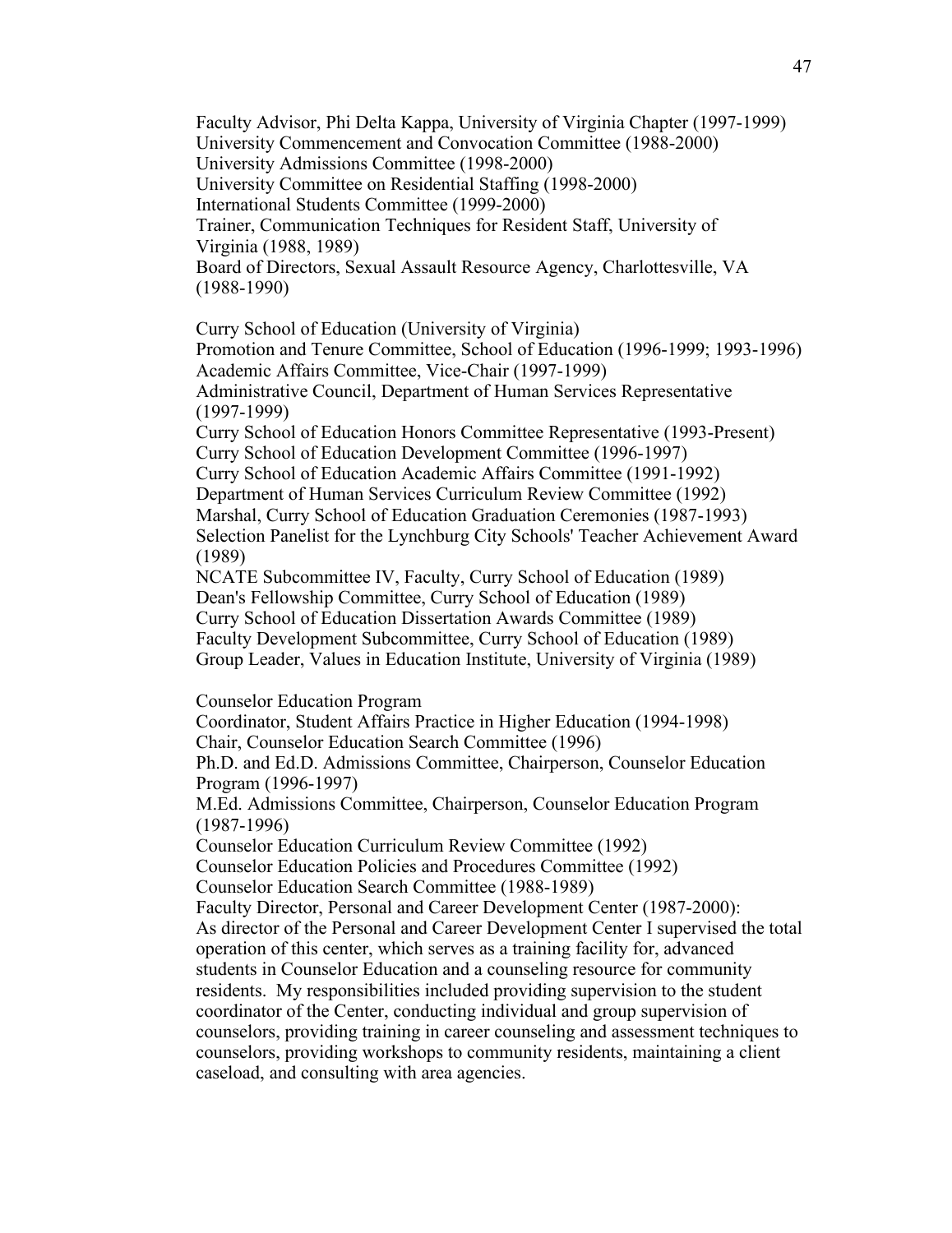Faculty Advisor, Phi Delta Kappa, University of Virginia Chapter (1997-1999)
University Commencement and Convocation Committee (1988-2000)
University Admissions Committee (1998-2000)
University Committee on Residential Staffing (1998-2000)
International Students Committee (1999-2000)
Trainer, Communication Techniques for Resident Staff, University of Virginia (1988, 1989)
Board of Directors, Sexual Assault Resource Agency, Charlottesville, VA (1988-1990)

Curry School of Education (University of Virginia)
Promotion and Tenure Committee, School of Education (1996-1999; 1993-1996)
Academic Affairs Committee, Vice-Chair (1997-1999)
Administrative Council, Department of Human Services Representative (1997-1999)
Curry School of Education Honors Committee Representative (1993-Present)
Curry School of Education Development Committee (1996-1997)
Curry School of Education Academic Affairs Committee (1991-1992)
Department of Human Services Curriculum Review Committee (1992)
Marshal, Curry School of Education Graduation Ceremonies (1987-1993)
Selection Panelist for the Lynchburg City Schools' Teacher Achievement Award (1989)
NCATE Subcommittee IV, Faculty, Curry School of Education (1989)
Dean's Fellowship Committee, Curry School of Education (1989)
Curry School of Education Dissertation Awards Committee (1989)
Faculty Development Subcommittee, Curry School of Education (1989)
Group Leader, Values in Education Institute, University of Virginia (1989)

Counselor Education Program
Coordinator, Student Affairs Practice in Higher Education (1994-1998)
Chair, Counselor Education Search Committee (1996)
Ph.D. and Ed.D. Admissions Committee, Chairperson, Counselor Education Program (1996-1997)
M.Ed. Admissions Committee, Chairperson, Counselor Education Program (1987-1996)
Counselor Education Curriculum Review Committee (1992)
Counselor Education Policies and Procedures Committee (1992)
Counselor Education Search Committee (1988-1989)
Faculty Director, Personal and Career Development Center (1987-2000):
As director of the Personal and Career Development Center I supervised the total operation of this center, which serves as a training facility for, advanced students in Counselor Education and a counseling resource for community residents. My responsibilities included providing supervision to the student coordinator of the Center, conducting individual and group supervision of counselors, providing training in career counseling and assessment techniques to counselors, providing workshops to community residents, maintaining a client caseload, and consulting with area agencies.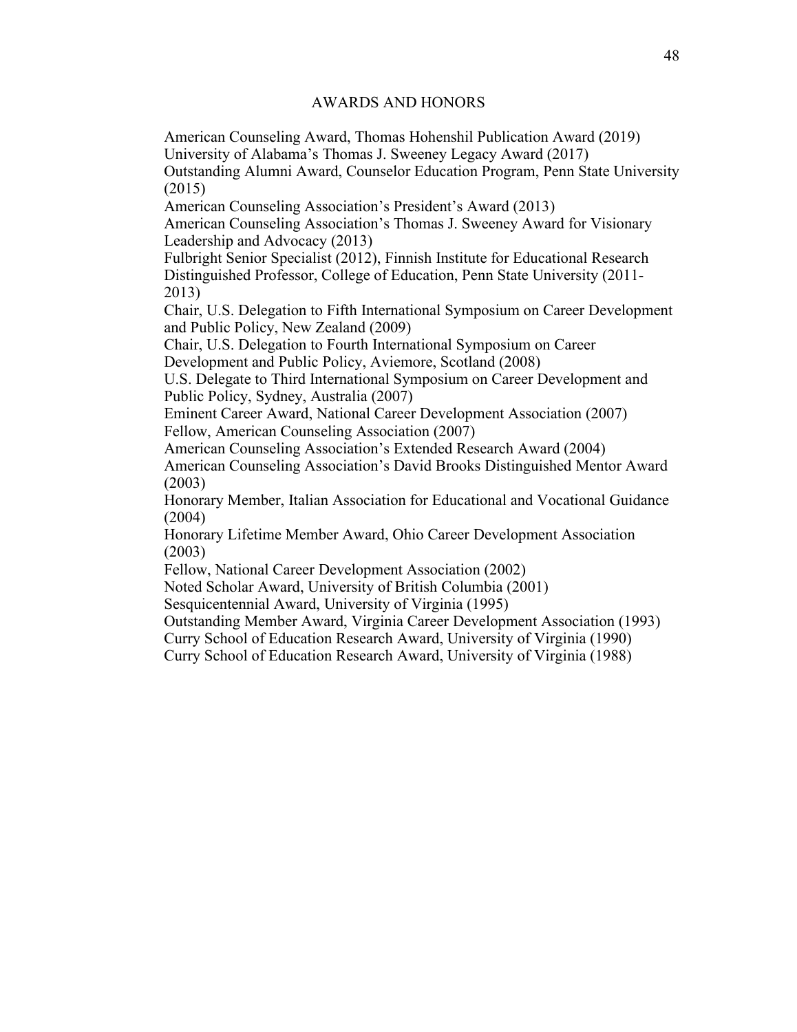## AWARDS AND HONORS

American Counseling Award, Thomas Hohenshil Publication Award (2019)
University of Alabama's Thomas J. Sweeney Legacy Award (2017)
Outstanding Alumni Award, Counselor Education Program, Penn State University (2015)
American Counseling Association's President's Award (2013)
American Counseling Association's Thomas J. Sweeney Award for Visionary Leadership and Advocacy (2013)
Fulbright Senior Specialist (2012), Finnish Institute for Educational Research
Distinguished Professor, College of Education, Penn State University (2011-2013)
Chair, U.S. Delegation to Fifth International Symposium on Career Development and Public Policy, New Zealand (2009)
Chair, U.S. Delegation to Fourth International Symposium on Career Development and Public Policy, Aviemore, Scotland (2008)
U.S. Delegate to Third International Symposium on Career Development and Public Policy, Sydney, Australia (2007)
Eminent Career Award, National Career Development Association (2007)
Fellow, American Counseling Association (2007)
American Counseling Association's Extended Research Award (2004)
American Counseling Association's David Brooks Distinguished Mentor Award (2003)
Honorary Member, Italian Association for Educational and Vocational Guidance (2004)
Honorary Lifetime Member Award, Ohio Career Development Association (2003)
Fellow, National Career Development Association (2002)
Noted Scholar Award, University of British Columbia (2001)
Sesquicentennial Award, University of Virginia (1995)
Outstanding Member Award, Virginia Career Development Association (1993)
Curry School of Education Research Award, University of Virginia (1990)
Curry School of Education Research Award, University of Virginia (1988)